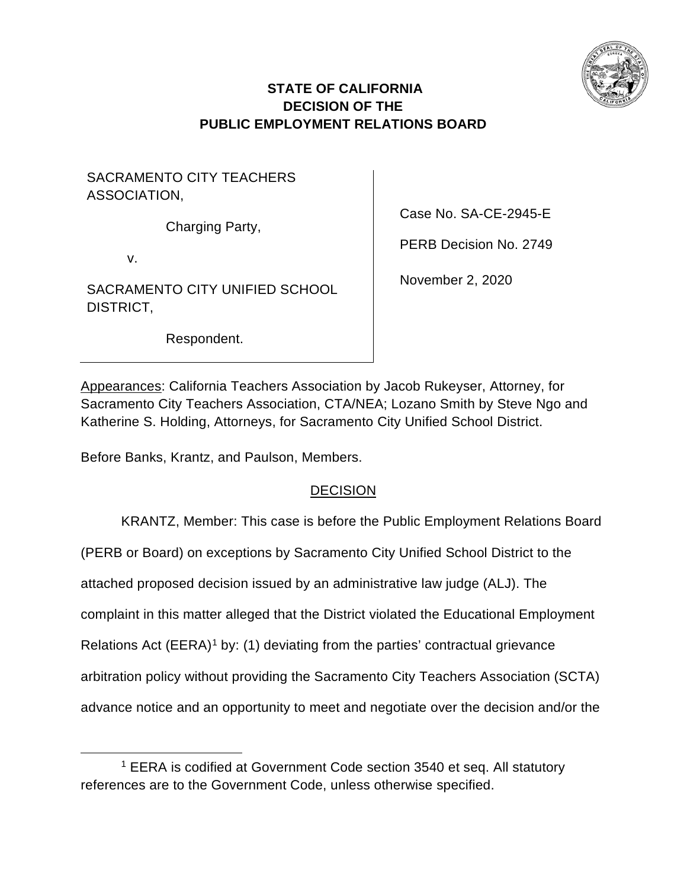**STATE OF CALIFORNIA**
**DECISION OF THE**
**PUBLIC EMPLOYMENT RELATIONS BOARD**

| | |
|---|---|
| SACRAMENTO CITY TEACHERS ASSOCIATION,<br><br>Charging Party,<br><br>v.<br><br>SACRAMENTO CITY UNIFIED SCHOOL DISTRICT,<br><br>Respondent. | Case No. SA-CE-2945-E<br><br>PERB Decision No. 2749<br><br>November 2, 2020 |

Appearances: California Teachers Association by Jacob Rukeyser, Attorney, for Sacramento City Teachers Association, CTA/NEA; Lozano Smith by Steve Ngo and Katherine S. Holding, Attorneys, for Sacramento City Unified School District.

Before Banks, Krantz, and Paulson, Members.

## DECISION

KRANTZ, Member: This case is before the Public Employment Relations Board (PERB or Board) on exceptions by Sacramento City Unified School District to the attached proposed decision issued by an administrative law judge (ALJ). The complaint in this matter alleged that the District violated the Educational Employment Relations Act (EERA)[1] by: (1) deviating from the parties' contractual grievance arbitration policy without providing the Sacramento City Teachers Association (SCTA) advance notice and an opportunity to meet and negotiate over the decision and/or the

[1] EERA is codified at Government Code section 3540 et seq. All statutory references are to the Government Code, unless otherwise specified.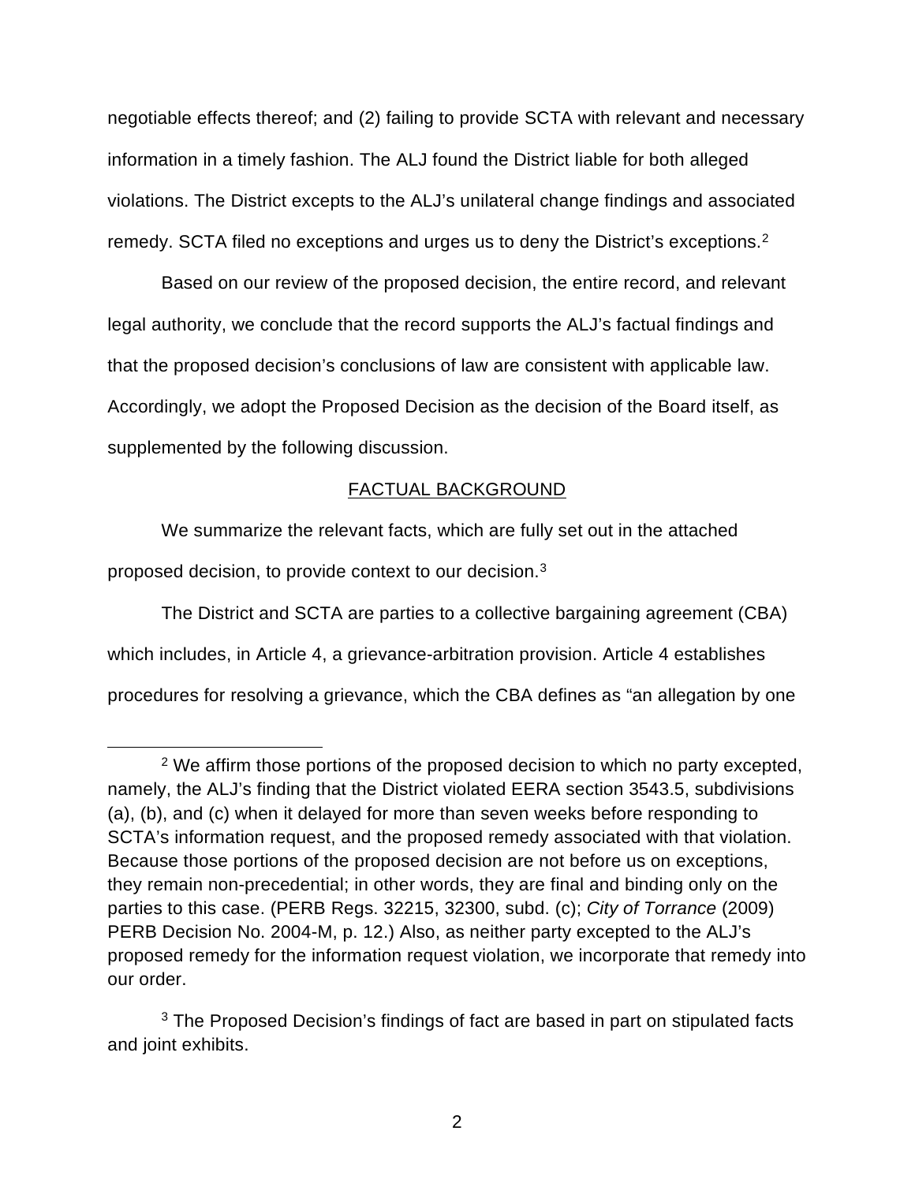negotiable effects thereof; and (2) failing to provide SCTA with relevant and necessary information in a timely fashion. The ALJ found the District liable for both alleged violations. The District excepts to the ALJ's unilateral change findings and associated remedy. SCTA filed no exceptions and urges us to deny the District's exceptions.[2]

Based on our review of the proposed decision, the entire record, and relevant legal authority, we conclude that the record supports the ALJ's factual findings and that the proposed decision's conclusions of law are consistent with applicable law. Accordingly, we adopt the Proposed Decision as the decision of the Board itself, as supplemented by the following discussion.

## FACTUAL BACKGROUND

We summarize the relevant facts, which are fully set out in the attached proposed decision, to provide context to our decision.[3]

The District and SCTA are parties to a collective bargaining agreement (CBA) which includes, in Article 4, a grievance-arbitration provision. Article 4 establishes procedures for resolving a grievance, which the CBA defines as "an allegation by one

---

[2] We affirm those portions of the proposed decision to which no party excepted, namely, the ALJ's finding that the District violated EERA section 3543.5, subdivisions (a), (b), and (c) when it delayed for more than seven weeks before responding to SCTA's information request, and the proposed remedy associated with that violation. Because those portions of the proposed decision are not before us on exceptions, they remain non-precedential; in other words, they are final and binding only on the parties to this case. (PERB Regs. 32215, 32300, subd. (c); *City of Torrance* (2009) PERB Decision No. 2004-M, p. 12.) Also, as neither party excepted to the ALJ's proposed remedy for the information request violation, we incorporate that remedy into our order.

[3] The Proposed Decision's findings of fact are based in part on stipulated facts and joint exhibits.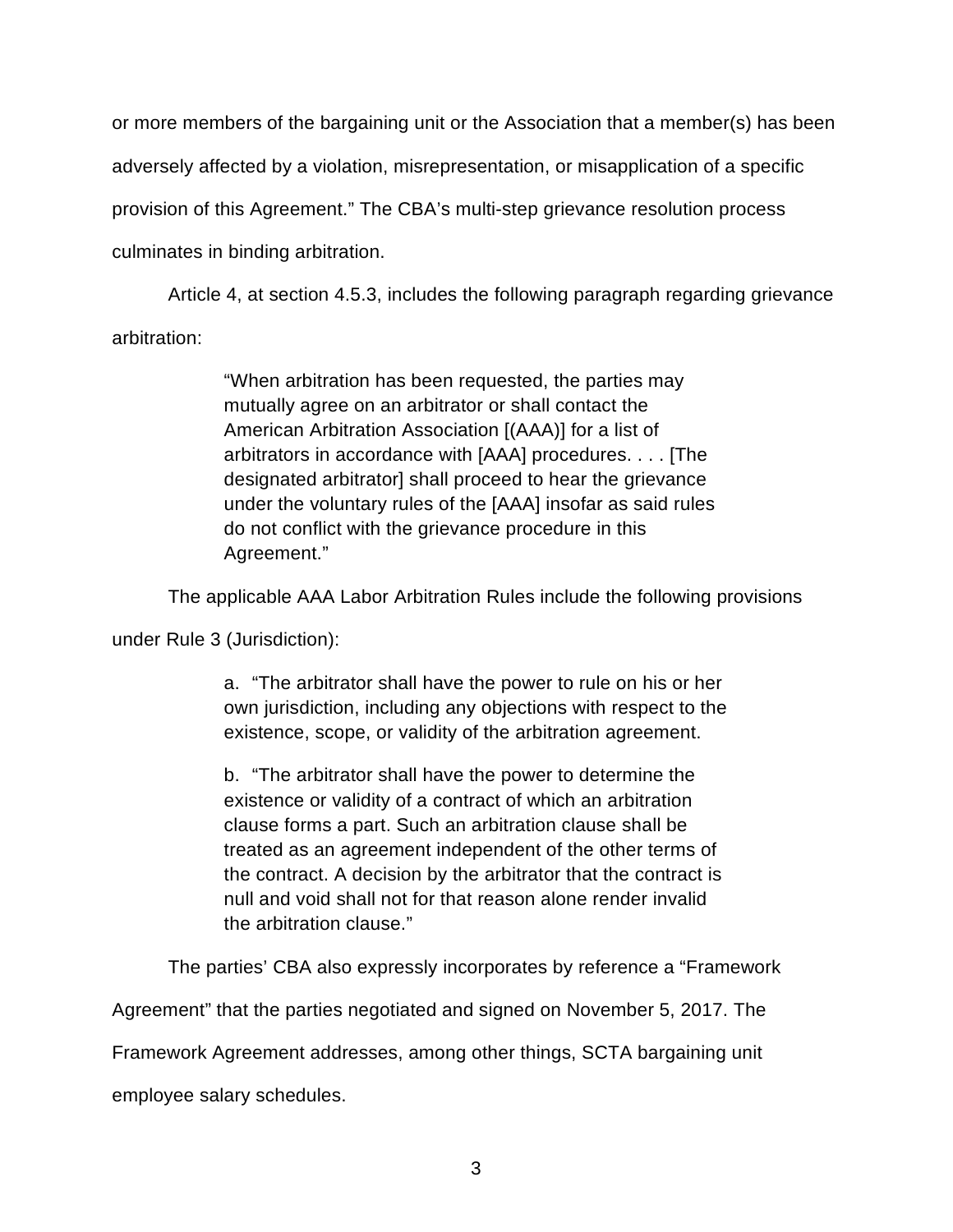or more members of the bargaining unit or the Association that a member(s) has been adversely affected by a violation, misrepresentation, or misapplication of a specific provision of this Agreement." The CBA's multi-step grievance resolution process culminates in binding arbitration.

Article 4, at section 4.5.3, includes the following paragraph regarding grievance arbitration:

> "When arbitration has been requested, the parties may mutually agree on an arbitrator or shall contact the American Arbitration Association [(AAA)] for a list of arbitrators in accordance with [AAA] procedures. . . . [The designated arbitrator] shall proceed to hear the grievance under the voluntary rules of the [AAA] insofar as said rules do not conflict with the grievance procedure in this Agreement."

The applicable AAA Labor Arbitration Rules include the following provisions under Rule 3 (Jurisdiction):

> a. "The arbitrator shall have the power to rule on his or her own jurisdiction, including any objections with respect to the existence, scope, or validity of the arbitration agreement.
>
> b. "The arbitrator shall have the power to determine the existence or validity of a contract of which an arbitration clause forms a part. Such an arbitration clause shall be treated as an agreement independent of the other terms of the contract. A decision by the arbitrator that the contract is null and void shall not for that reason alone render invalid the arbitration clause."

The parties' CBA also expressly incorporates by reference a "Framework Agreement" that the parties negotiated and signed on November 5, 2017. The Framework Agreement addresses, among other things, SCTA bargaining unit employee salary schedules.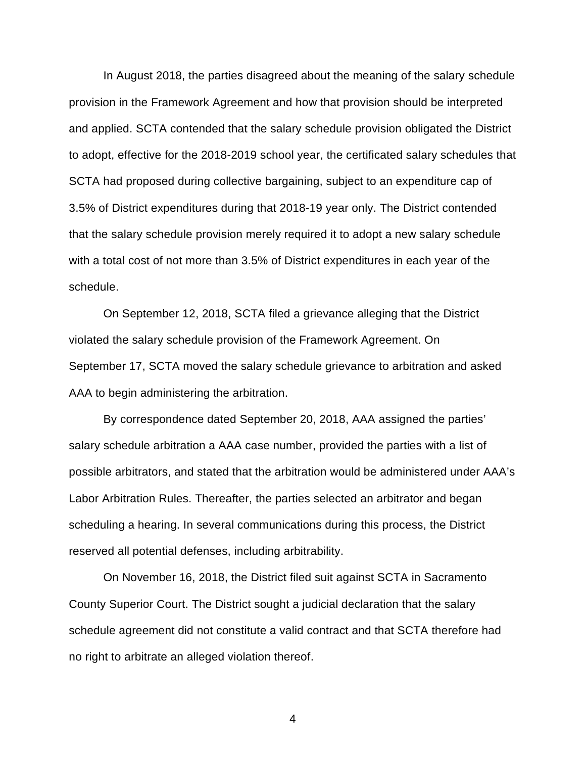In August 2018, the parties disagreed about the meaning of the salary schedule provision in the Framework Agreement and how that provision should be interpreted and applied. SCTA contended that the salary schedule provision obligated the District to adopt, effective for the 2018-2019 school year, the certificated salary schedules that SCTA had proposed during collective bargaining, subject to an expenditure cap of 3.5% of District expenditures during that 2018-19 year only. The District contended that the salary schedule provision merely required it to adopt a new salary schedule with a total cost of not more than 3.5% of District expenditures in each year of the schedule.

On September 12, 2018, SCTA filed a grievance alleging that the District violated the salary schedule provision of the Framework Agreement. On September 17, SCTA moved the salary schedule grievance to arbitration and asked AAA to begin administering the arbitration.

By correspondence dated September 20, 2018, AAA assigned the parties' salary schedule arbitration a AAA case number, provided the parties with a list of possible arbitrators, and stated that the arbitration would be administered under AAA's Labor Arbitration Rules. Thereafter, the parties selected an arbitrator and began scheduling a hearing. In several communications during this process, the District reserved all potential defenses, including arbitrability.

On November 16, 2018, the District filed suit against SCTA in Sacramento County Superior Court. The District sought a judicial declaration that the salary schedule agreement did not constitute a valid contract and that SCTA therefore had no right to arbitrate an alleged violation thereof.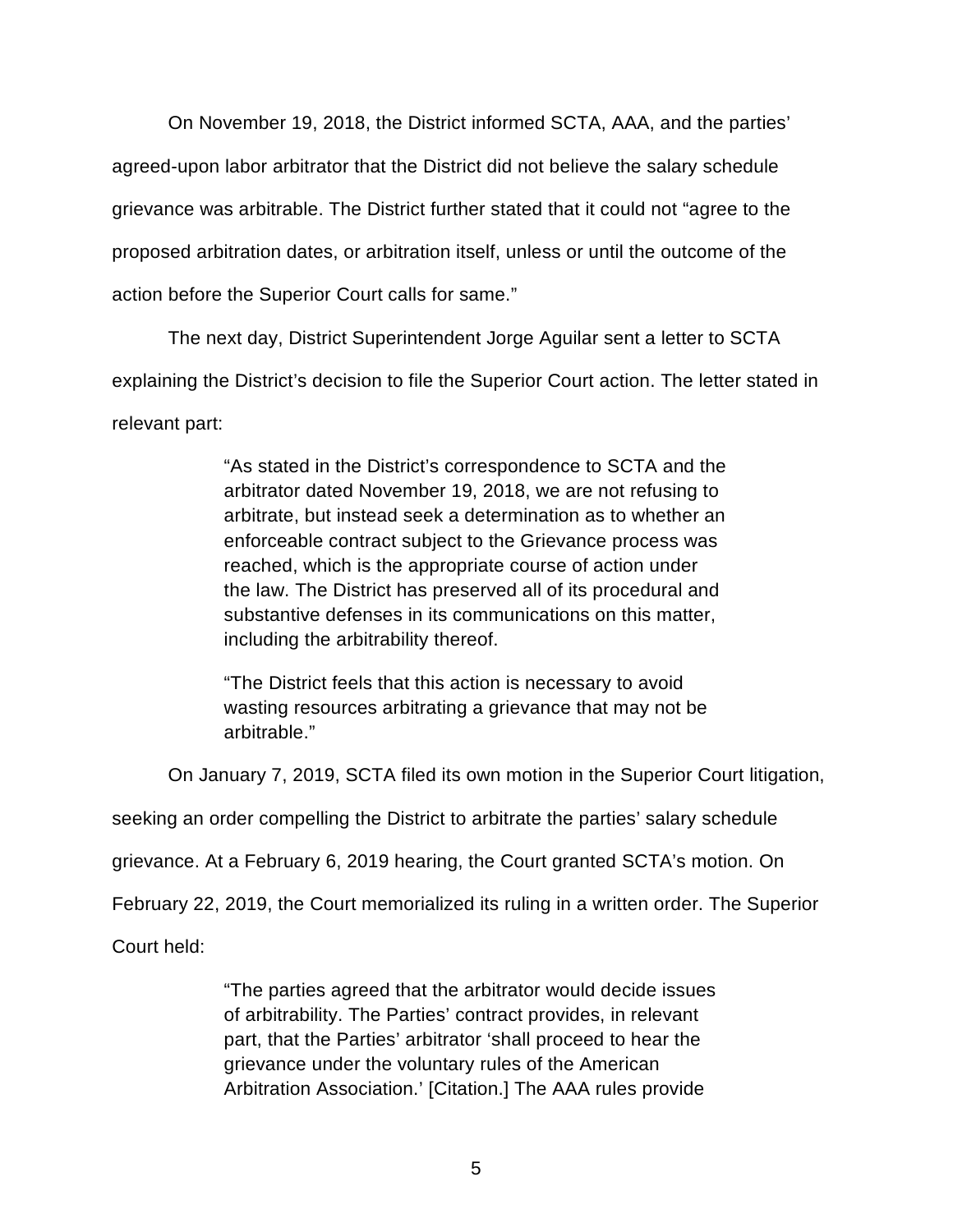On November 19, 2018, the District informed SCTA, AAA, and the parties' agreed-upon labor arbitrator that the District did not believe the salary schedule grievance was arbitrable. The District further stated that it could not "agree to the proposed arbitration dates, or arbitration itself, unless or until the outcome of the action before the Superior Court calls for same."

The next day, District Superintendent Jorge Aguilar sent a letter to SCTA explaining the District's decision to file the Superior Court action. The letter stated in relevant part:

> "As stated in the District's correspondence to SCTA and the arbitrator dated November 19, 2018, we are not refusing to arbitrate, but instead seek a determination as to whether an enforceable contract subject to the Grievance process was reached, which is the appropriate course of action under the law. The District has preserved all of its procedural and substantive defenses in its communications on this matter, including the arbitrability thereof.
>
> "The District feels that this action is necessary to avoid wasting resources arbitrating a grievance that may not be arbitrable."

On January 7, 2019, SCTA filed its own motion in the Superior Court litigation, seeking an order compelling the District to arbitrate the parties' salary schedule grievance. At a February 6, 2019 hearing, the Court granted SCTA's motion. On February 22, 2019, the Court memorialized its ruling in a written order. The Superior Court held:

> "The parties agreed that the arbitrator would decide issues of arbitrability. The Parties' contract provides, in relevant part, that the Parties' arbitrator 'shall proceed to hear the grievance under the voluntary rules of the American Arbitration Association.' [Citation.] The AAA rules provide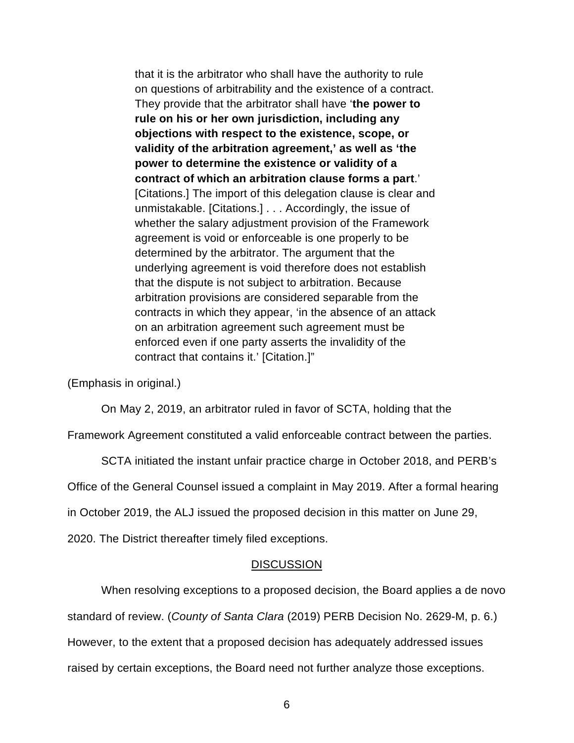> that it is the arbitrator who shall have the authority to rule on questions of arbitrability and the existence of a contract. They provide that the arbitrator shall have '**the power to rule on his or her own jurisdiction, including any objections with respect to the existence, scope, or validity of the arbitration agreement,' as well as 'the power to determine the existence or validity of a contract of which an arbitration clause forms a part**.' [Citations.] The import of this delegation clause is clear and unmistakable. [Citations.] . . . Accordingly, the issue of whether the salary adjustment provision of the Framework agreement is void or enforceable is one properly to be determined by the arbitrator. The argument that the underlying agreement is void therefore does not establish that the dispute is not subject to arbitration. Because arbitration provisions are considered separable from the contracts in which they appear, 'in the absence of an attack on an arbitration agreement such agreement must be enforced even if one party asserts the invalidity of the contract that contains it.' [Citation.]"

(Emphasis in original.)

On May 2, 2019, an arbitrator ruled in favor of SCTA, holding that the Framework Agreement constituted a valid enforceable contract between the parties.

SCTA initiated the instant unfair practice charge in October 2018, and PERB's Office of the General Counsel issued a complaint in May 2019. After a formal hearing in October 2019, the ALJ issued the proposed decision in this matter on June 29, 2020. The District thereafter timely filed exceptions.

## DISCUSSION

When resolving exceptions to a proposed decision, the Board applies a de novo standard of review. (*County of Santa Clara* (2019) PERB Decision No. 2629-M, p. 6.) However, to the extent that a proposed decision has adequately addressed issues raised by certain exceptions, the Board need not further analyze those exceptions.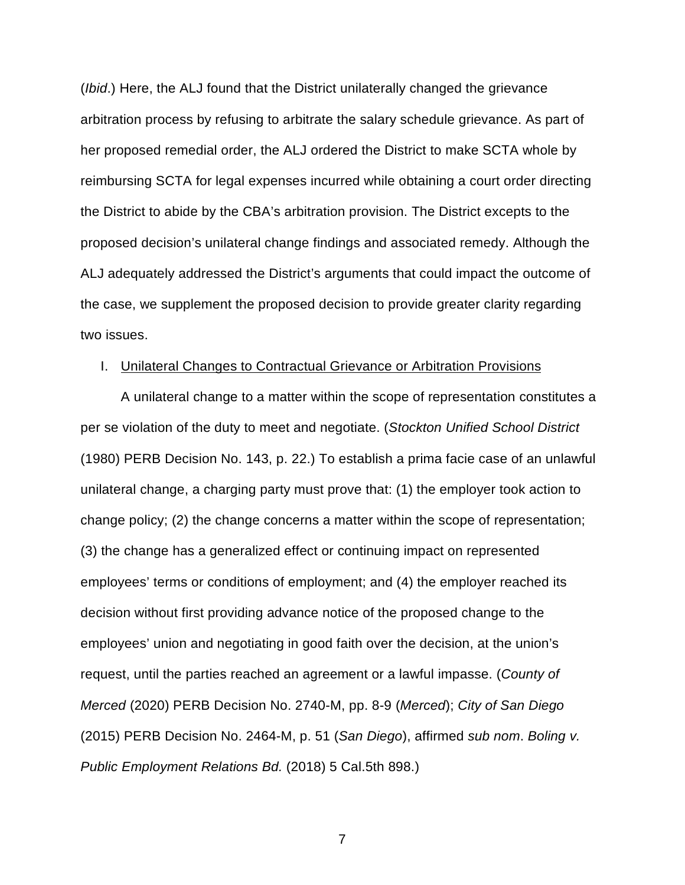(*Ibid*.) Here, the ALJ found that the District unilaterally changed the grievance arbitration process by refusing to arbitrate the salary schedule grievance. As part of her proposed remedial order, the ALJ ordered the District to make SCTA whole by reimbursing SCTA for legal expenses incurred while obtaining a court order directing the District to abide by the CBA's arbitration provision. The District excepts to the proposed decision's unilateral change findings and associated remedy. Although the ALJ adequately addressed the District's arguments that could impact the outcome of the case, we supplement the proposed decision to provide greater clarity regarding two issues.

I. <u>Unilateral Changes to Contractual Grievance or Arbitration Provisions</u>

A unilateral change to a matter within the scope of representation constitutes a per se violation of the duty to meet and negotiate. (*Stockton Unified School District* (1980) PERB Decision No. 143, p. 22.) To establish a prima facie case of an unlawful unilateral change, a charging party must prove that: (1) the employer took action to change policy; (2) the change concerns a matter within the scope of representation; (3) the change has a generalized effect or continuing impact on represented employees' terms or conditions of employment; and (4) the employer reached its decision without first providing advance notice of the proposed change to the employees' union and negotiating in good faith over the decision, at the union's request, until the parties reached an agreement or a lawful impasse. (*County of Merced* (2020) PERB Decision No. 2740-M, pp. 8-9 (*Merced*); *City of San Diego* (2015) PERB Decision No. 2464-M, p. 51 (*San Diego*), affirmed *sub nom*. *Boling v. Public Employment Relations Bd.* (2018) 5 Cal.5th 898.)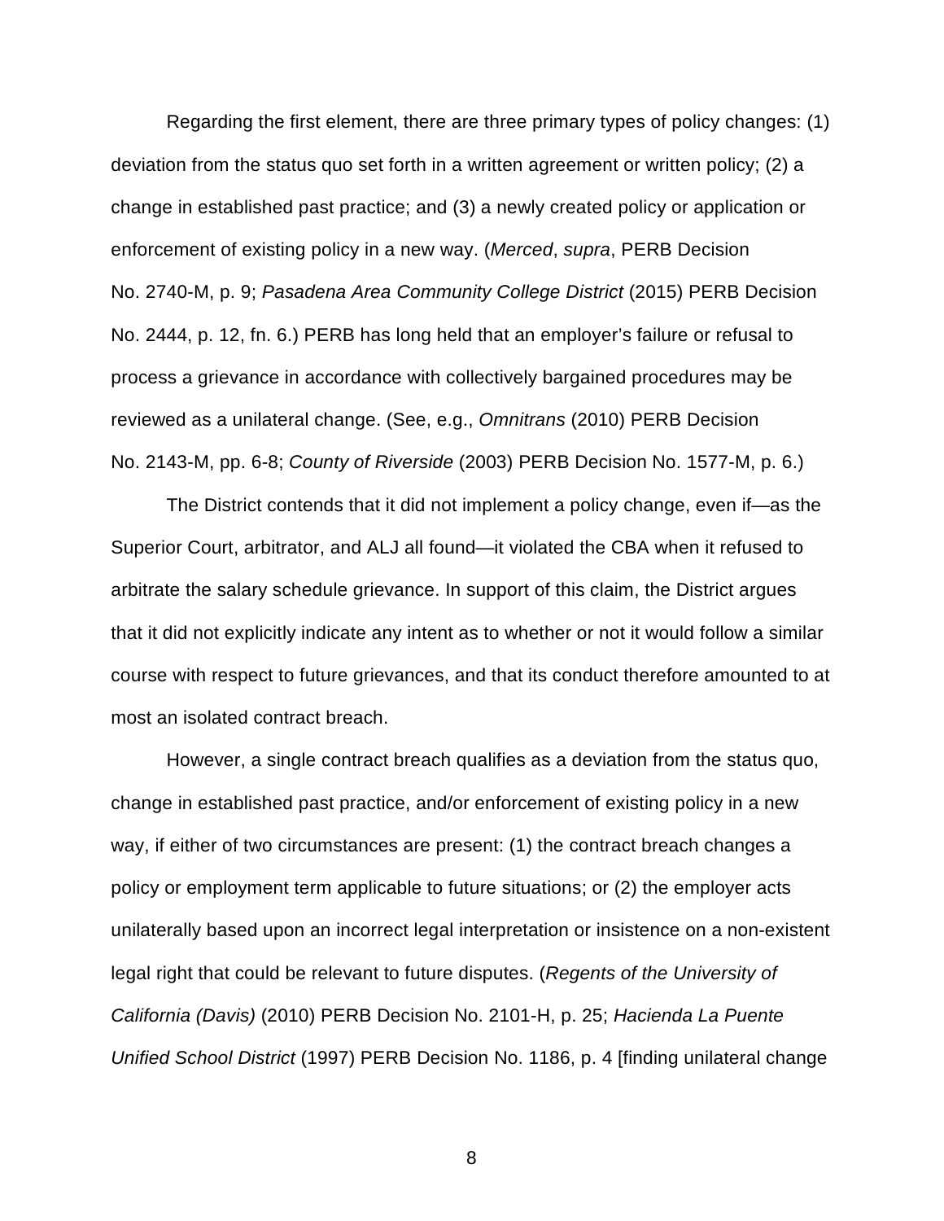Regarding the first element, there are three primary types of policy changes: (1) deviation from the status quo set forth in a written agreement or written policy; (2) a change in established past practice; and (3) a newly created policy or application or enforcement of existing policy in a new way. (*Merced*, *supra*, PERB Decision No. 2740-M, p. 9; *Pasadena Area Community College District* (2015) PERB Decision No. 2444, p. 12, fn. 6.) PERB has long held that an employer's failure or refusal to process a grievance in accordance with collectively bargained procedures may be reviewed as a unilateral change. (See, e.g., *Omnitrans* (2010) PERB Decision No. 2143-M, pp. 6-8; *County of Riverside* (2003) PERB Decision No. 1577-M, p. 6.)

The District contends that it did not implement a policy change, even if—as the Superior Court, arbitrator, and ALJ all found—it violated the CBA when it refused to arbitrate the salary schedule grievance. In support of this claim, the District argues that it did not explicitly indicate any intent as to whether or not it would follow a similar course with respect to future grievances, and that its conduct therefore amounted to at most an isolated contract breach.

However, a single contract breach qualifies as a deviation from the status quo, change in established past practice, and/or enforcement of existing policy in a new way, if either of two circumstances are present: (1) the contract breach changes a policy or employment term applicable to future situations; or (2) the employer acts unilaterally based upon an incorrect legal interpretation or insistence on a non-existent legal right that could be relevant to future disputes. (*Regents of the University of California (Davis)* (2010) PERB Decision No. 2101-H, p. 25; *Hacienda La Puente Unified School District* (1997) PERB Decision No. 1186, p. 4 [finding unilateral change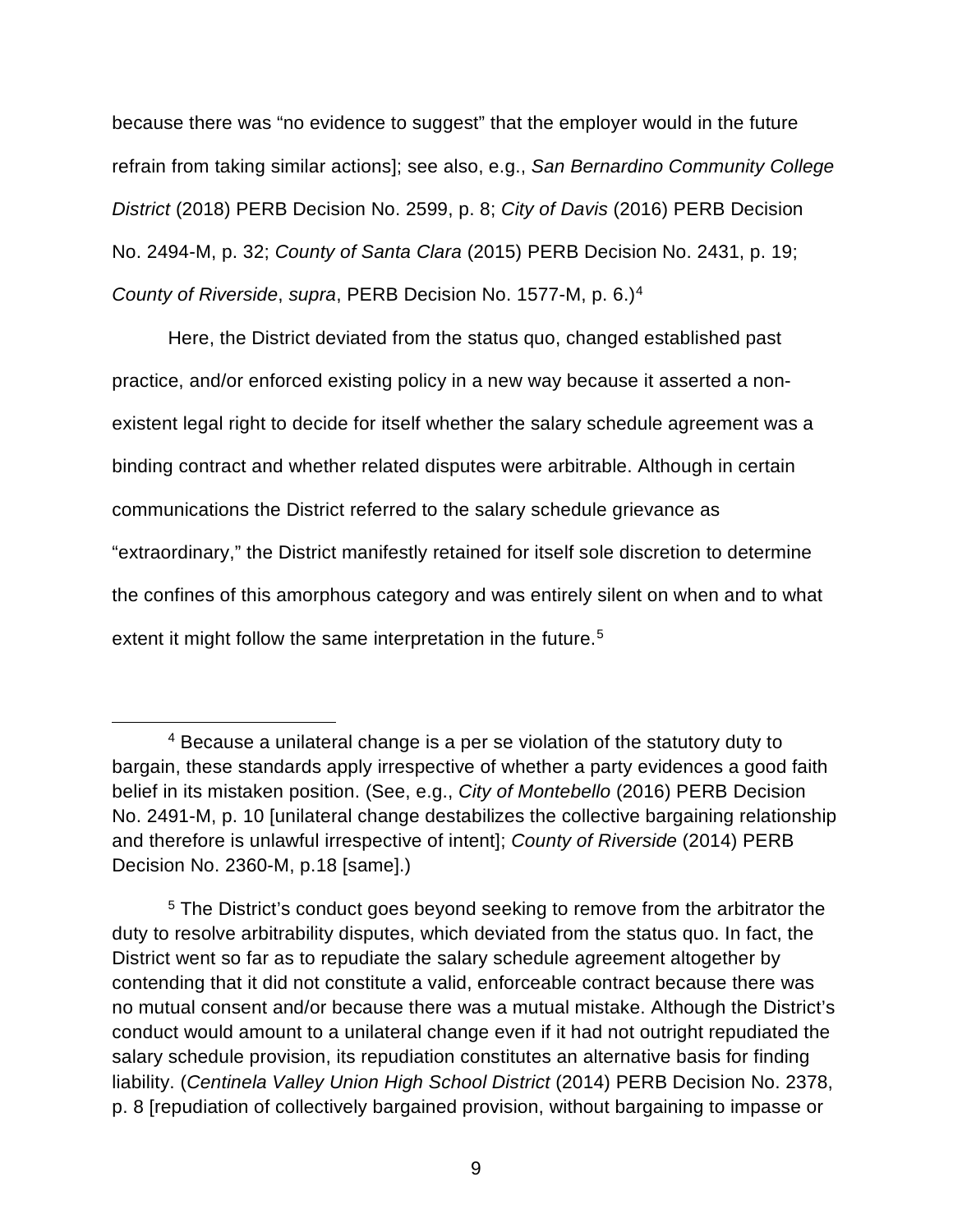because there was "no evidence to suggest" that the employer would in the future refrain from taking similar actions]; see also, e.g., *San Bernardino Community College District* (2018) PERB Decision No. 2599, p. 8; *City of Davis* (2016) PERB Decision No. 2494-M, p. 32; *County of Santa Clara* (2015) PERB Decision No. 2431, p. 19; *County of Riverside*, *supra*, PERB Decision No. 1577-M, p. 6.)[4]

Here, the District deviated from the status quo, changed established past practice, and/or enforced existing policy in a new way because it asserted a non-existent legal right to decide for itself whether the salary schedule agreement was a binding contract and whether related disputes were arbitrable. Although in certain communications the District referred to the salary schedule grievance as "extraordinary," the District manifestly retained for itself sole discretion to determine the confines of this amorphous category and was entirely silent on when and to what extent it might follow the same interpretation in the future.[5]

---

[4] Because a unilateral change is a per se violation of the statutory duty to bargain, these standards apply irrespective of whether a party evidences a good faith belief in its mistaken position. (See, e.g., *City of Montebello* (2016) PERB Decision No. 2491-M, p. 10 [unilateral change destabilizes the collective bargaining relationship and therefore is unlawful irrespective of intent]; *County of Riverside* (2014) PERB Decision No. 2360-M, p.18 [same].)

[5] The District's conduct goes beyond seeking to remove from the arbitrator the duty to resolve arbitrability disputes, which deviated from the status quo. In fact, the District went so far as to repudiate the salary schedule agreement altogether by contending that it did not constitute a valid, enforceable contract because there was no mutual consent and/or because there was a mutual mistake. Although the District's conduct would amount to a unilateral change even if it had not outright repudiated the salary schedule provision, its repudiation constitutes an alternative basis for finding liability. (*Centinela Valley Union High School District* (2014) PERB Decision No. 2378, p. 8 [repudiation of collectively bargained provision, without bargaining to impasse or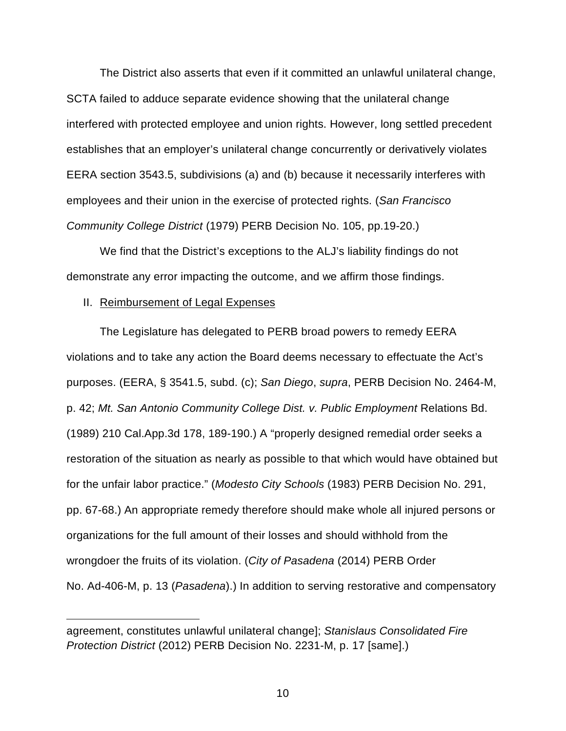The District also asserts that even if it committed an unlawful unilateral change, SCTA failed to adduce separate evidence showing that the unilateral change interfered with protected employee and union rights. However, long settled precedent establishes that an employer's unilateral change concurrently or derivatively violates EERA section 3543.5, subdivisions (a) and (b) because it necessarily interferes with employees and their union in the exercise of protected rights. (*San Francisco Community College District* (1979) PERB Decision No. 105, pp.19-20.)

We find that the District's exceptions to the ALJ's liability findings do not demonstrate any error impacting the outcome, and we affirm those findings.

II. <u>Reimbursement of Legal Expenses</u>

The Legislature has delegated to PERB broad powers to remedy EERA violations and to take any action the Board deems necessary to effectuate the Act's purposes. (EERA, § 3541.5, subd. (c); *San Diego*, *supra*, PERB Decision No. 2464-M, p. 42; *Mt. San Antonio Community College Dist. v. Public Employment* Relations Bd. (1989) 210 Cal.App.3d 178, 189-190.) A "properly designed remedial order seeks a restoration of the situation as nearly as possible to that which would have obtained but for the unfair labor practice." (*Modesto City Schools* (1983) PERB Decision No. 291, pp. 67-68.) An appropriate remedy therefore should make whole all injured persons or organizations for the full amount of their losses and should withhold from the wrongdoer the fruits of its violation. (*City of Pasadena* (2014) PERB Order No. Ad-406-M, p. 13 (*Pasadena*).) In addition to serving restorative and compensatory

---

agreement, constitutes unlawful unilateral change]; *Stanislaus Consolidated Fire Protection District* (2012) PERB Decision No. 2231-M, p. 17 [same].)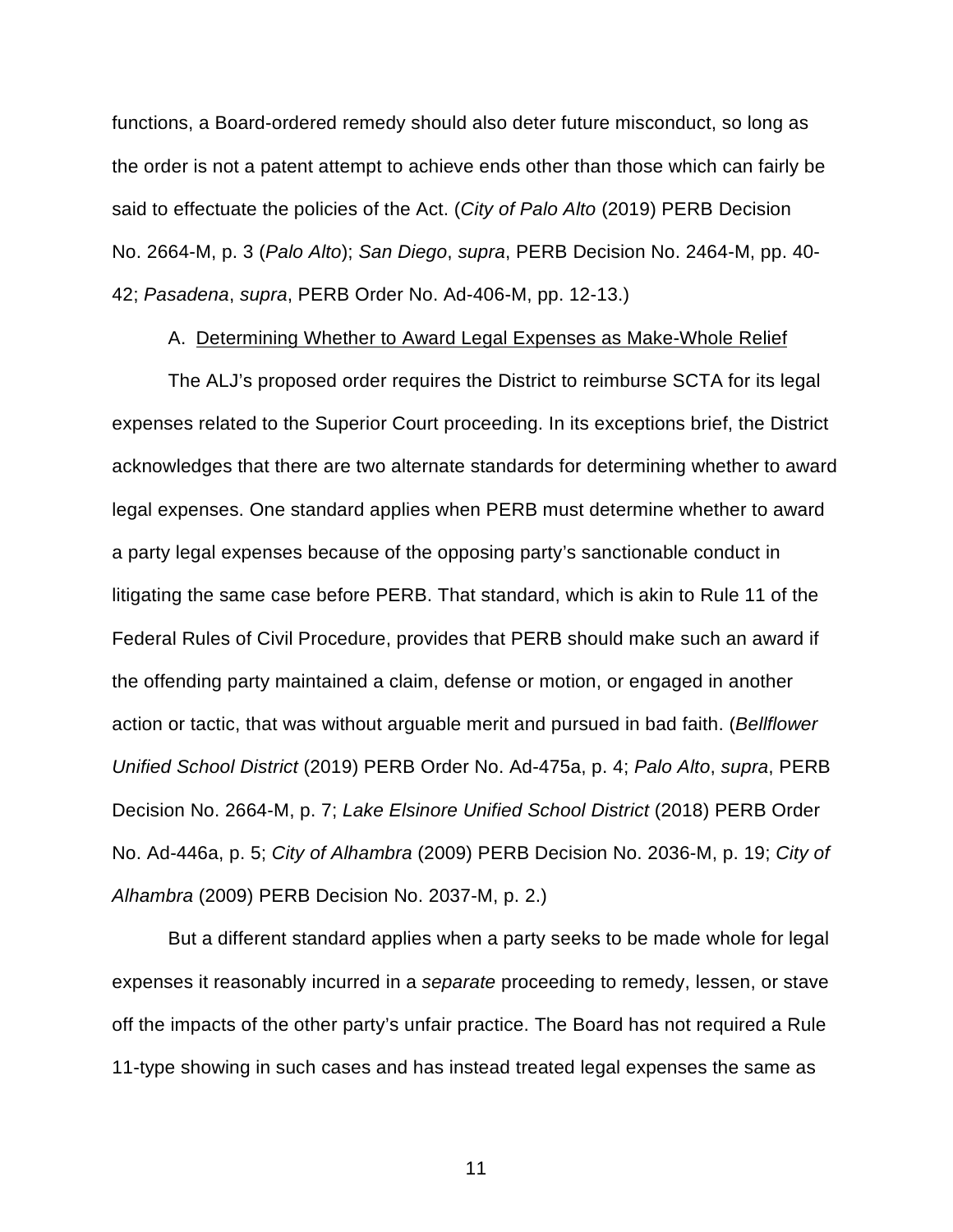functions, a Board-ordered remedy should also deter future misconduct, so long as the order is not a patent attempt to achieve ends other than those which can fairly be said to effectuate the policies of the Act. (*City of Palo Alto* (2019) PERB Decision No. 2664-M, p. 3 (*Palo Alto*); *San Diego*, *supra*, PERB Decision No. 2464-M, pp. 40-42; *Pasadena*, *supra*, PERB Order No. Ad-406-M, pp. 12-13.)

A. <u>Determining Whether to Award Legal Expenses as Make-Whole Relief</u>

The ALJ's proposed order requires the District to reimburse SCTA for its legal expenses related to the Superior Court proceeding. In its exceptions brief, the District acknowledges that there are two alternate standards for determining whether to award legal expenses. One standard applies when PERB must determine whether to award a party legal expenses because of the opposing party's sanctionable conduct in litigating the same case before PERB. That standard, which is akin to Rule 11 of the Federal Rules of Civil Procedure, provides that PERB should make such an award if the offending party maintained a claim, defense or motion, or engaged in another action or tactic, that was without arguable merit and pursued in bad faith. (*Bellflower Unified School District* (2019) PERB Order No. Ad-475a, p. 4; *Palo Alto*, *supra*, PERB Decision No. 2664-M, p. 7; *Lake Elsinore Unified School District* (2018) PERB Order No. Ad-446a, p. 5; *City of Alhambra* (2009) PERB Decision No. 2036-M, p. 19; *City of Alhambra* (2009) PERB Decision No. 2037-M, p. 2.)

But a different standard applies when a party seeks to be made whole for legal expenses it reasonably incurred in a *separate* proceeding to remedy, lessen, or stave off the impacts of the other party's unfair practice. The Board has not required a Rule 11-type showing in such cases and has instead treated legal expenses the same as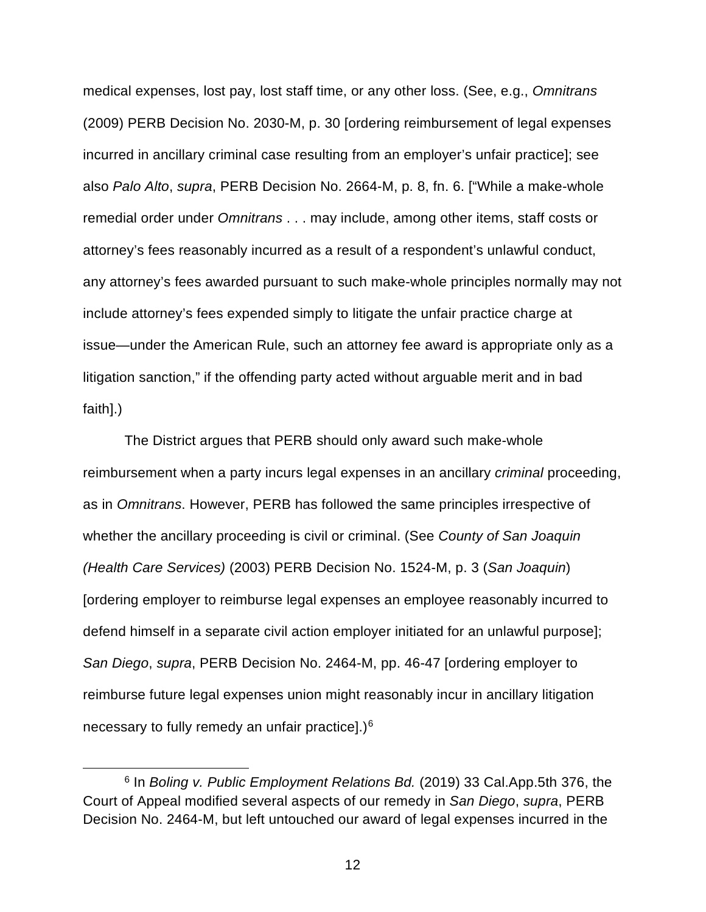medical expenses, lost pay, lost staff time, or any other loss. (See, e.g., *Omnitrans* (2009) PERB Decision No. 2030-M, p. 30 [ordering reimbursement of legal expenses incurred in ancillary criminal case resulting from an employer's unfair practice]; see also *Palo Alto*, *supra*, PERB Decision No. 2664-M, p. 8, fn. 6. ["While a make-whole remedial order under *Omnitrans* . . . may include, among other items, staff costs or attorney's fees reasonably incurred as a result of a respondent's unlawful conduct, any attorney's fees awarded pursuant to such make-whole principles normally may not include attorney's fees expended simply to litigate the unfair practice charge at issue—under the American Rule, such an attorney fee award is appropriate only as a litigation sanction," if the offending party acted without arguable merit and in bad faith].)

The District argues that PERB should only award such make-whole reimbursement when a party incurs legal expenses in an ancillary *criminal* proceeding, as in *Omnitrans*. However, PERB has followed the same principles irrespective of whether the ancillary proceeding is civil or criminal. (See *County of San Joaquin (Health Care Services)* (2003) PERB Decision No. 1524-M, p. 3 (*San Joaquin*) [ordering employer to reimburse legal expenses an employee reasonably incurred to defend himself in a separate civil action employer initiated for an unlawful purpose]; *San Diego*, *supra*, PERB Decision No. 2464-M, pp. 46-47 [ordering employer to reimburse future legal expenses union might reasonably incur in ancillary litigation necessary to fully remedy an unfair practice].)[6]

[6] In *Boling v. Public Employment Relations Bd.* (2019) 33 Cal.App.5th 376, the Court of Appeal modified several aspects of our remedy in *San Diego*, *supra*, PERB Decision No. 2464-M, but left untouched our award of legal expenses incurred in the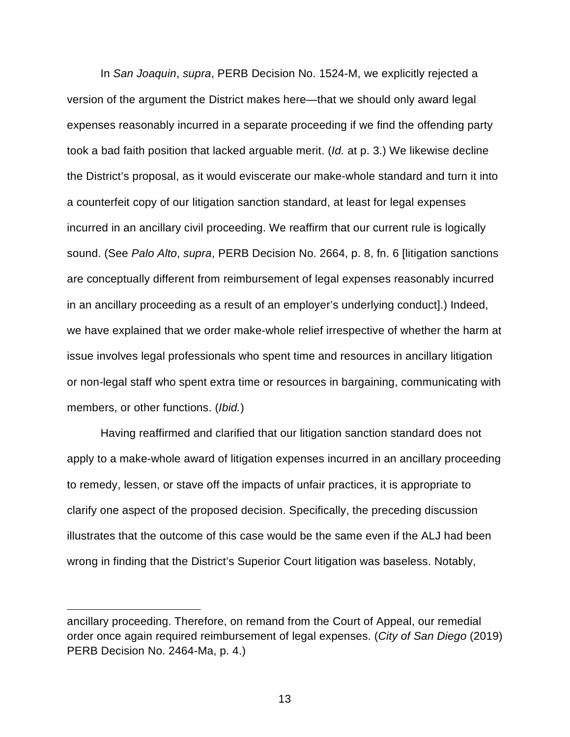In *San Joaquin*, *supra*, PERB Decision No. 1524-M, we explicitly rejected a version of the argument the District makes here—that we should only award legal expenses reasonably incurred in a separate proceeding if we find the offending party took a bad faith position that lacked arguable merit. (*Id.* at p. 3.) We likewise decline the District's proposal, as it would eviscerate our make-whole standard and turn it into a counterfeit copy of our litigation sanction standard, at least for legal expenses incurred in an ancillary civil proceeding. We reaffirm that our current rule is logically sound. (See *Palo Alto*, *supra*, PERB Decision No. 2664, p. 8, fn. 6 [litigation sanctions are conceptually different from reimbursement of legal expenses reasonably incurred in an ancillary proceeding as a result of an employer's underlying conduct].) Indeed, we have explained that we order make-whole relief irrespective of whether the harm at issue involves legal professionals who spent time and resources in ancillary litigation or non-legal staff who spent extra time or resources in bargaining, communicating with members, or other functions. (*Ibid.*)

Having reaffirmed and clarified that our litigation sanction standard does not apply to a make-whole award of litigation expenses incurred in an ancillary proceeding to remedy, lessen, or stave off the impacts of unfair practices, it is appropriate to clarify one aspect of the proposed decision. Specifically, the preceding discussion illustrates that the outcome of this case would be the same even if the ALJ had been wrong in finding that the District's Superior Court litigation was baseless. Notably,

---

ancillary proceeding. Therefore, on remand from the Court of Appeal, our remedial order once again required reimbursement of legal expenses. (*City of San Diego* (2019) PERB Decision No. 2464-Ma, p. 4.)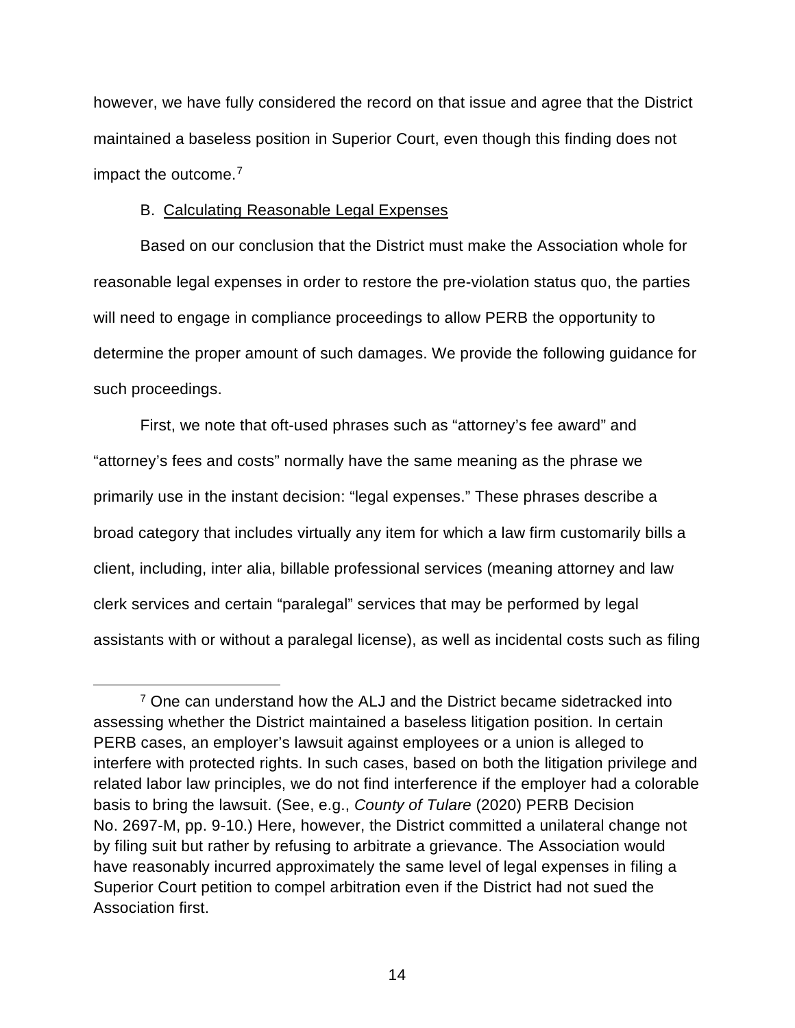however, we have fully considered the record on that issue and agree that the District maintained a baseless position in Superior Court, even though this finding does not impact the outcome.[7]

B. Calculating Reasonable Legal Expenses

Based on our conclusion that the District must make the Association whole for reasonable legal expenses in order to restore the pre-violation status quo, the parties will need to engage in compliance proceedings to allow PERB the opportunity to determine the proper amount of such damages. We provide the following guidance for such proceedings.

First, we note that oft-used phrases such as "attorney's fee award" and "attorney's fees and costs" normally have the same meaning as the phrase we primarily use in the instant decision: "legal expenses." These phrases describe a broad category that includes virtually any item for which a law firm customarily bills a client, including, inter alia, billable professional services (meaning attorney and law clerk services and certain "paralegal" services that may be performed by legal assistants with or without a paralegal license), as well as incidental costs such as filing

---

[7] One can understand how the ALJ and the District became sidetracked into assessing whether the District maintained a baseless litigation position. In certain PERB cases, an employer's lawsuit against employees or a union is alleged to interfere with protected rights. In such cases, based on both the litigation privilege and related labor law principles, we do not find interference if the employer had a colorable basis to bring the lawsuit. (See, e.g., *County of Tulare* (2020) PERB Decision No. 2697-M, pp. 9-10.) Here, however, the District committed a unilateral change not by filing suit but rather by refusing to arbitrate a grievance. The Association would have reasonably incurred approximately the same level of legal expenses in filing a Superior Court petition to compel arbitration even if the District had not sued the Association first.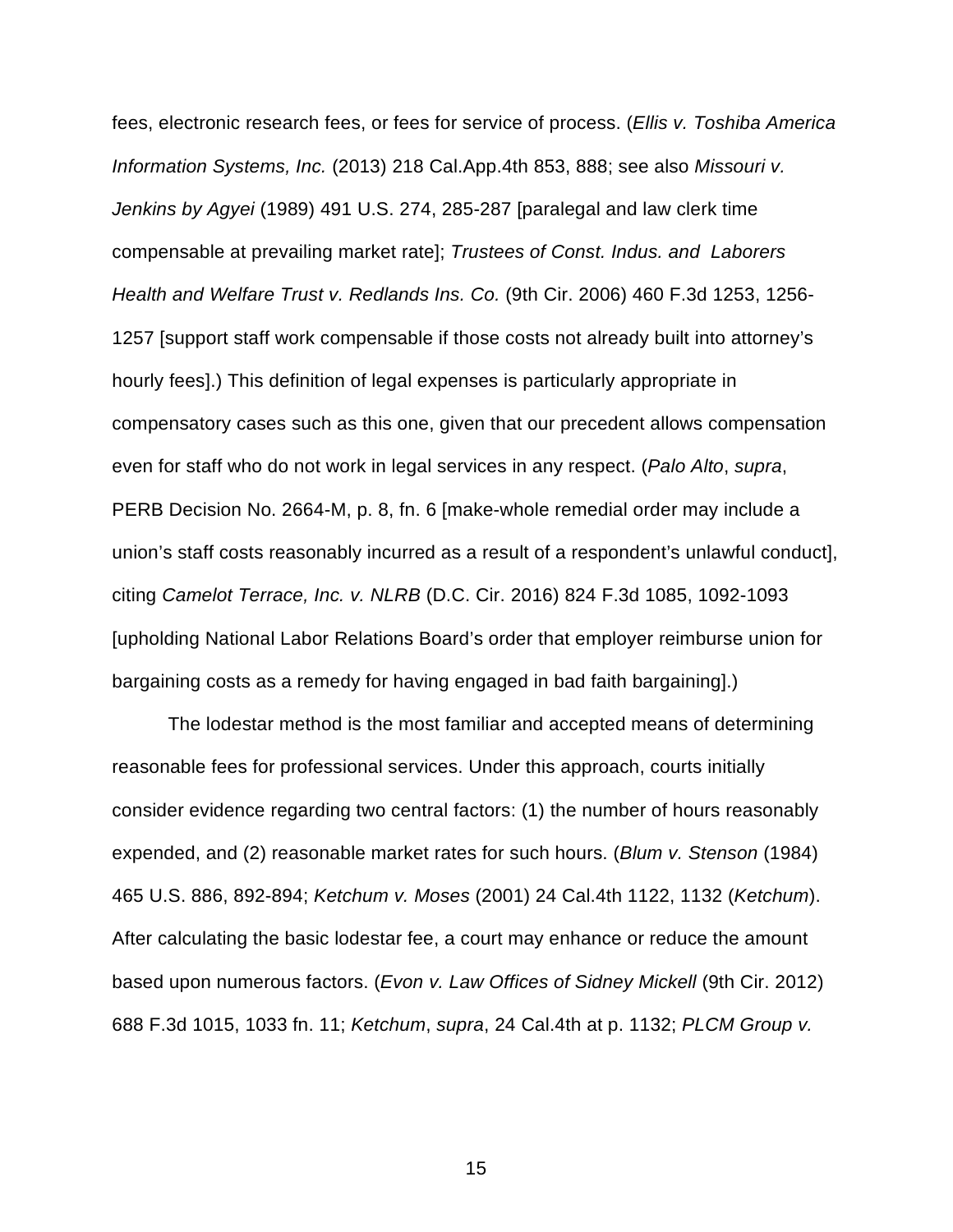fees, electronic research fees, or fees for service of process. (*Ellis v. Toshiba America Information Systems, Inc.* (2013) 218 Cal.App.4th 853, 888; see also *Missouri v. Jenkins by Agyei* (1989) 491 U.S. 274, 285-287 [paralegal and law clerk time compensable at prevailing market rate]; *Trustees of Const. Indus. and Laborers Health and Welfare Trust v. Redlands Ins. Co.* (9th Cir. 2006) 460 F.3d 1253, 1256-1257 [support staff work compensable if those costs not already built into attorney's hourly fees].) This definition of legal expenses is particularly appropriate in compensatory cases such as this one, given that our precedent allows compensation even for staff who do not work in legal services in any respect. (*Palo Alto*, *supra*, PERB Decision No. 2664-M, p. 8, fn. 6 [make-whole remedial order may include a union's staff costs reasonably incurred as a result of a respondent's unlawful conduct], citing *Camelot Terrace, Inc. v. NLRB* (D.C. Cir. 2016) 824 F.3d 1085, 1092-1093 [upholding National Labor Relations Board's order that employer reimburse union for bargaining costs as a remedy for having engaged in bad faith bargaining].)

The lodestar method is the most familiar and accepted means of determining reasonable fees for professional services. Under this approach, courts initially consider evidence regarding two central factors: (1) the number of hours reasonably expended, and (2) reasonable market rates for such hours. (*Blum v. Stenson* (1984) 465 U.S. 886, 892-894; *Ketchum v. Moses* (2001) 24 Cal.4th 1122, 1132 (*Ketchum*). After calculating the basic lodestar fee, a court may enhance or reduce the amount based upon numerous factors. (*Evon v. Law Offices of Sidney Mickell* (9th Cir. 2012) 688 F.3d 1015, 1033 fn. 11; *Ketchum*, *supra*, 24 Cal.4th at p. 1132; *PLCM Group v.*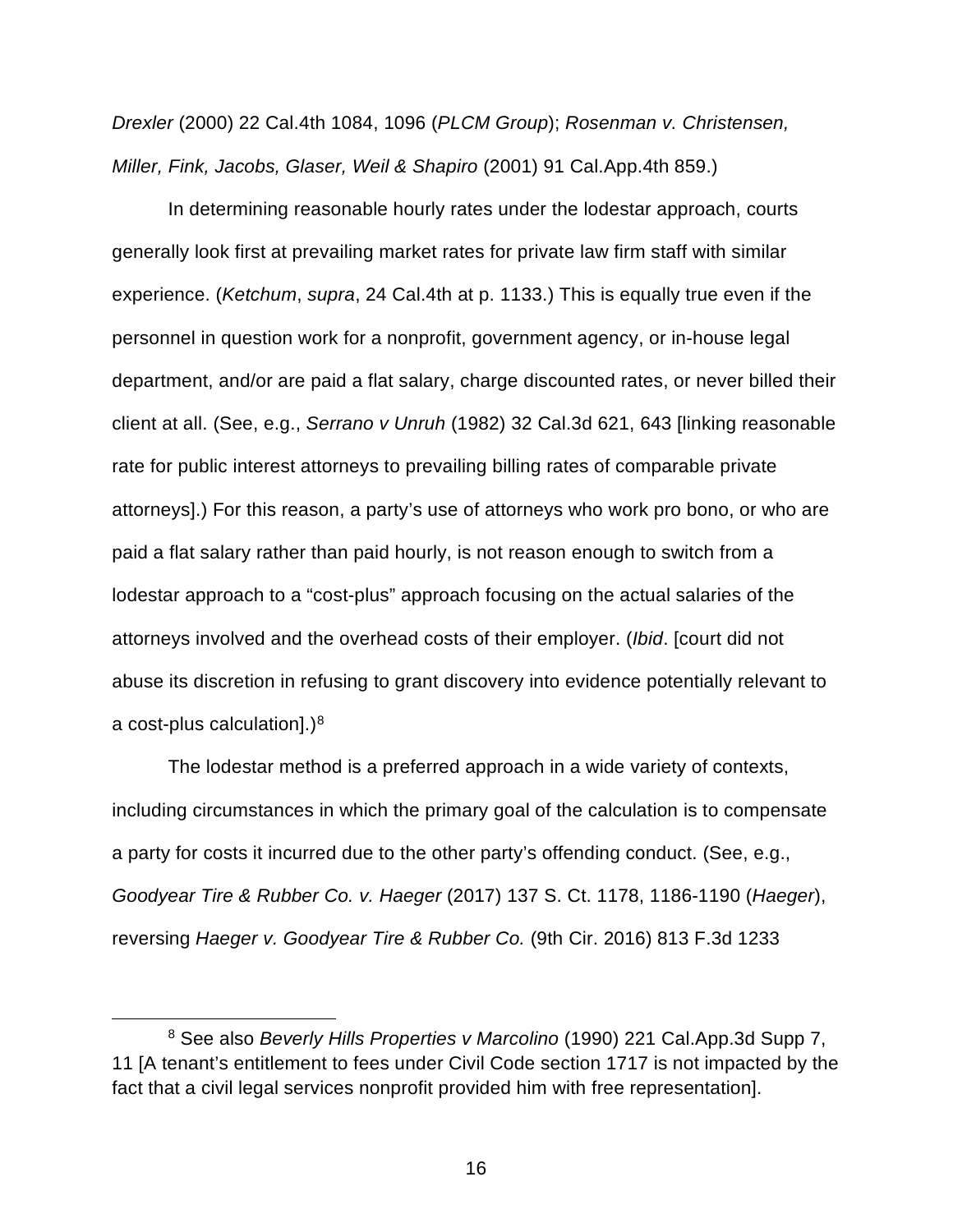*Drexler* (2000) 22 Cal.4th 1084, 1096 (*PLCM Group*); *Rosenman v. Christensen, Miller, Fink, Jacobs, Glaser, Weil & Shapiro* (2001) 91 Cal.App.4th 859.)

In determining reasonable hourly rates under the lodestar approach, courts generally look first at prevailing market rates for private law firm staff with similar experience. (*Ketchum*, *supra*, 24 Cal.4th at p. 1133.) This is equally true even if the personnel in question work for a nonprofit, government agency, or in-house legal department, and/or are paid a flat salary, charge discounted rates, or never billed their client at all. (See, e.g., *Serrano v Unruh* (1982) 32 Cal.3d 621, 643 [linking reasonable rate for public interest attorneys to prevailing billing rates of comparable private attorneys].) For this reason, a party's use of attorneys who work pro bono, or who are paid a flat salary rather than paid hourly, is not reason enough to switch from a lodestar approach to a "cost-plus" approach focusing on the actual salaries of the attorneys involved and the overhead costs of their employer. (*Ibid*. [court did not abuse its discretion in refusing to grant discovery into evidence potentially relevant to a cost-plus calculation].)[8]

The lodestar method is a preferred approach in a wide variety of contexts, including circumstances in which the primary goal of the calculation is to compensate a party for costs it incurred due to the other party's offending conduct. (See, e.g., *Goodyear Tire & Rubber Co. v. Haeger* (2017) 137 S. Ct. 1178, 1186-1190 (*Haeger*), reversing *Haeger v. Goodyear Tire & Rubber Co.* (9th Cir. 2016) 813 F.3d 1233

---

[8] See also *Beverly Hills Properties v Marcolino* (1990) 221 Cal.App.3d Supp 7, 11 [A tenant's entitlement to fees under Civil Code section 1717 is not impacted by the fact that a civil legal services nonprofit provided him with free representation].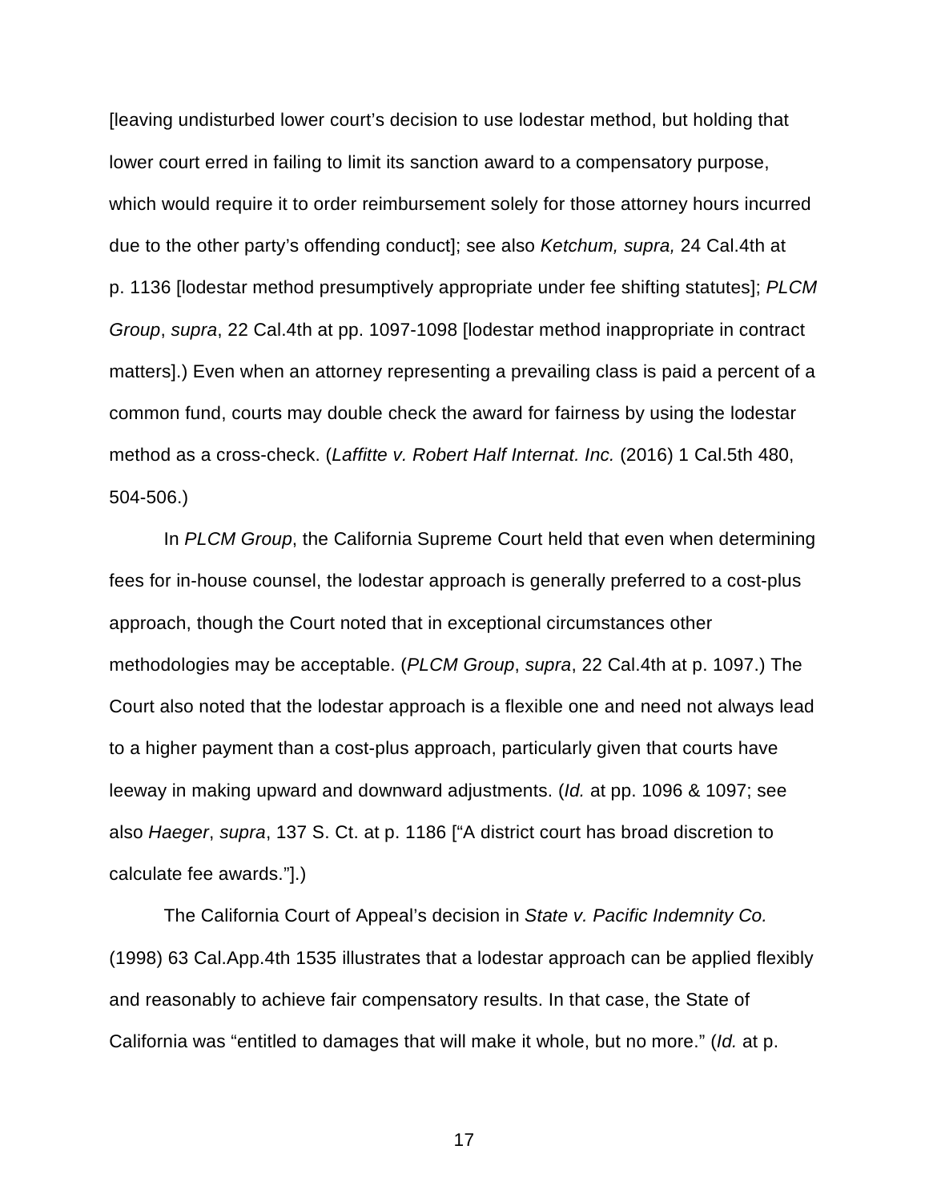[leaving undisturbed lower court's decision to use lodestar method, but holding that lower court erred in failing to limit its sanction award to a compensatory purpose, which would require it to order reimbursement solely for those attorney hours incurred due to the other party's offending conduct]; see also *Ketchum, supra,* 24 Cal.4th at p. 1136 [lodestar method presumptively appropriate under fee shifting statutes]; *PLCM Group*, *supra*, 22 Cal.4th at pp. 1097-1098 [lodestar method inappropriate in contract matters].) Even when an attorney representing a prevailing class is paid a percent of a common fund, courts may double check the award for fairness by using the lodestar method as a cross-check. (*Laffitte v. Robert Half Internat. Inc.* (2016) 1 Cal.5th 480, 504-506.)

In *PLCM Group*, the California Supreme Court held that even when determining fees for in-house counsel, the lodestar approach is generally preferred to a cost-plus approach, though the Court noted that in exceptional circumstances other methodologies may be acceptable. (*PLCM Group*, *supra*, 22 Cal.4th at p. 1097.) The Court also noted that the lodestar approach is a flexible one and need not always lead to a higher payment than a cost-plus approach, particularly given that courts have leeway in making upward and downward adjustments. (*Id.* at pp. 1096 & 1097; see also *Haeger*, *supra*, 137 S. Ct. at p. 1186 ["A district court has broad discretion to calculate fee awards."].)

The California Court of Appeal's decision in *State v. Pacific Indemnity Co.* (1998) 63 Cal.App.4th 1535 illustrates that a lodestar approach can be applied flexibly and reasonably to achieve fair compensatory results. In that case, the State of California was "entitled to damages that will make it whole, but no more." (*Id.* at p.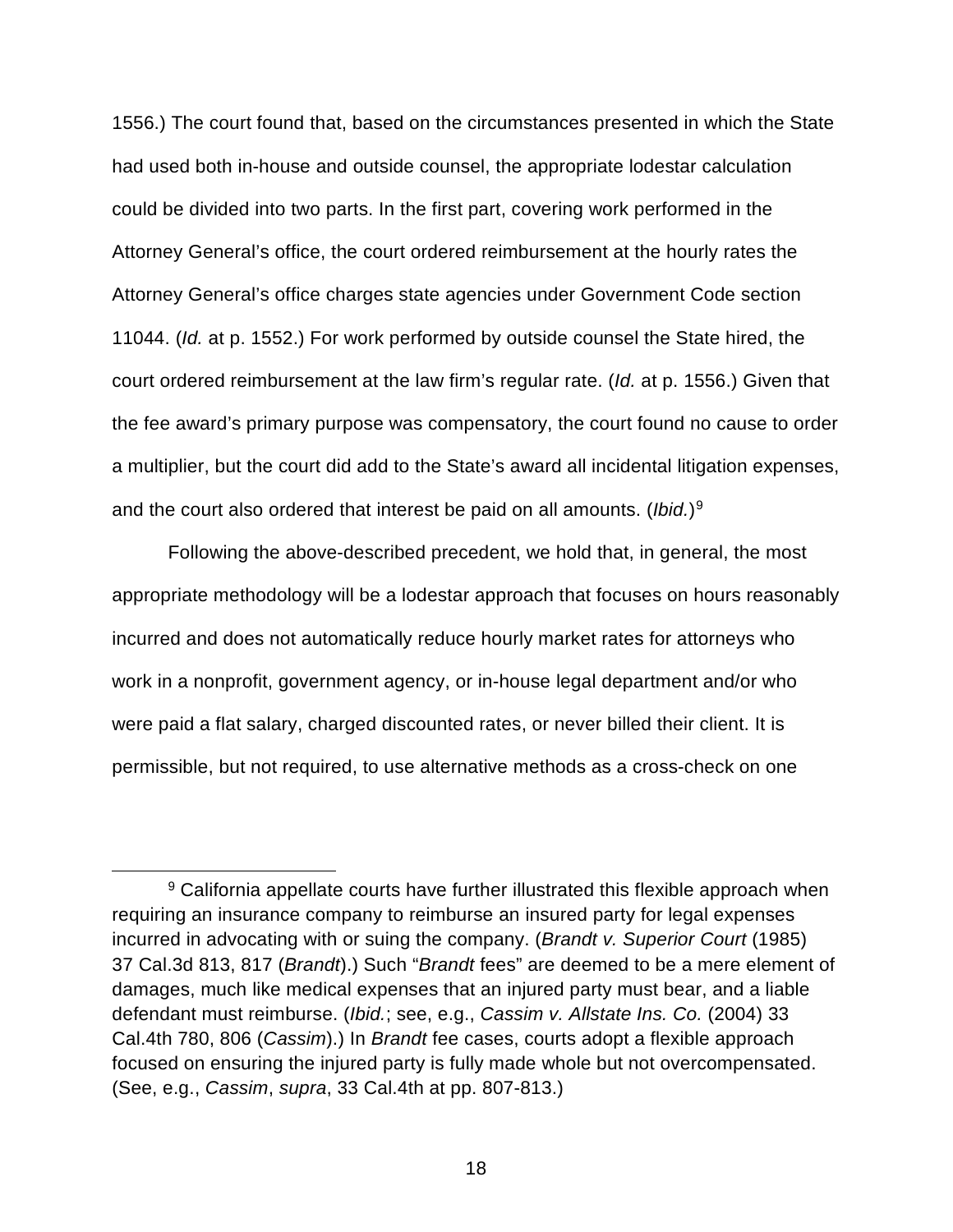1556.) The court found that, based on the circumstances presented in which the State had used both in-house and outside counsel, the appropriate lodestar calculation could be divided into two parts. In the first part, covering work performed in the Attorney General's office, the court ordered reimbursement at the hourly rates the Attorney General's office charges state agencies under Government Code section 11044. (*Id.* at p. 1552.) For work performed by outside counsel the State hired, the court ordered reimbursement at the law firm's regular rate. (*Id.* at p. 1556.) Given that the fee award's primary purpose was compensatory, the court found no cause to order a multiplier, but the court did add to the State's award all incidental litigation expenses, and the court also ordered that interest be paid on all amounts. (*Ibid.*)[9]

Following the above-described precedent, we hold that, in general, the most appropriate methodology will be a lodestar approach that focuses on hours reasonably incurred and does not automatically reduce hourly market rates for attorneys who work in a nonprofit, government agency, or in-house legal department and/or who were paid a flat salary, charged discounted rates, or never billed their client. It is permissible, but not required, to use alternative methods as a cross-check on one

---

[9] California appellate courts have further illustrated this flexible approach when requiring an insurance company to reimburse an insured party for legal expenses incurred in advocating with or suing the company. (*Brandt v. Superior Court* (1985) 37 Cal.3d 813, 817 (*Brandt*).) Such "*Brandt* fees" are deemed to be a mere element of damages, much like medical expenses that an injured party must bear, and a liable defendant must reimburse. (*Ibid.*; see, e.g., *Cassim v. Allstate Ins. Co.* (2004) 33 Cal.4th 780, 806 (*Cassim*).) In *Brandt* fee cases, courts adopt a flexible approach focused on ensuring the injured party is fully made whole but not overcompensated. (See, e.g., *Cassim*, *supra*, 33 Cal.4th at pp. 807-813.)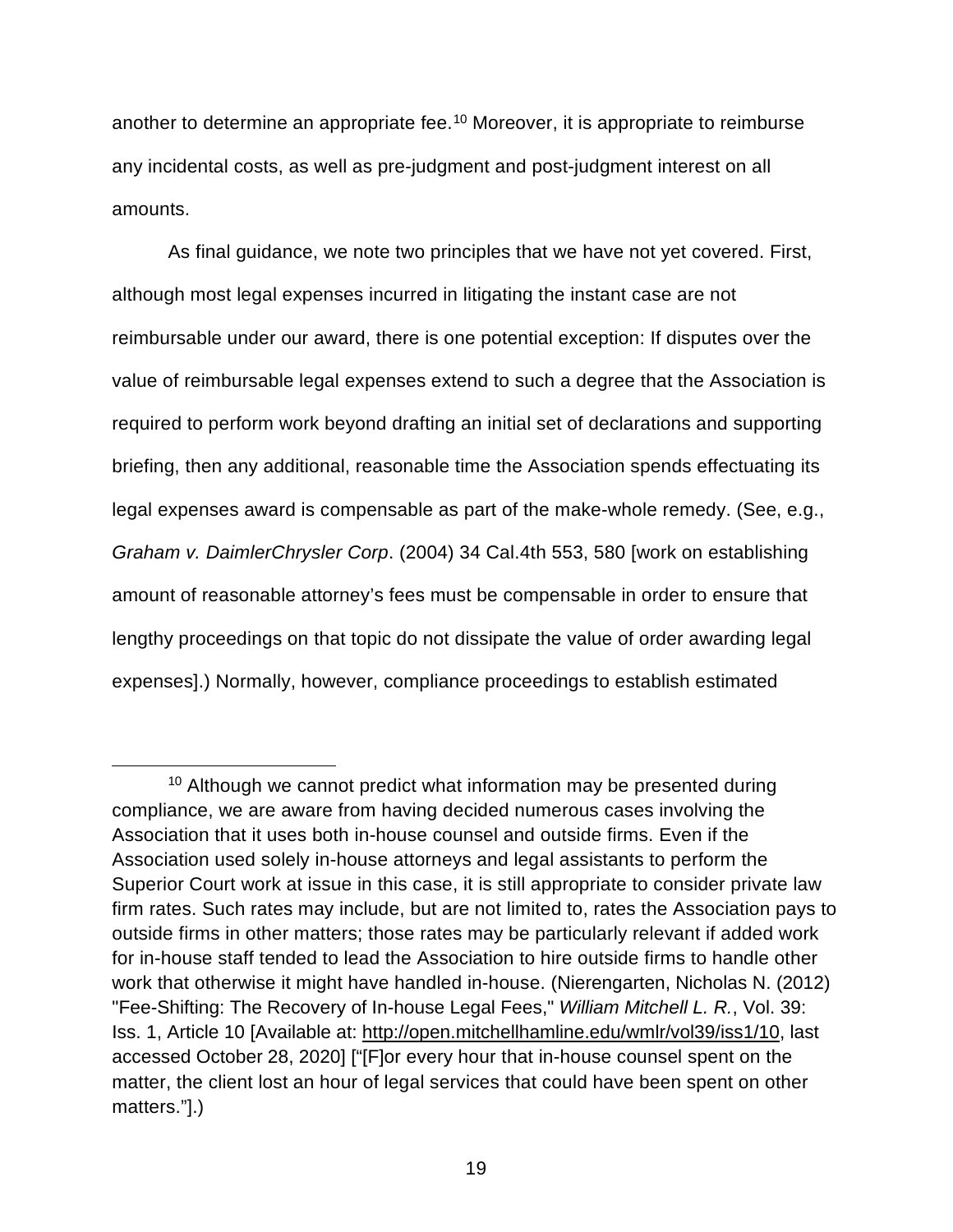another to determine an appropriate fee.[10] Moreover, it is appropriate to reimburse any incidental costs, as well as pre-judgment and post-judgment interest on all amounts.

As final guidance, we note two principles that we have not yet covered. First, although most legal expenses incurred in litigating the instant case are not reimbursable under our award, there is one potential exception: If disputes over the value of reimbursable legal expenses extend to such a degree that the Association is required to perform work beyond drafting an initial set of declarations and supporting briefing, then any additional, reasonable time the Association spends effectuating its legal expenses award is compensable as part of the make-whole remedy. (See, e.g., *Graham v. DaimlerChrysler Corp*. (2004) 34 Cal.4th 553, 580 [work on establishing amount of reasonable attorney's fees must be compensable in order to ensure that lengthy proceedings on that topic do not dissipate the value of order awarding legal expenses].) Normally, however, compliance proceedings to establish estimated

---

[10] Although we cannot predict what information may be presented during compliance, we are aware from having decided numerous cases involving the Association that it uses both in-house counsel and outside firms. Even if the Association used solely in-house attorneys and legal assistants to perform the Superior Court work at issue in this case, it is still appropriate to consider private law firm rates. Such rates may include, but are not limited to, rates the Association pays to outside firms in other matters; those rates may be particularly relevant if added work for in-house staff tended to lead the Association to hire outside firms to handle other work that otherwise it might have handled in-house. (Nierengarten, Nicholas N. (2012) "Fee-Shifting: The Recovery of In-house Legal Fees," *William Mitchell L. R.*, Vol. 39: Iss. 1, Article 10 [Available at: http://open.mitchellhamline.edu/wmlr/vol39/iss1/10, last accessed October 28, 2020] ["[F]or every hour that in-house counsel spent on the matter, the client lost an hour of legal services that could have been spent on other matters."].)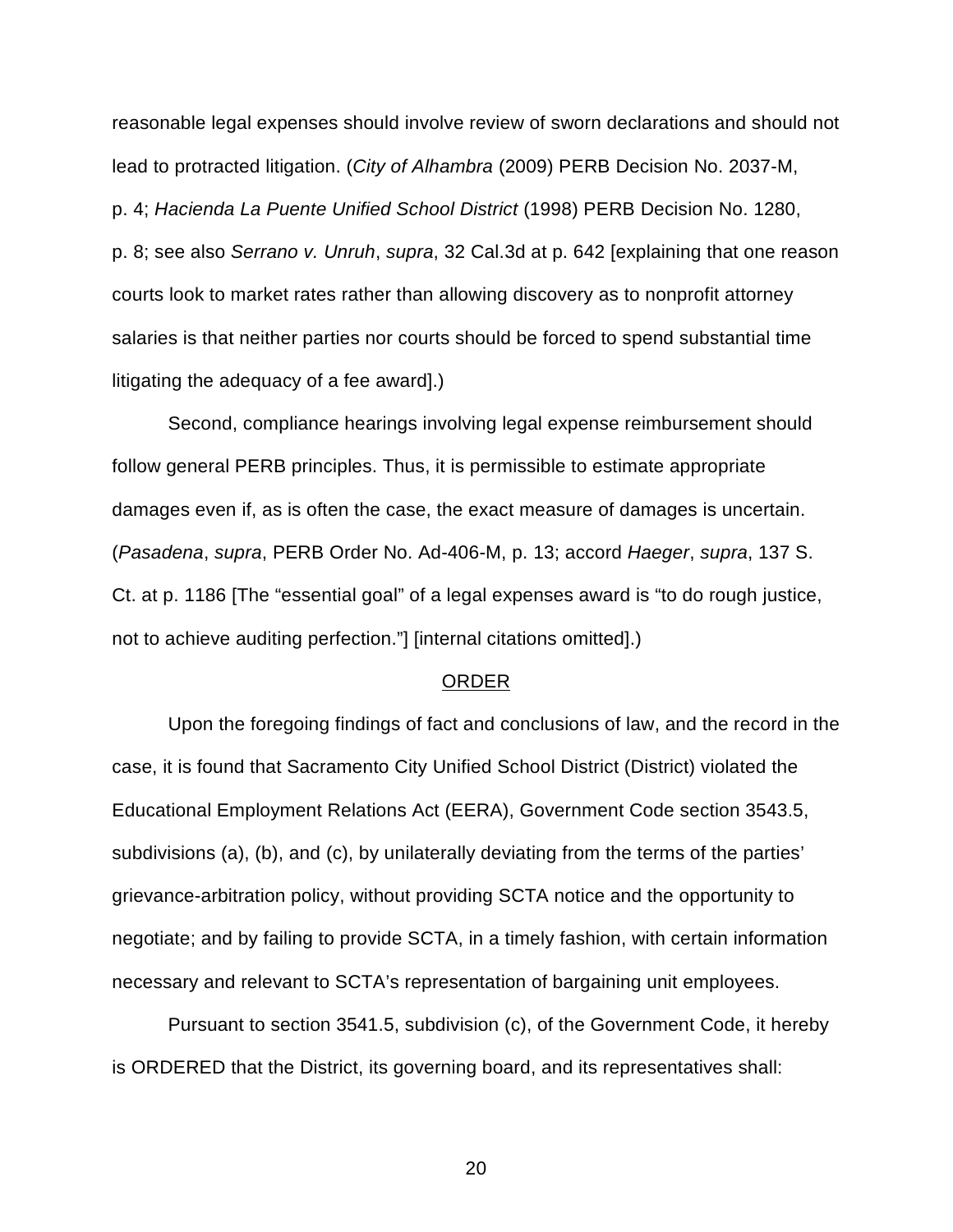reasonable legal expenses should involve review of sworn declarations and should not lead to protracted litigation. (*City of Alhambra* (2009) PERB Decision No. 2037-M, p. 4; *Hacienda La Puente Unified School District* (1998) PERB Decision No. 1280, p. 8; see also *Serrano v. Unruh*, *supra*, 32 Cal.3d at p. 642 [explaining that one reason courts look to market rates rather than allowing discovery as to nonprofit attorney salaries is that neither parties nor courts should be forced to spend substantial time litigating the adequacy of a fee award].)

Second, compliance hearings involving legal expense reimbursement should follow general PERB principles. Thus, it is permissible to estimate appropriate damages even if, as is often the case, the exact measure of damages is uncertain. (*Pasadena*, *supra*, PERB Order No. Ad-406-M, p. 13; accord *Haeger*, *supra*, 137 S. Ct. at p. 1186 [The "essential goal" of a legal expenses award is "to do rough justice, not to achieve auditing perfection."] [internal citations omitted].)

## ORDER

Upon the foregoing findings of fact and conclusions of law, and the record in the case, it is found that Sacramento City Unified School District (District) violated the Educational Employment Relations Act (EERA), Government Code section 3543.5, subdivisions (a), (b), and (c), by unilaterally deviating from the terms of the parties' grievance-arbitration policy, without providing SCTA notice and the opportunity to negotiate; and by failing to provide SCTA, in a timely fashion, with certain information necessary and relevant to SCTA's representation of bargaining unit employees.

Pursuant to section 3541.5, subdivision (c), of the Government Code, it hereby is ORDERED that the District, its governing board, and its representatives shall: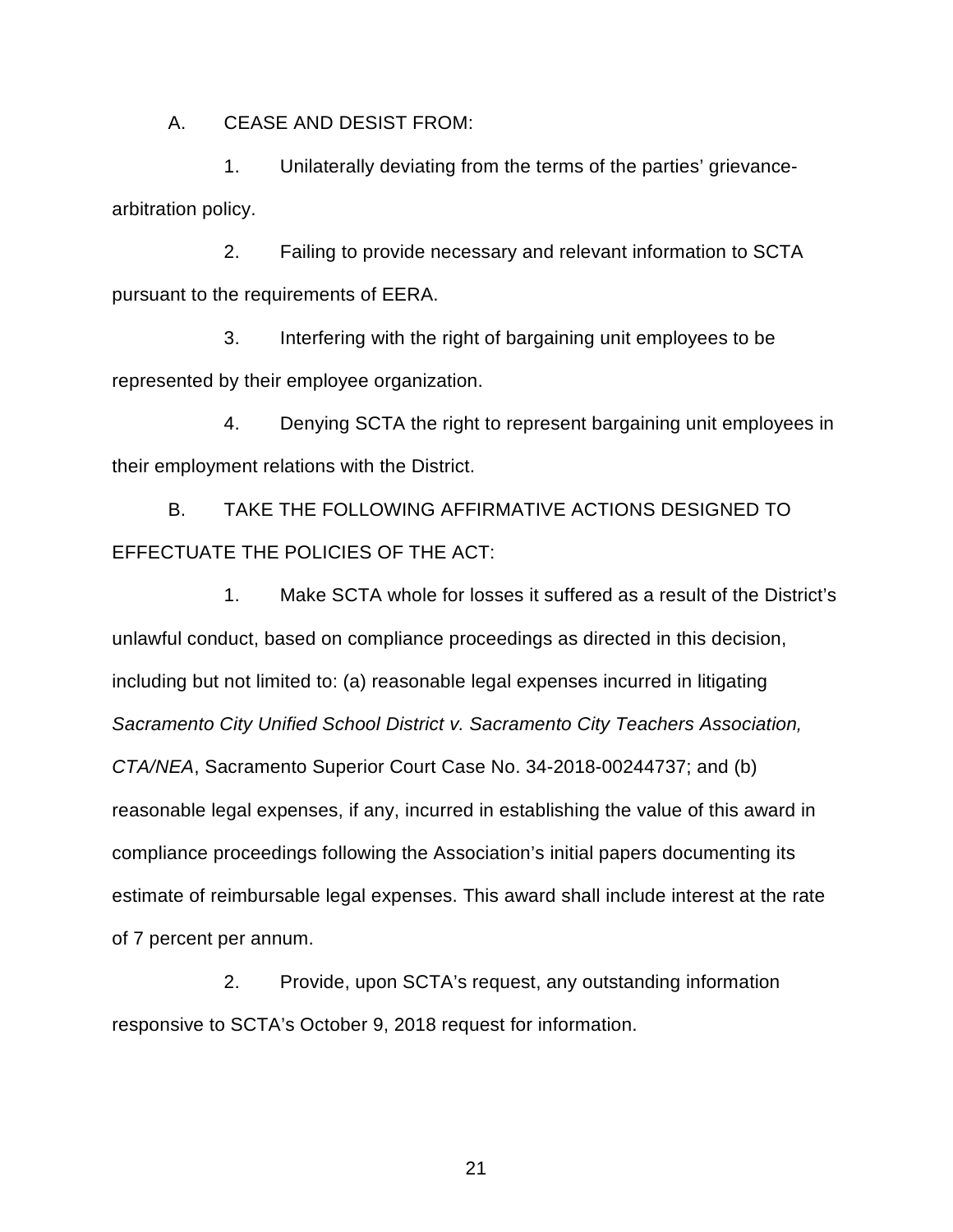A. CEASE AND DESIST FROM:

1. Unilaterally deviating from the terms of the parties' grievance-arbitration policy.

2. Failing to provide necessary and relevant information to SCTA pursuant to the requirements of EERA.

3. Interfering with the right of bargaining unit employees to be represented by their employee organization.

4. Denying SCTA the right to represent bargaining unit employees in their employment relations with the District.

B. TAKE THE FOLLOWING AFFIRMATIVE ACTIONS DESIGNED TO EFFECTUATE THE POLICIES OF THE ACT:

1. Make SCTA whole for losses it suffered as a result of the District's unlawful conduct, based on compliance proceedings as directed in this decision, including but not limited to: (a) reasonable legal expenses incurred in litigating *Sacramento City Unified School District v. Sacramento City Teachers Association, CTA/NEA*, Sacramento Superior Court Case No. 34-2018-00244737; and (b) reasonable legal expenses, if any, incurred in establishing the value of this award in compliance proceedings following the Association's initial papers documenting its estimate of reimbursable legal expenses. This award shall include interest at the rate of 7 percent per annum.

2. Provide, upon SCTA's request, any outstanding information responsive to SCTA's October 9, 2018 request for information.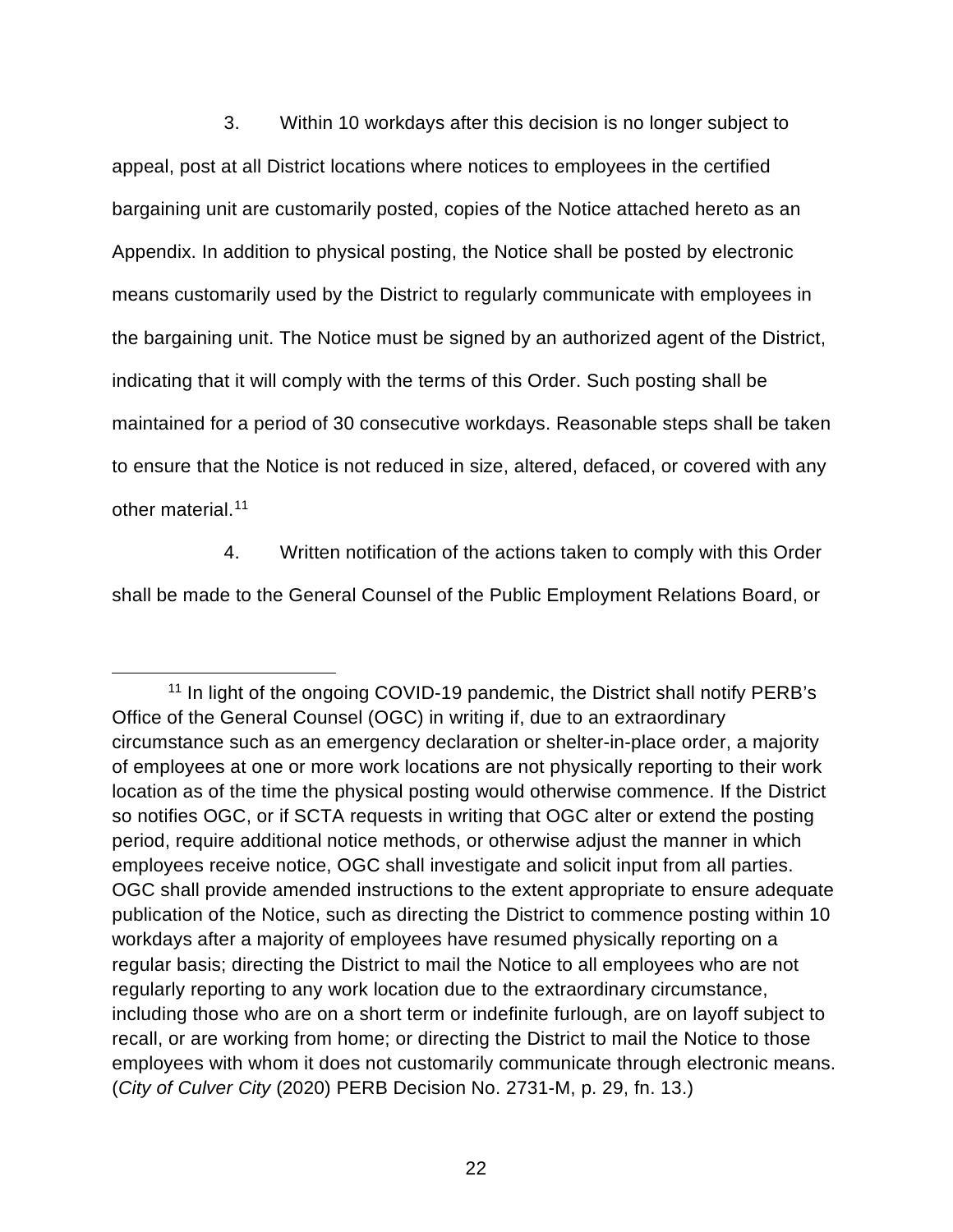3. Within 10 workdays after this decision is no longer subject to appeal, post at all District locations where notices to employees in the certified bargaining unit are customarily posted, copies of the Notice attached hereto as an Appendix. In addition to physical posting, the Notice shall be posted by electronic means customarily used by the District to regularly communicate with employees in the bargaining unit. The Notice must be signed by an authorized agent of the District, indicating that it will comply with the terms of this Order. Such posting shall be maintained for a period of 30 consecutive workdays. Reasonable steps shall be taken to ensure that the Notice is not reduced in size, altered, defaced, or covered with any other material.[11]

4. Written notification of the actions taken to comply with this Order shall be made to the General Counsel of the Public Employment Relations Board, or

[11] In light of the ongoing COVID-19 pandemic, the District shall notify PERB's Office of the General Counsel (OGC) in writing if, due to an extraordinary circumstance such as an emergency declaration or shelter-in-place order, a majority of employees at one or more work locations are not physically reporting to their work location as of the time the physical posting would otherwise commence. If the District so notifies OGC, or if SCTA requests in writing that OGC alter or extend the posting period, require additional notice methods, or otherwise adjust the manner in which employees receive notice, OGC shall investigate and solicit input from all parties. OGC shall provide amended instructions to the extent appropriate to ensure adequate publication of the Notice, such as directing the District to commence posting within 10 workdays after a majority of employees have resumed physically reporting on a regular basis; directing the District to mail the Notice to all employees who are not regularly reporting to any work location due to the extraordinary circumstance, including those who are on a short term or indefinite furlough, are on layoff subject to recall, or are working from home; or directing the District to mail the Notice to those employees with whom it does not customarily communicate through electronic means. (*City of Culver City* (2020) PERB Decision No. 2731-M, p. 29, fn. 13.)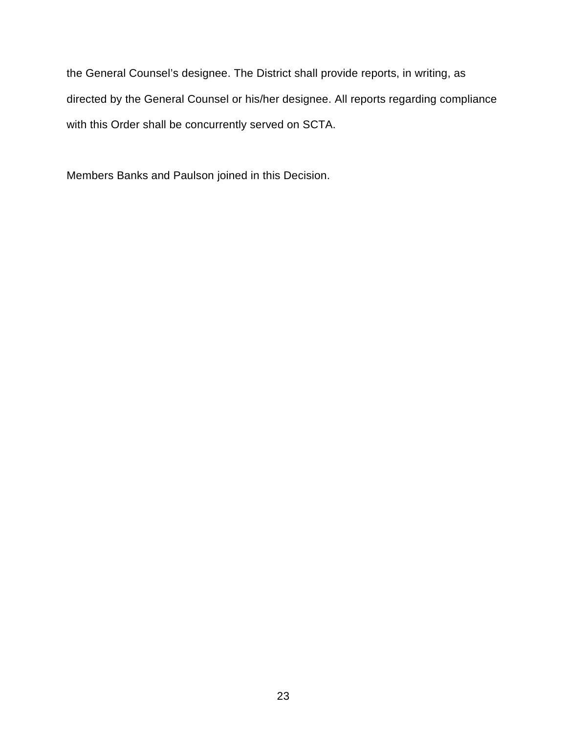the General Counsel’s designee. The District shall provide reports, in writing, as directed by the General Counsel or his/her designee. All reports regarding compliance with this Order shall be concurrently served on SCTA.

Members Banks and Paulson joined in this Decision.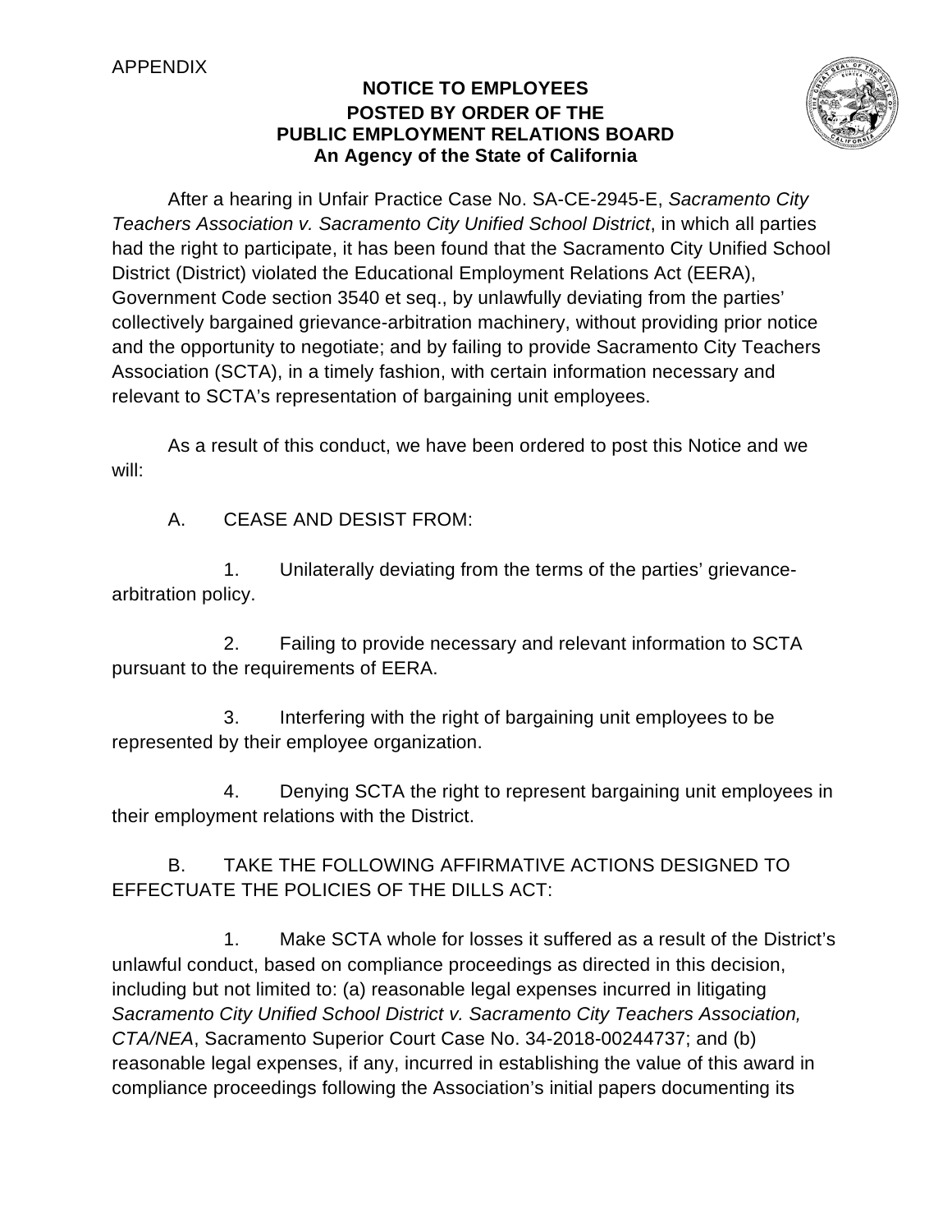APPENDIX

**NOTICE TO EMPLOYEES**
**POSTED BY ORDER OF THE**
**PUBLIC EMPLOYMENT RELATIONS BOARD**
**An Agency of the State of California**

After a hearing in Unfair Practice Case No. SA-CE-2945-E, *Sacramento City Teachers Association v. Sacramento City Unified School District*, in which all parties had the right to participate, it has been found that the Sacramento City Unified School District (District) violated the Educational Employment Relations Act (EERA), Government Code section 3540 et seq., by unlawfully deviating from the parties' collectively bargained grievance-arbitration machinery, without providing prior notice and the opportunity to negotiate; and by failing to provide Sacramento City Teachers Association (SCTA), in a timely fashion, with certain information necessary and relevant to SCTA's representation of bargaining unit employees.

As a result of this conduct, we have been ordered to post this Notice and we will:

A. CEASE AND DESIST FROM:

1. Unilaterally deviating from the terms of the parties' grievance-arbitration policy.

2. Failing to provide necessary and relevant information to SCTA pursuant to the requirements of EERA.

3. Interfering with the right of bargaining unit employees to be represented by their employee organization.

4. Denying SCTA the right to represent bargaining unit employees in their employment relations with the District.

B. TAKE THE FOLLOWING AFFIRMATIVE ACTIONS DESIGNED TO EFFECTUATE THE POLICIES OF THE DILLS ACT:

1. Make SCTA whole for losses it suffered as a result of the District's unlawful conduct, based on compliance proceedings as directed in this decision, including but not limited to: (a) reasonable legal expenses incurred in litigating *Sacramento City Unified School District v. Sacramento City Teachers Association, CTA/NEA*, Sacramento Superior Court Case No. 34-2018-00244737; and (b) reasonable legal expenses, if any, incurred in establishing the value of this award in compliance proceedings following the Association's initial papers documenting its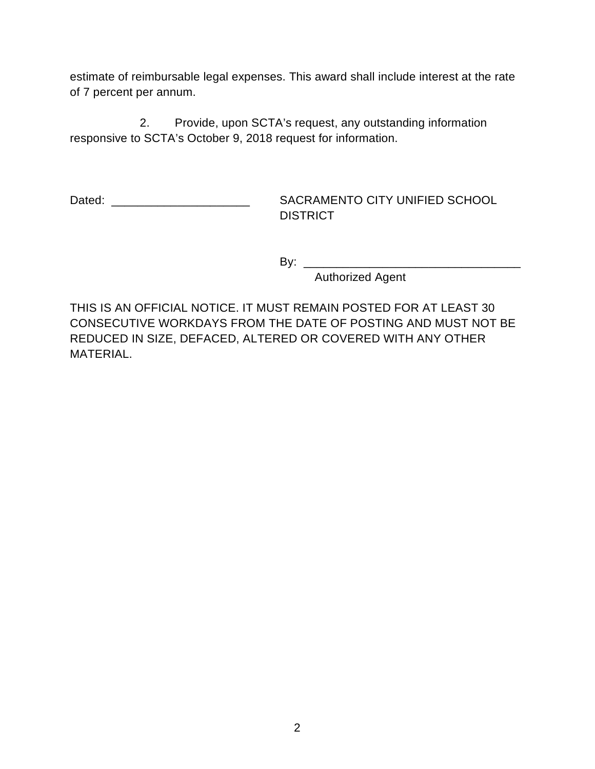estimate of reimbursable legal expenses. This award shall include interest at the rate of 7 percent per annum.

2. Provide, upon SCTA's request, any outstanding information responsive to SCTA's October 9, 2018 request for information.

Dated: ______________________ SACRAMENTO CITY UNIFIED SCHOOL DISTRICT

By: ___________________________________
Authorized Agent

THIS IS AN OFFICIAL NOTICE. IT MUST REMAIN POSTED FOR AT LEAST 30 CONSECUTIVE WORKDAYS FROM THE DATE OF POSTING AND MUST NOT BE REDUCED IN SIZE, DEFACED, ALTERED OR COVERED WITH ANY OTHER MATERIAL.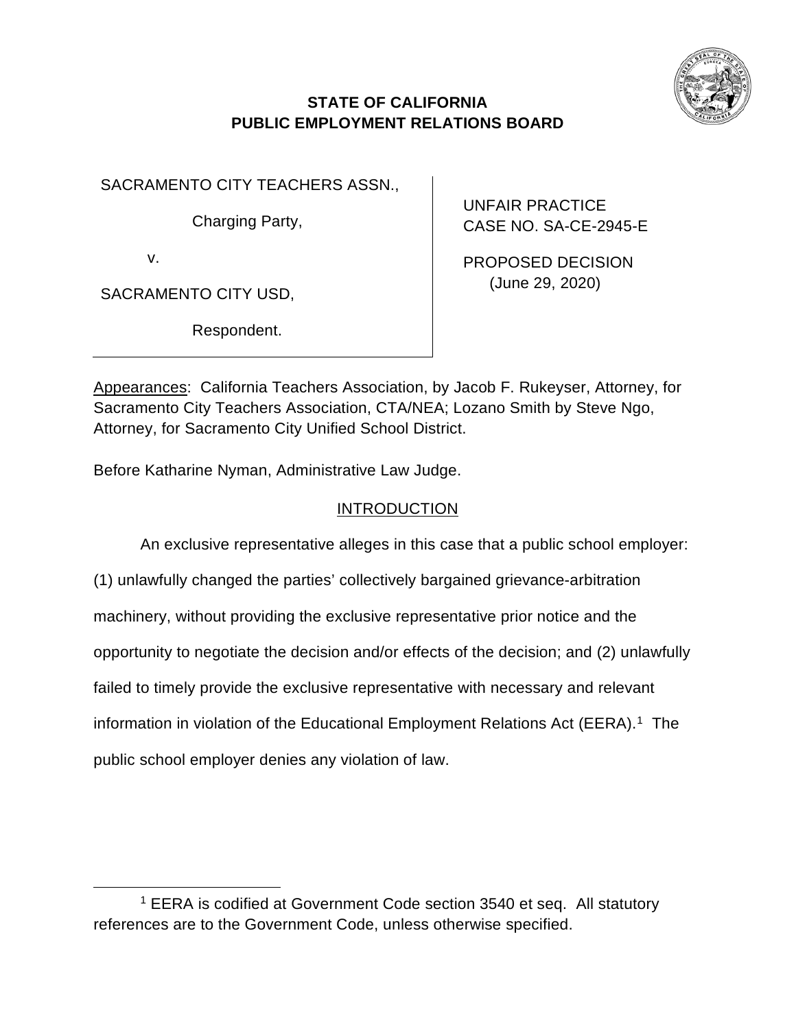**STATE OF CALIFORNIA**
**PUBLIC EMPLOYMENT RELATIONS BOARD**

SACRAMENTO CITY TEACHERS ASSN.,

Charging Party,

v.

SACRAMENTO CITY USD,

Respondent.

UNFAIR PRACTICE
CASE NO. SA-CE-2945-E

PROPOSED DECISION
(June 29, 2020)

Appearances: California Teachers Association, by Jacob F. Rukeyser, Attorney, for Sacramento City Teachers Association, CTA/NEA; Lozano Smith by Steve Ngo, Attorney, for Sacramento City Unified School District.

Before Katharine Nyman, Administrative Law Judge.

## INTRODUCTION

An exclusive representative alleges in this case that a public school employer: (1) unlawfully changed the parties' collectively bargained grievance-arbitration machinery, without providing the exclusive representative prior notice and the opportunity to negotiate the decision and/or effects of the decision; and (2) unlawfully failed to timely provide the exclusive representative with necessary and relevant information in violation of the Educational Employment Relations Act (EERA).[1] The public school employer denies any violation of law.

[1] EERA is codified at Government Code section 3540 et seq. All statutory references are to the Government Code, unless otherwise specified.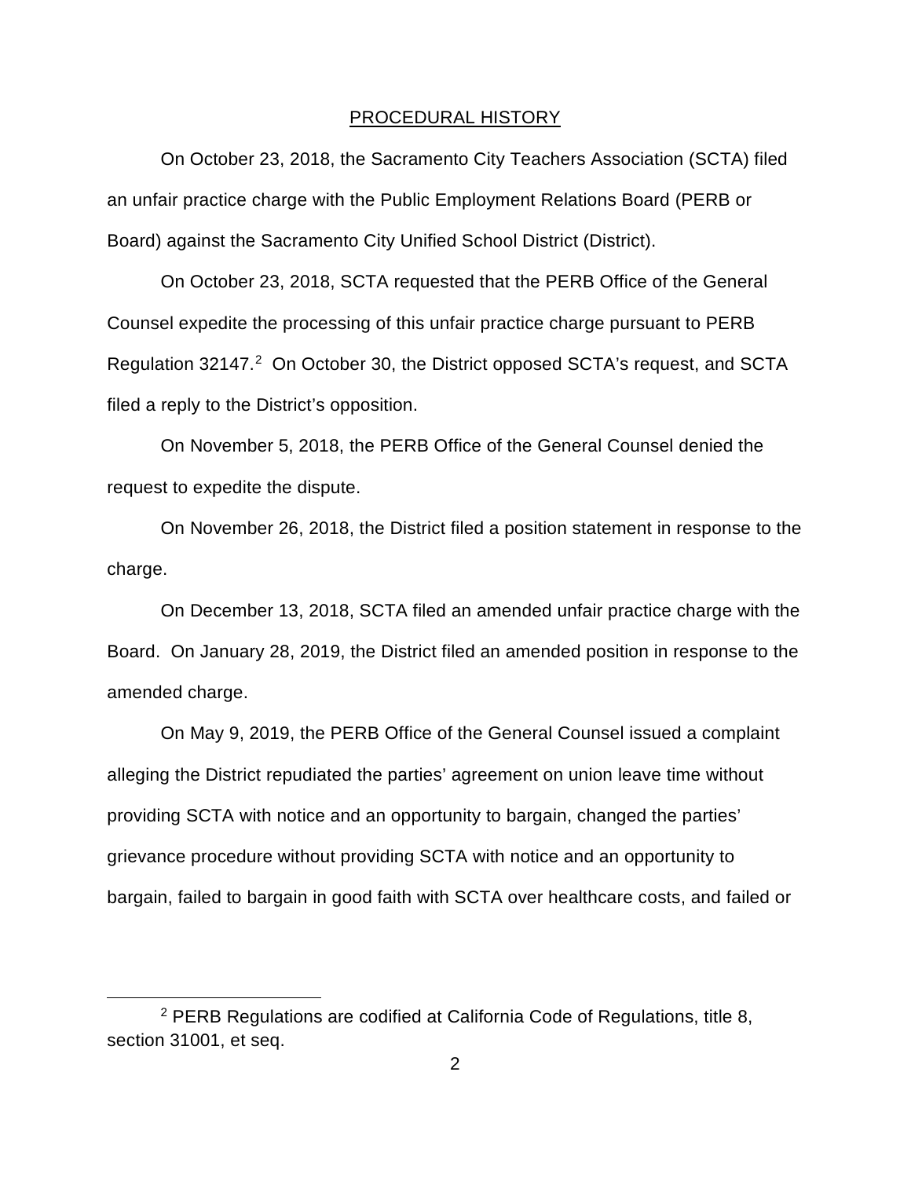## PROCEDURAL HISTORY

On October 23, 2018, the Sacramento City Teachers Association (SCTA) filed an unfair practice charge with the Public Employment Relations Board (PERB or Board) against the Sacramento City Unified School District (District).

On October 23, 2018, SCTA requested that the PERB Office of the General Counsel expedite the processing of this unfair practice charge pursuant to PERB Regulation 32147.[2] On October 30, the District opposed SCTA's request, and SCTA filed a reply to the District's opposition.

On November 5, 2018, the PERB Office of the General Counsel denied the request to expedite the dispute.

On November 26, 2018, the District filed a position statement in response to the charge.

On December 13, 2018, SCTA filed an amended unfair practice charge with the Board. On January 28, 2019, the District filed an amended position in response to the amended charge.

On May 9, 2019, the PERB Office of the General Counsel issued a complaint alleging the District repudiated the parties' agreement on union leave time without providing SCTA with notice and an opportunity to bargain, changed the parties' grievance procedure without providing SCTA with notice and an opportunity to bargain, failed to bargain in good faith with SCTA over healthcare costs, and failed or

[2] PERB Regulations are codified at California Code of Regulations, title 8, section 31001, et seq.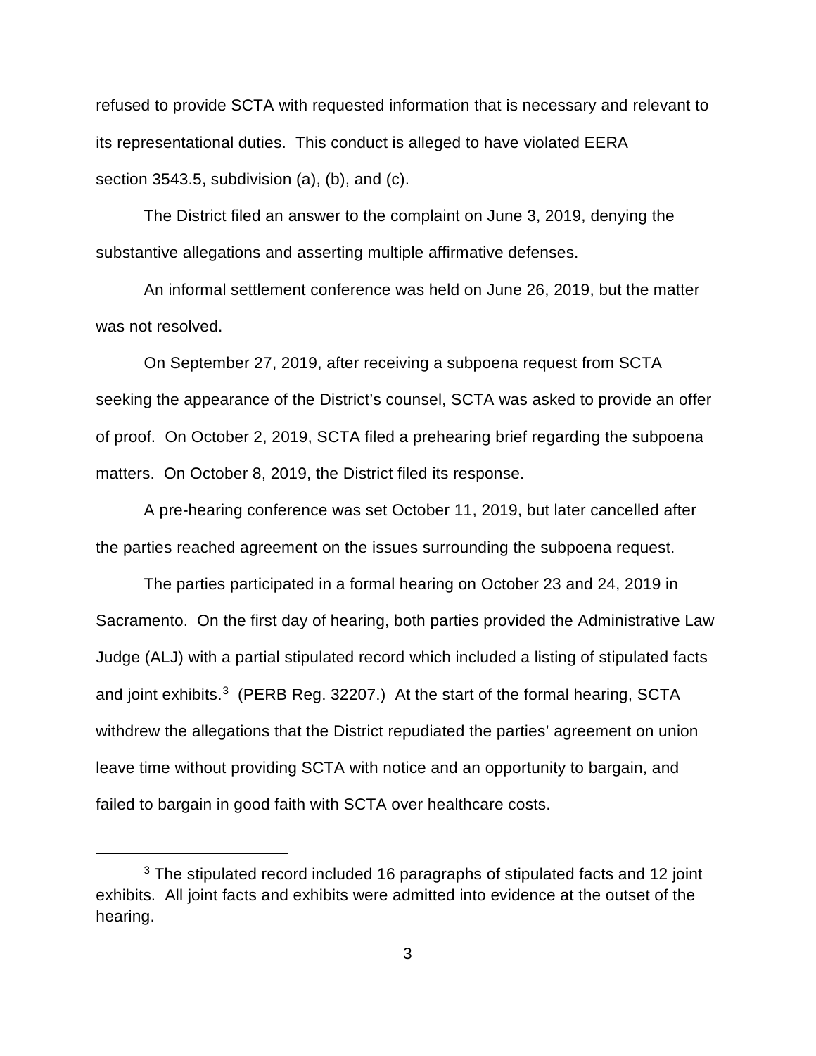refused to provide SCTA with requested information that is necessary and relevant to its representational duties. This conduct is alleged to have violated EERA section 3543.5, subdivision (a), (b), and (c).

The District filed an answer to the complaint on June 3, 2019, denying the substantive allegations and asserting multiple affirmative defenses.

An informal settlement conference was held on June 26, 2019, but the matter was not resolved.

On September 27, 2019, after receiving a subpoena request from SCTA seeking the appearance of the District's counsel, SCTA was asked to provide an offer of proof. On October 2, 2019, SCTA filed a prehearing brief regarding the subpoena matters. On October 8, 2019, the District filed its response.

A pre-hearing conference was set October 11, 2019, but later cancelled after the parties reached agreement on the issues surrounding the subpoena request.

The parties participated in a formal hearing on October 23 and 24, 2019 in Sacramento. On the first day of hearing, both parties provided the Administrative Law Judge (ALJ) with a partial stipulated record which included a listing of stipulated facts and joint exhibits.[3] (PERB Reg. 32207.) At the start of the formal hearing, SCTA withdrew the allegations that the District repudiated the parties' agreement on union leave time without providing SCTA with notice and an opportunity to bargain, and failed to bargain in good faith with SCTA over healthcare costs.

---

[3] The stipulated record included 16 paragraphs of stipulated facts and 12 joint exhibits. All joint facts and exhibits were admitted into evidence at the outset of the hearing.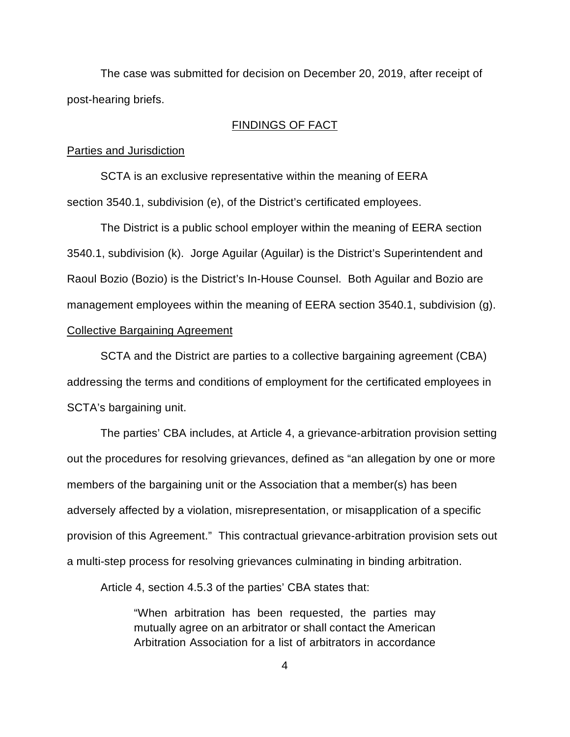The case was submitted for decision on December 20, 2019, after receipt of post-hearing briefs.

## FINDINGS OF FACT

### Parties and Jurisdiction

SCTA is an exclusive representative within the meaning of EERA section 3540.1, subdivision (e), of the District's certificated employees.

The District is a public school employer within the meaning of EERA section 3540.1, subdivision (k). Jorge Aguilar (Aguilar) is the District's Superintendent and Raoul Bozio (Bozio) is the District's In-House Counsel. Both Aguilar and Bozio are management employees within the meaning of EERA section 3540.1, subdivision (g).

### Collective Bargaining Agreement

SCTA and the District are parties to a collective bargaining agreement (CBA) addressing the terms and conditions of employment for the certificated employees in SCTA's bargaining unit.

The parties' CBA includes, at Article 4, a grievance-arbitration provision setting out the procedures for resolving grievances, defined as "an allegation by one or more members of the bargaining unit or the Association that a member(s) has been adversely affected by a violation, misrepresentation, or misapplication of a specific provision of this Agreement." This contractual grievance-arbitration provision sets out a multi-step process for resolving grievances culminating in binding arbitration.

Article 4, section 4.5.3 of the parties' CBA states that:

> "When arbitration has been requested, the parties may mutually agree on an arbitrator or shall contact the American Arbitration Association for a list of arbitrators in accordance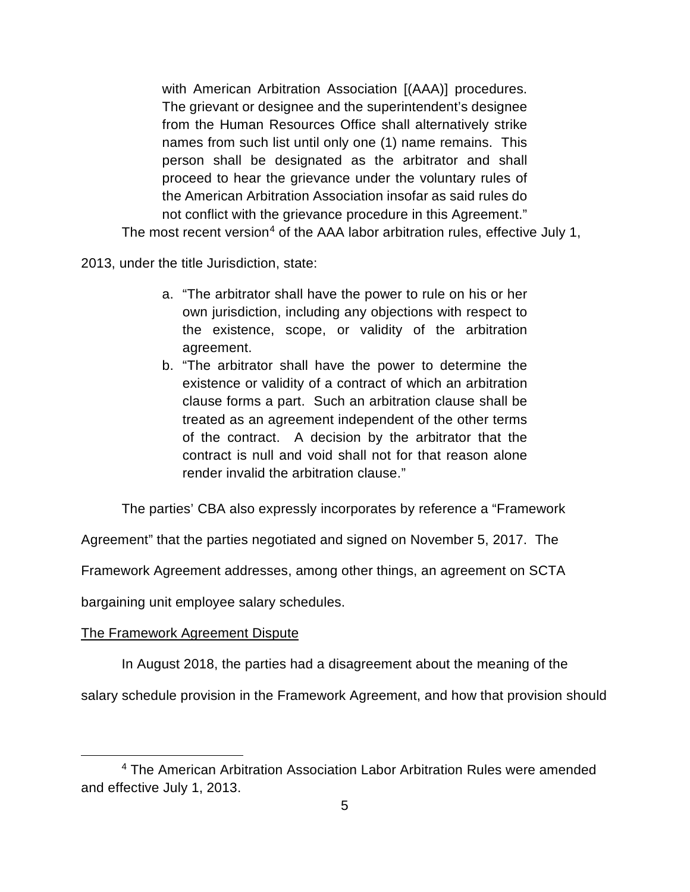> with American Arbitration Association [(AAA)] procedures. The grievant or designee and the superintendent's designee from the Human Resources Office shall alternatively strike names from such list until only one (1) name remains. This person shall be designated as the arbitrator and shall proceed to hear the grievance under the voluntary rules of the American Arbitration Association insofar as said rules do not conflict with the grievance procedure in this Agreement."

The most recent version[4] of the AAA labor arbitration rules, effective July 1, 2013, under the title Jurisdiction, state:

> a. "The arbitrator shall have the power to rule on his or her own jurisdiction, including any objections with respect to the existence, scope, or validity of the arbitration agreement.
> b. "The arbitrator shall have the power to determine the existence or validity of a contract of which an arbitration clause forms a part. Such an arbitration clause shall be treated as an agreement independent of the other terms of the contract. A decision by the arbitrator that the contract is null and void shall not for that reason alone render invalid the arbitration clause."

The parties' CBA also expressly incorporates by reference a "Framework Agreement" that the parties negotiated and signed on November 5, 2017. The Framework Agreement addresses, among other things, an agreement on SCTA bargaining unit employee salary schedules.

The Framework Agreement Dispute

In August 2018, the parties had a disagreement about the meaning of the salary schedule provision in the Framework Agreement, and how that provision should

[4] The American Arbitration Association Labor Arbitration Rules were amended and effective July 1, 2013.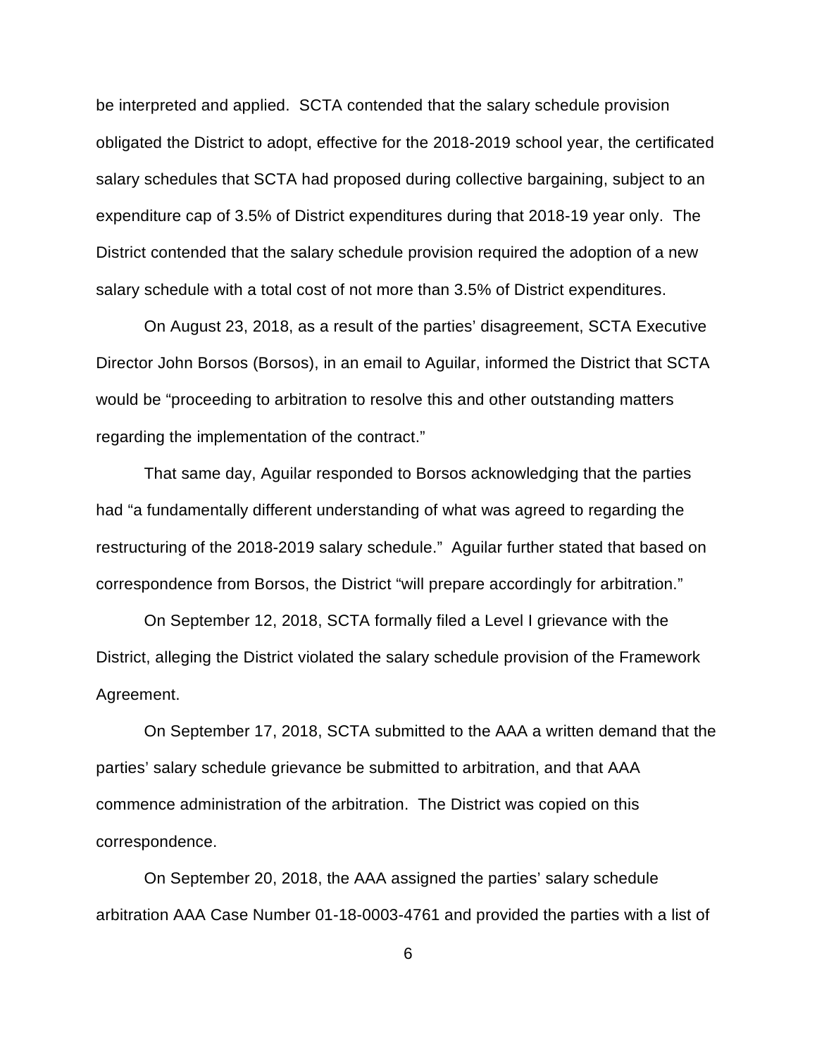be interpreted and applied. SCTA contended that the salary schedule provision obligated the District to adopt, effective for the 2018-2019 school year, the certificated salary schedules that SCTA had proposed during collective bargaining, subject to an expenditure cap of 3.5% of District expenditures during that 2018-19 year only. The District contended that the salary schedule provision required the adoption of a new salary schedule with a total cost of not more than 3.5% of District expenditures.

On August 23, 2018, as a result of the parties' disagreement, SCTA Executive Director John Borsos (Borsos), in an email to Aguilar, informed the District that SCTA would be "proceeding to arbitration to resolve this and other outstanding matters regarding the implementation of the contract."

That same day, Aguilar responded to Borsos acknowledging that the parties had "a fundamentally different understanding of what was agreed to regarding the restructuring of the 2018-2019 salary schedule." Aguilar further stated that based on correspondence from Borsos, the District "will prepare accordingly for arbitration."

On September 12, 2018, SCTA formally filed a Level I grievance with the District, alleging the District violated the salary schedule provision of the Framework Agreement.

On September 17, 2018, SCTA submitted to the AAA a written demand that the parties' salary schedule grievance be submitted to arbitration, and that AAA commence administration of the arbitration. The District was copied on this correspondence.

On September 20, 2018, the AAA assigned the parties' salary schedule arbitration AAA Case Number 01-18-0003-4761 and provided the parties with a list of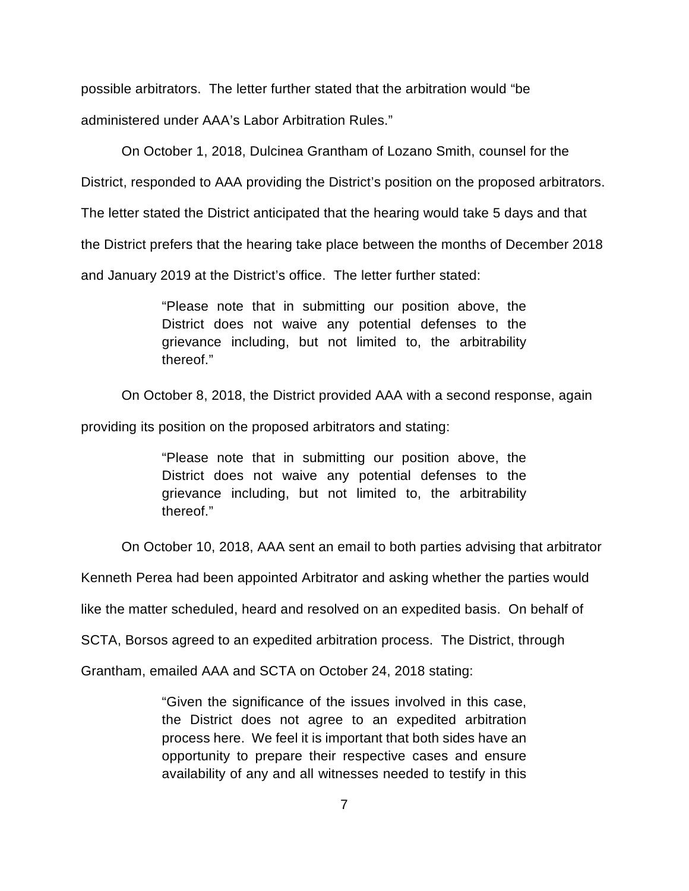possible arbitrators. The letter further stated that the arbitration would "be administered under AAA's Labor Arbitration Rules."

On October 1, 2018, Dulcinea Grantham of Lozano Smith, counsel for the District, responded to AAA providing the District's position on the proposed arbitrators. The letter stated the District anticipated that the hearing would take 5 days and that the District prefers that the hearing take place between the months of December 2018 and January 2019 at the District's office. The letter further stated:

> "Please note that in submitting our position above, the District does not waive any potential defenses to the grievance including, but not limited to, the arbitrability thereof."

On October 8, 2018, the District provided AAA with a second response, again providing its position on the proposed arbitrators and stating:

> "Please note that in submitting our position above, the District does not waive any potential defenses to the grievance including, but not limited to, the arbitrability thereof."

On October 10, 2018, AAA sent an email to both parties advising that arbitrator Kenneth Perea had been appointed Arbitrator and asking whether the parties would like the matter scheduled, heard and resolved on an expedited basis. On behalf of SCTA, Borsos agreed to an expedited arbitration process. The District, through Grantham, emailed AAA and SCTA on October 24, 2018 stating:

> "Given the significance of the issues involved in this case, the District does not agree to an expedited arbitration process here. We feel it is important that both sides have an opportunity to prepare their respective cases and ensure availability of any and all witnesses needed to testify in this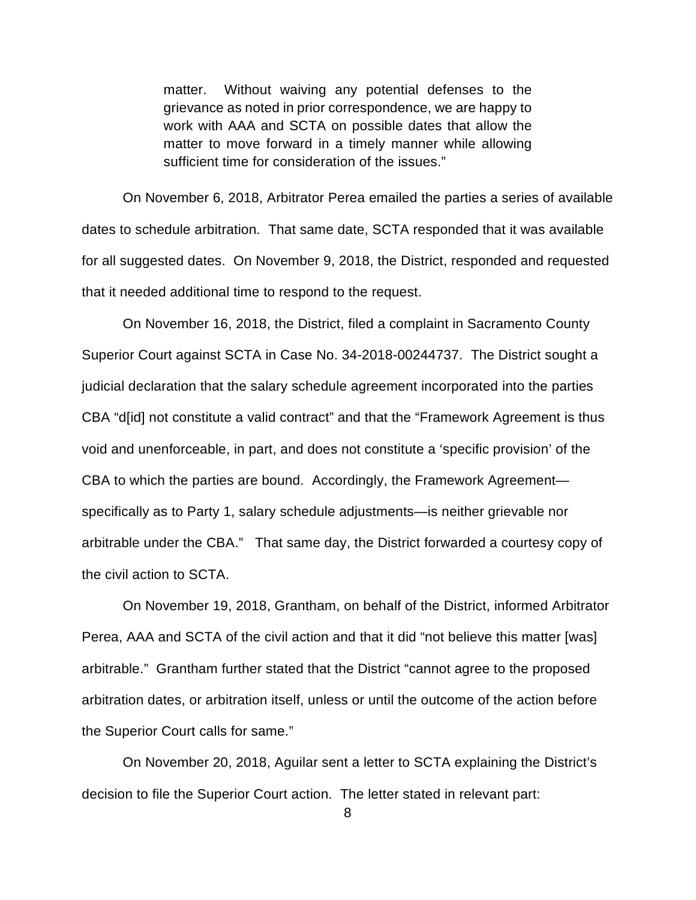> matter. Without waiving any potential defenses to the grievance as noted in prior correspondence, we are happy to work with AAA and SCTA on possible dates that allow the matter to move forward in a timely manner while allowing sufficient time for consideration of the issues."

On November 6, 2018, Arbitrator Perea emailed the parties a series of available dates to schedule arbitration. That same date, SCTA responded that it was available for all suggested dates. On November 9, 2018, the District, responded and requested that it needed additional time to respond to the request.

On November 16, 2018, the District, filed a complaint in Sacramento County Superior Court against SCTA in Case No. 34-2018-00244737. The District sought a judicial declaration that the salary schedule agreement incorporated into the parties CBA "d[id] not constitute a valid contract" and that the "Framework Agreement is thus void and unenforceable, in part, and does not constitute a 'specific provision' of the CBA to which the parties are bound. Accordingly, the Framework Agreement—specifically as to Party 1, salary schedule adjustments—is neither grievable nor arbitrable under the CBA." That same day, the District forwarded a courtesy copy of the civil action to SCTA.

On November 19, 2018, Grantham, on behalf of the District, informed Arbitrator Perea, AAA and SCTA of the civil action and that it did "not believe this matter [was] arbitrable." Grantham further stated that the District "cannot agree to the proposed arbitration dates, or arbitration itself, unless or until the outcome of the action before the Superior Court calls for same."

On November 20, 2018, Aguilar sent a letter to SCTA explaining the District's decision to file the Superior Court action. The letter stated in relevant part: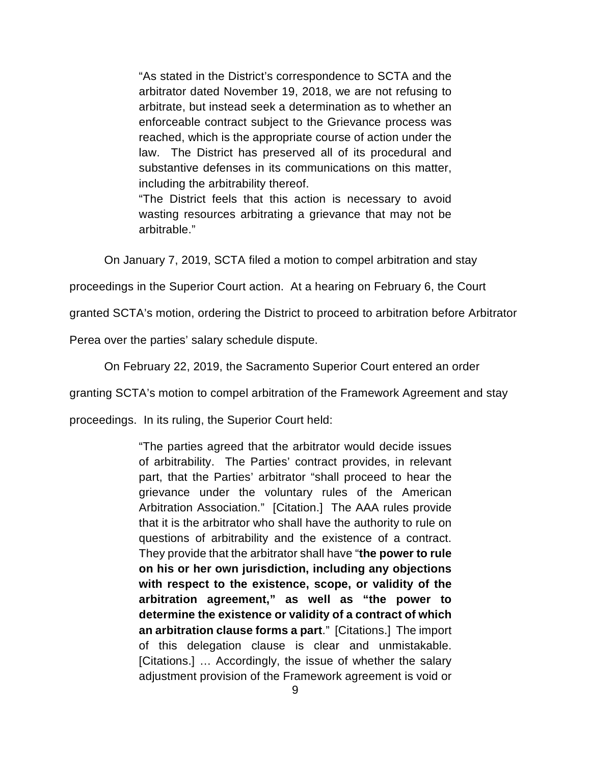> "As stated in the District's correspondence to SCTA and the arbitrator dated November 19, 2018, we are not refusing to arbitrate, but instead seek a determination as to whether an enforceable contract subject to the Grievance process was reached, which is the appropriate course of action under the law. The District has preserved all of its procedural and substantive defenses in its communications on this matter, including the arbitrability thereof.
>
> "The District feels that this action is necessary to avoid wasting resources arbitrating a grievance that may not be arbitrable."

On January 7, 2019, SCTA filed a motion to compel arbitration and stay proceedings in the Superior Court action. At a hearing on February 6, the Court granted SCTA's motion, ordering the District to proceed to arbitration before Arbitrator Perea over the parties' salary schedule dispute.

On February 22, 2019, the Sacramento Superior Court entered an order granting SCTA's motion to compel arbitration of the Framework Agreement and stay proceedings. In its ruling, the Superior Court held:

> "The parties agreed that the arbitrator would decide issues of arbitrability. The Parties' contract provides, in relevant part, that the Parties' arbitrator "shall proceed to hear the grievance under the voluntary rules of the American Arbitration Association." [Citation.] The AAA rules provide that it is the arbitrator who shall have the authority to rule on questions of arbitrability and the existence of a contract. They provide that the arbitrator shall have "**the power to rule on his or her own jurisdiction, including any objections with respect to the existence, scope, or validity of the arbitration agreement," as well as "the power to determine the existence or validity of a contract of which an arbitration clause forms a part**." [Citations.] The import of this delegation clause is clear and unmistakable. [Citations.] … Accordingly, the issue of whether the salary adjustment provision of the Framework agreement is void or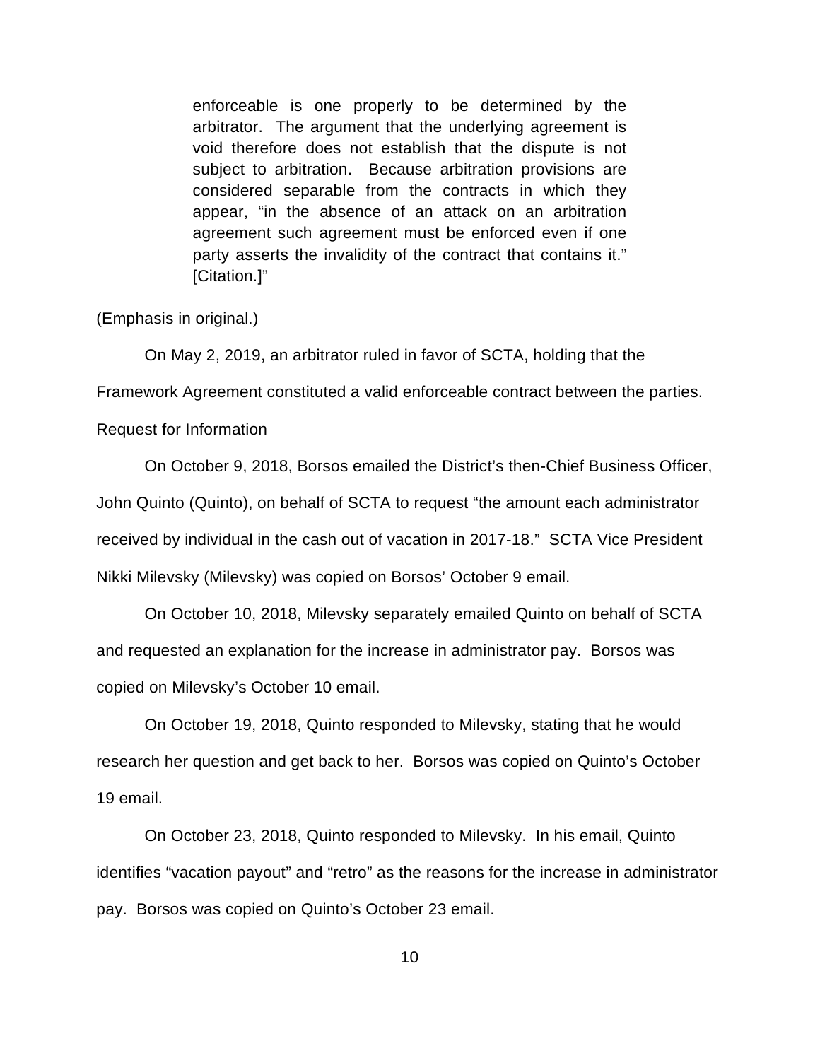> enforceable is one properly to be determined by the arbitrator. The argument that the underlying agreement is void therefore does not establish that the dispute is not subject to arbitration. Because arbitration provisions are considered separable from the contracts in which they appear, "in the absence of an attack on an arbitration agreement such agreement must be enforced even if one party asserts the invalidity of the contract that contains it." [Citation.]"

(Emphasis in original.)

On May 2, 2019, an arbitrator ruled in favor of SCTA, holding that the Framework Agreement constituted a valid enforceable contract between the parties.

Request for Information

On October 9, 2018, Borsos emailed the District's then-Chief Business Officer, John Quinto (Quinto), on behalf of SCTA to request "the amount each administrator received by individual in the cash out of vacation in 2017-18." SCTA Vice President Nikki Milevsky (Milevsky) was copied on Borsos' October 9 email.

On October 10, 2018, Milevsky separately emailed Quinto on behalf of SCTA and requested an explanation for the increase in administrator pay. Borsos was copied on Milevsky's October 10 email.

On October 19, 2018, Quinto responded to Milevsky, stating that he would research her question and get back to her. Borsos was copied on Quinto's October 19 email.

On October 23, 2018, Quinto responded to Milevsky. In his email, Quinto identifies "vacation payout" and "retro" as the reasons for the increase in administrator pay. Borsos was copied on Quinto's October 23 email.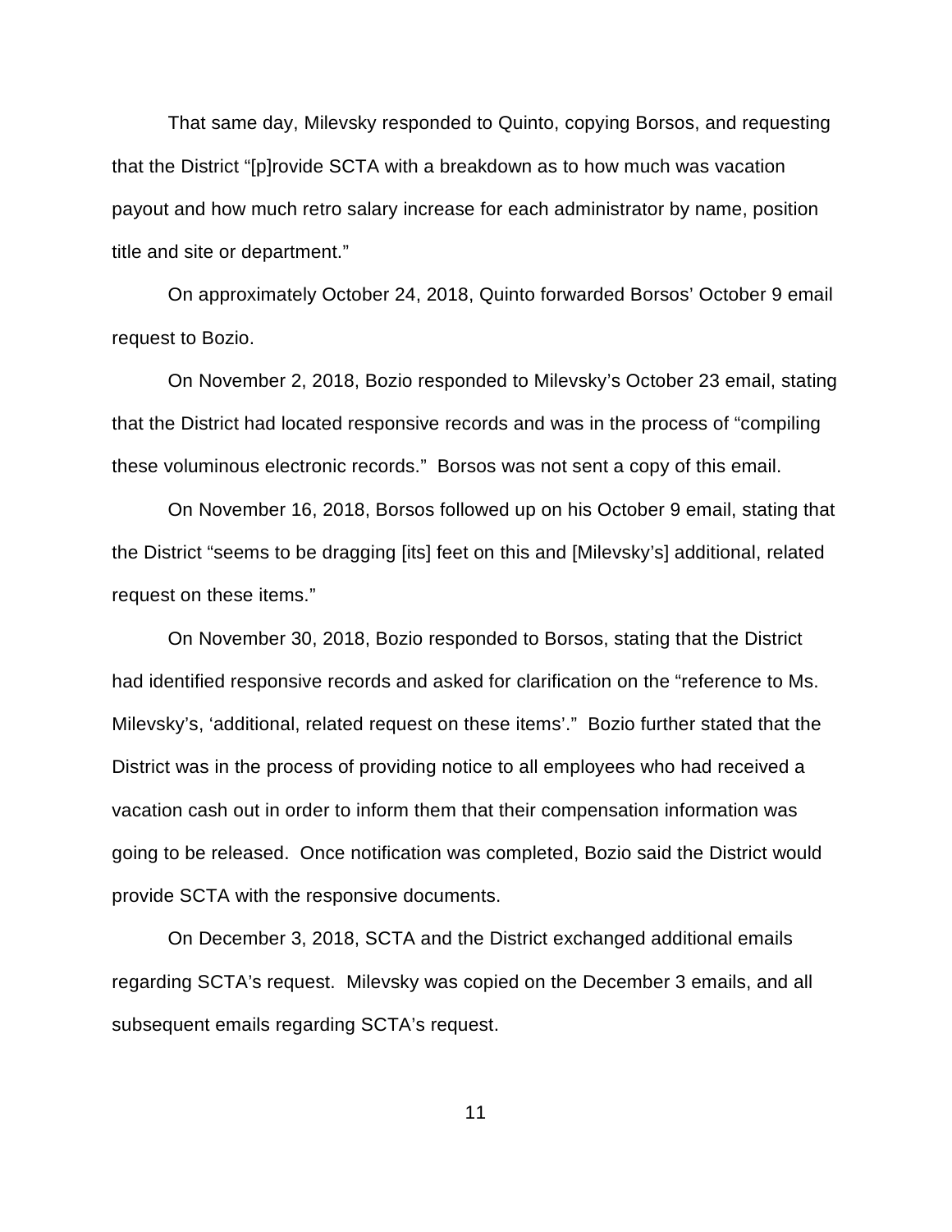That same day, Milevsky responded to Quinto, copying Borsos, and requesting that the District "[p]rovide SCTA with a breakdown as to how much was vacation payout and how much retro salary increase for each administrator by name, position title and site or department."

On approximately October 24, 2018, Quinto forwarded Borsos' October 9 email request to Bozio.

On November 2, 2018, Bozio responded to Milevsky's October 23 email, stating that the District had located responsive records and was in the process of "compiling these voluminous electronic records." Borsos was not sent a copy of this email.

On November 16, 2018, Borsos followed up on his October 9 email, stating that the District "seems to be dragging [its] feet on this and [Milevsky's] additional, related request on these items."

On November 30, 2018, Bozio responded to Borsos, stating that the District had identified responsive records and asked for clarification on the "reference to Ms. Milevsky's, 'additional, related request on these items'." Bozio further stated that the District was in the process of providing notice to all employees who had received a vacation cash out in order to inform them that their compensation information was going to be released. Once notification was completed, Bozio said the District would provide SCTA with the responsive documents.

On December 3, 2018, SCTA and the District exchanged additional emails regarding SCTA's request. Milevsky was copied on the December 3 emails, and all subsequent emails regarding SCTA's request.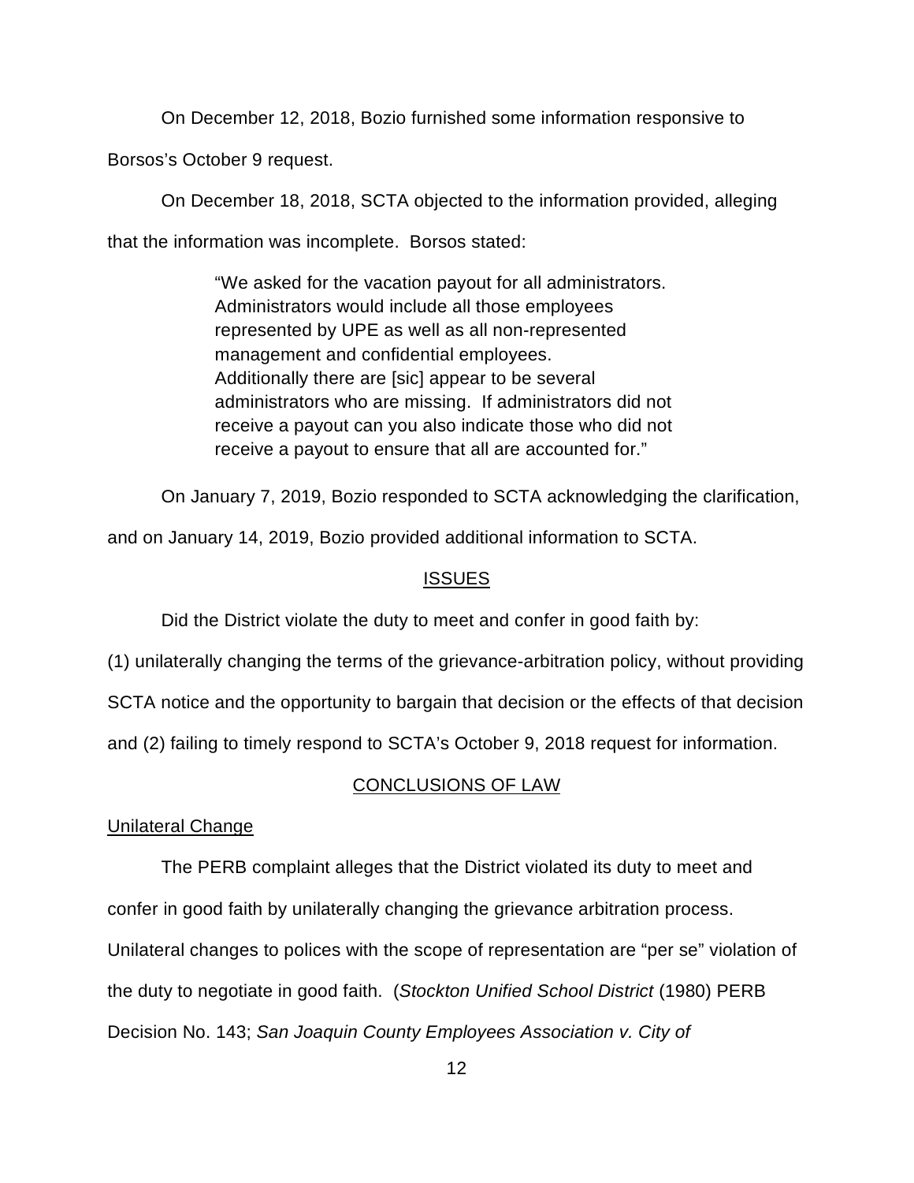On December 12, 2018, Bozio furnished some information responsive to Borsos's October 9 request.

On December 18, 2018, SCTA objected to the information provided, alleging that the information was incomplete. Borsos stated:

> "We asked for the vacation payout for all administrators. Administrators would include all those employees represented by UPE as well as all non-represented management and confidential employees. Additionally there are [sic] appear to be several administrators who are missing. If administrators did not receive a payout can you also indicate those who did not receive a payout to ensure that all are accounted for."

On January 7, 2019, Bozio responded to SCTA acknowledging the clarification, and on January 14, 2019, Bozio provided additional information to SCTA.

## ISSUES

Did the District violate the duty to meet and confer in good faith by: (1) unilaterally changing the terms of the grievance-arbitration policy, without providing SCTA notice and the opportunity to bargain that decision or the effects of that decision and (2) failing to timely respond to SCTA's October 9, 2018 request for information.

## CONCLUSIONS OF LAW

### Unilateral Change

The PERB complaint alleges that the District violated its duty to meet and confer in good faith by unilaterally changing the grievance arbitration process. Unilateral changes to polices with the scope of representation are "per se" violation of the duty to negotiate in good faith. (*Stockton Unified School District* (1980) PERB Decision No. 143; *San Joaquin County Employees Association v. City of*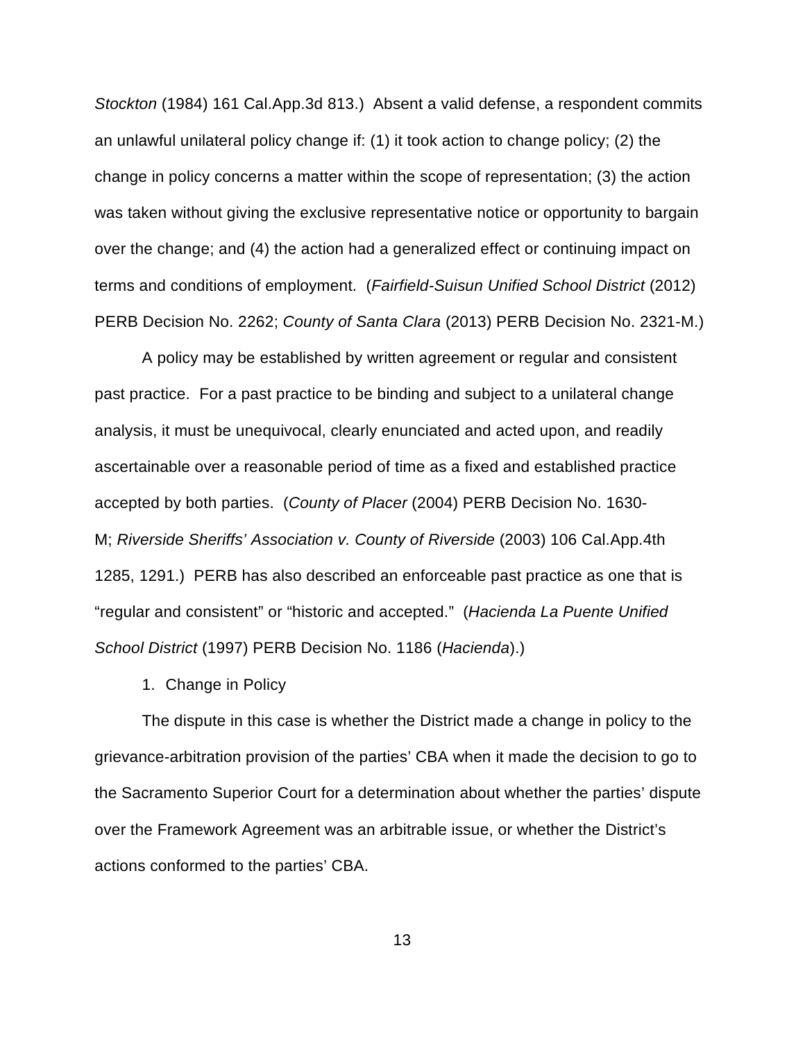*Stockton* (1984) 161 Cal.App.3d 813.) Absent a valid defense, a respondent commits an unlawful unilateral policy change if: (1) it took action to change policy; (2) the change in policy concerns a matter within the scope of representation; (3) the action was taken without giving the exclusive representative notice or opportunity to bargain over the change; and (4) the action had a generalized effect or continuing impact on terms and conditions of employment. (*Fairfield-Suisun Unified School District* (2012) PERB Decision No. 2262; *County of Santa Clara* (2013) PERB Decision No. 2321-M.)

A policy may be established by written agreement or regular and consistent past practice. For a past practice to be binding and subject to a unilateral change analysis, it must be unequivocal, clearly enunciated and acted upon, and readily ascertainable over a reasonable period of time as a fixed and established practice accepted by both parties. (*County of Placer* (2004) PERB Decision No. 1630-M; *Riverside Sheriffs' Association v. County of Riverside* (2003) 106 Cal.App.4th 1285, 1291.) PERB has also described an enforceable past practice as one that is "regular and consistent" or "historic and accepted." (*Hacienda La Puente Unified School District* (1997) PERB Decision No. 1186 (*Hacienda*).)

1. Change in Policy

The dispute in this case is whether the District made a change in policy to the grievance-arbitration provision of the parties' CBA when it made the decision to go to the Sacramento Superior Court for a determination about whether the parties' dispute over the Framework Agreement was an arbitrable issue, or whether the District's actions conformed to the parties' CBA.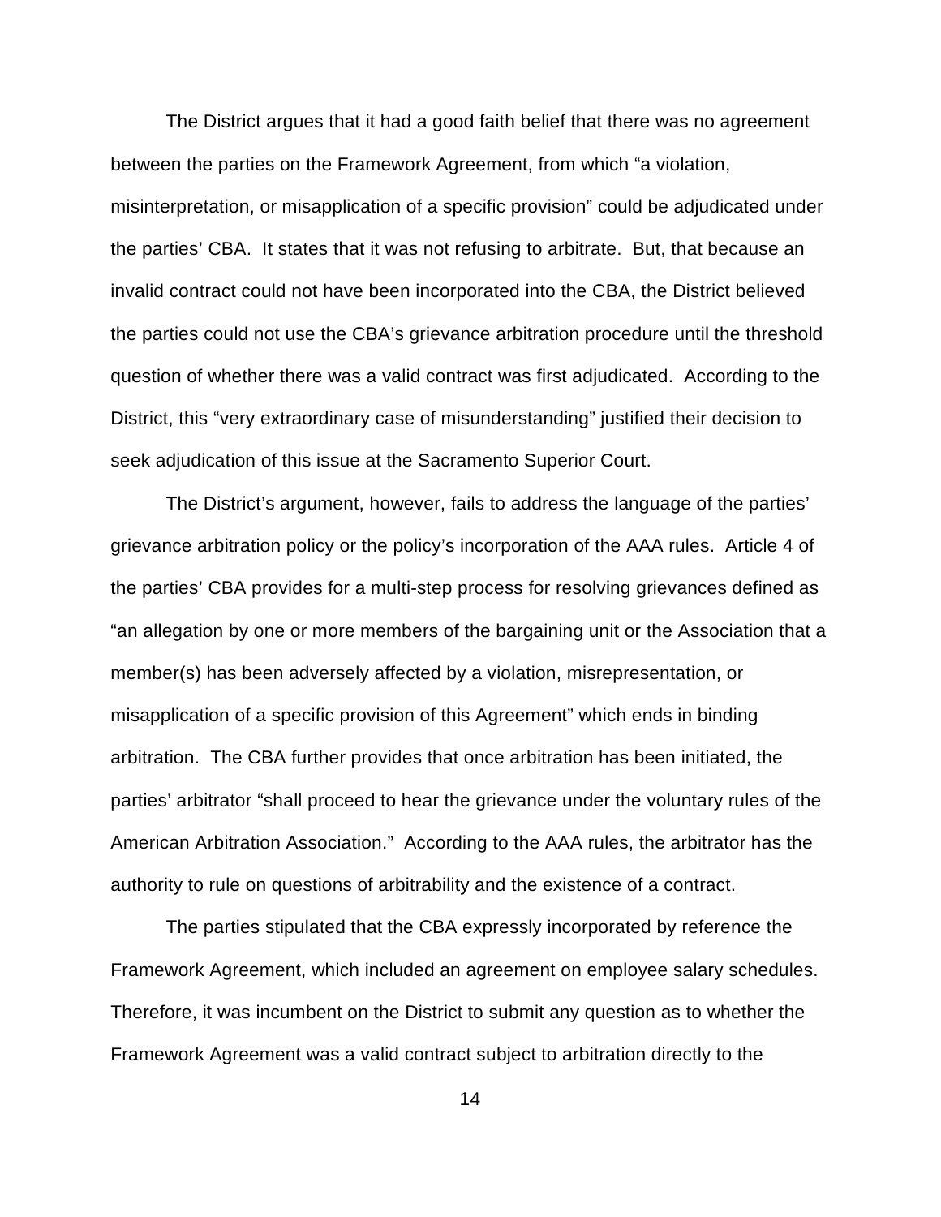The District argues that it had a good faith belief that there was no agreement between the parties on the Framework Agreement, from which "a violation, misinterpretation, or misapplication of a specific provision" could be adjudicated under the parties' CBA. It states that it was not refusing to arbitrate. But, that because an invalid contract could not have been incorporated into the CBA, the District believed the parties could not use the CBA's grievance arbitration procedure until the threshold question of whether there was a valid contract was first adjudicated. According to the District, this "very extraordinary case of misunderstanding" justified their decision to seek adjudication of this issue at the Sacramento Superior Court.

The District's argument, however, fails to address the language of the parties' grievance arbitration policy or the policy's incorporation of the AAA rules. Article 4 of the parties' CBA provides for a multi-step process for resolving grievances defined as "an allegation by one or more members of the bargaining unit or the Association that a member(s) has been adversely affected by a violation, misrepresentation, or misapplication of a specific provision of this Agreement" which ends in binding arbitration. The CBA further provides that once arbitration has been initiated, the parties' arbitrator "shall proceed to hear the grievance under the voluntary rules of the American Arbitration Association." According to the AAA rules, the arbitrator has the authority to rule on questions of arbitrability and the existence of a contract.

The parties stipulated that the CBA expressly incorporated by reference the Framework Agreement, which included an agreement on employee salary schedules. Therefore, it was incumbent on the District to submit any question as to whether the Framework Agreement was a valid contract subject to arbitration directly to the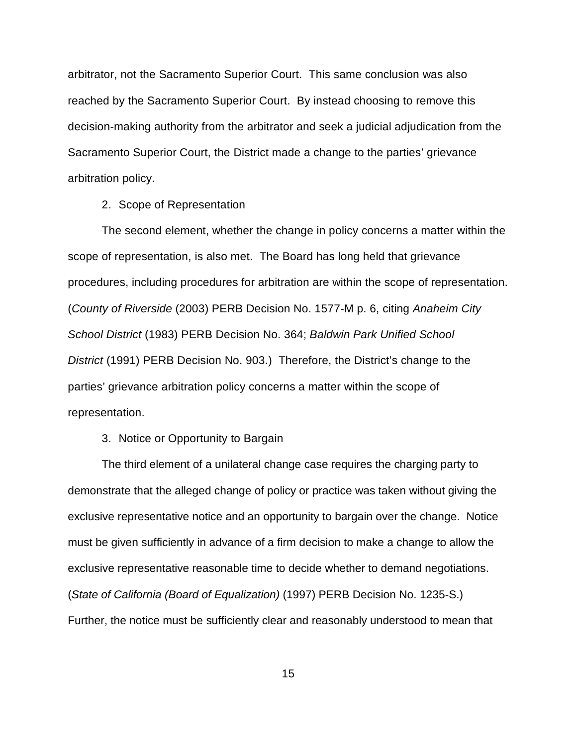arbitrator, not the Sacramento Superior Court. This same conclusion was also reached by the Sacramento Superior Court. By instead choosing to remove this decision-making authority from the arbitrator and seek a judicial adjudication from the Sacramento Superior Court, the District made a change to the parties' grievance arbitration policy.

2. Scope of Representation

The second element, whether the change in policy concerns a matter within the scope of representation, is also met. The Board has long held that grievance procedures, including procedures for arbitration are within the scope of representation. (*County of Riverside* (2003) PERB Decision No. 1577-M p. 6, citing *Anaheim City School District* (1983) PERB Decision No. 364; *Baldwin Park Unified School District* (1991) PERB Decision No. 903.) Therefore, the District's change to the parties' grievance arbitration policy concerns a matter within the scope of representation.

3. Notice or Opportunity to Bargain

The third element of a unilateral change case requires the charging party to demonstrate that the alleged change of policy or practice was taken without giving the exclusive representative notice and an opportunity to bargain over the change. Notice must be given sufficiently in advance of a firm decision to make a change to allow the exclusive representative reasonable time to decide whether to demand negotiations. (*State of California (Board of Equalization)* (1997) PERB Decision No. 1235-S.) Further, the notice must be sufficiently clear and reasonably understood to mean that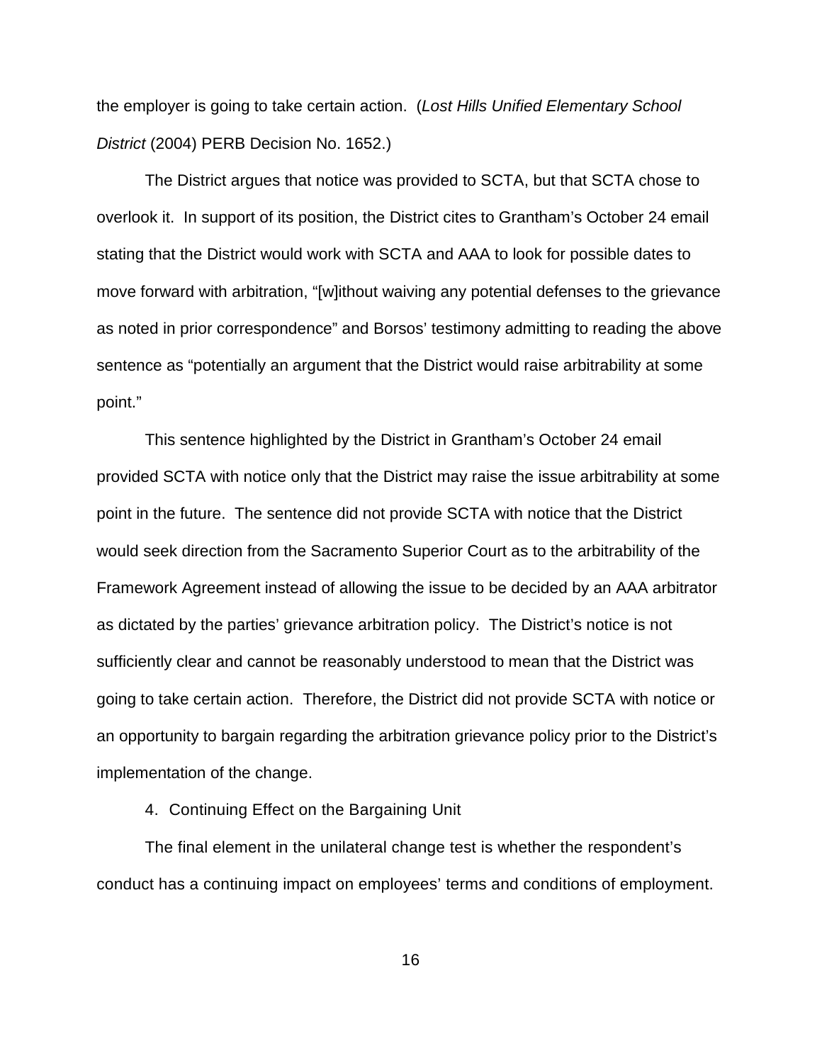the employer is going to take certain action. (*Lost Hills Unified Elementary School District* (2004) PERB Decision No. 1652.)

The District argues that notice was provided to SCTA, but that SCTA chose to overlook it. In support of its position, the District cites to Grantham's October 24 email stating that the District would work with SCTA and AAA to look for possible dates to move forward with arbitration, "[w]ithout waiving any potential defenses to the grievance as noted in prior correspondence" and Borsos' testimony admitting to reading the above sentence as "potentially an argument that the District would raise arbitrability at some point."

This sentence highlighted by the District in Grantham's October 24 email provided SCTA with notice only that the District may raise the issue arbitrability at some point in the future. The sentence did not provide SCTA with notice that the District would seek direction from the Sacramento Superior Court as to the arbitrability of the Framework Agreement instead of allowing the issue to be decided by an AAA arbitrator as dictated by the parties' grievance arbitration policy. The District's notice is not sufficiently clear and cannot be reasonably understood to mean that the District was going to take certain action. Therefore, the District did not provide SCTA with notice or an opportunity to bargain regarding the arbitration grievance policy prior to the District's implementation of the change.

4. Continuing Effect on the Bargaining Unit

The final element in the unilateral change test is whether the respondent's conduct has a continuing impact on employees' terms and conditions of employment.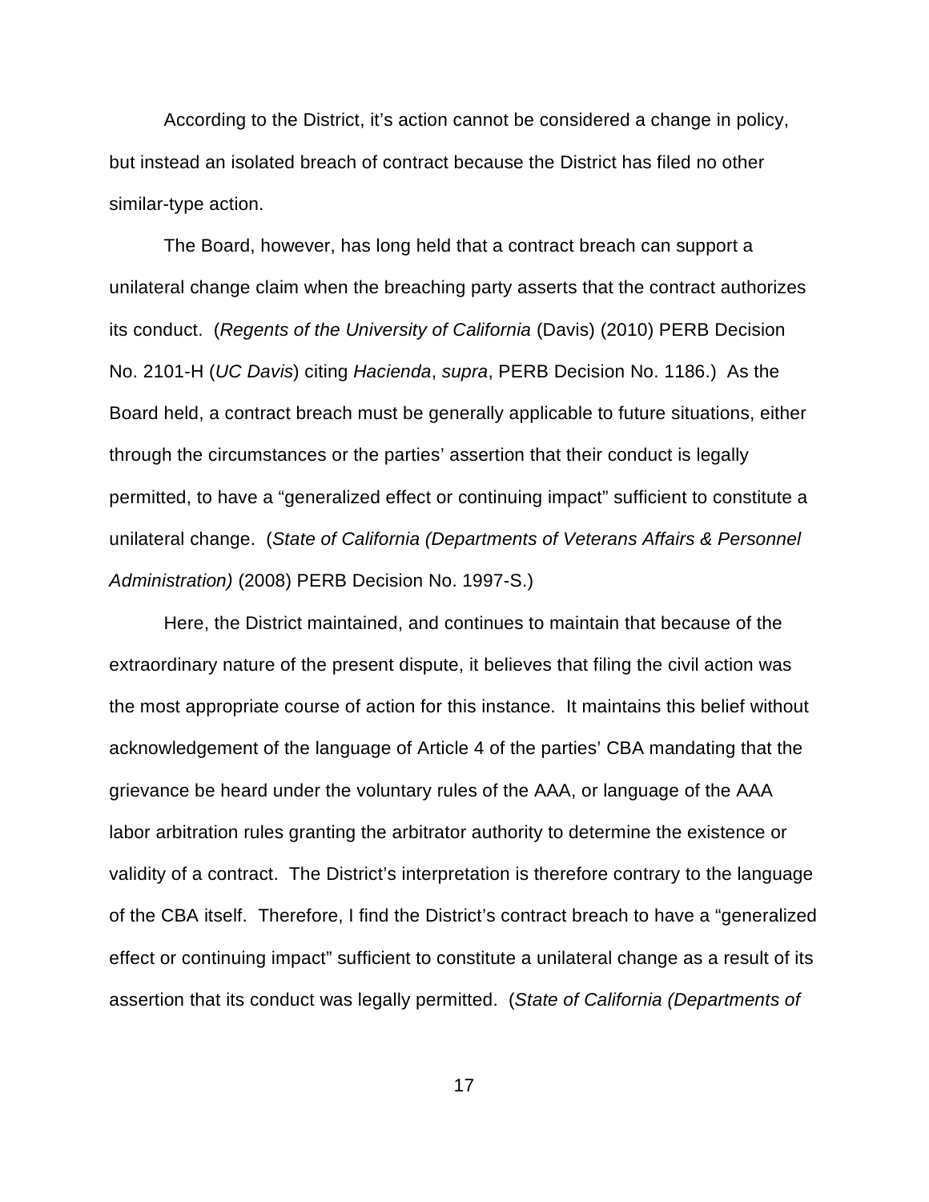According to the District, it's action cannot be considered a change in policy, but instead an isolated breach of contract because the District has filed no other similar-type action.

The Board, however, has long held that a contract breach can support a unilateral change claim when the breaching party asserts that the contract authorizes its conduct. (*Regents of the University of California* (Davis) (2010) PERB Decision No. 2101-H (*UC Davis*) citing *Hacienda*, *supra*, PERB Decision No. 1186.) As the Board held, a contract breach must be generally applicable to future situations, either through the circumstances or the parties' assertion that their conduct is legally permitted, to have a "generalized effect or continuing impact" sufficient to constitute a unilateral change. (*State of California (Departments of Veterans Affairs & Personnel Administration)* (2008) PERB Decision No. 1997-S.)

Here, the District maintained, and continues to maintain that because of the extraordinary nature of the present dispute, it believes that filing the civil action was the most appropriate course of action for this instance. It maintains this belief without acknowledgement of the language of Article 4 of the parties' CBA mandating that the grievance be heard under the voluntary rules of the AAA, or language of the AAA labor arbitration rules granting the arbitrator authority to determine the existence or validity of a contract. The District's interpretation is therefore contrary to the language of the CBA itself. Therefore, I find the District's contract breach to have a "generalized effect or continuing impact" sufficient to constitute a unilateral change as a result of its assertion that its conduct was legally permitted. (*State of California (Departments of*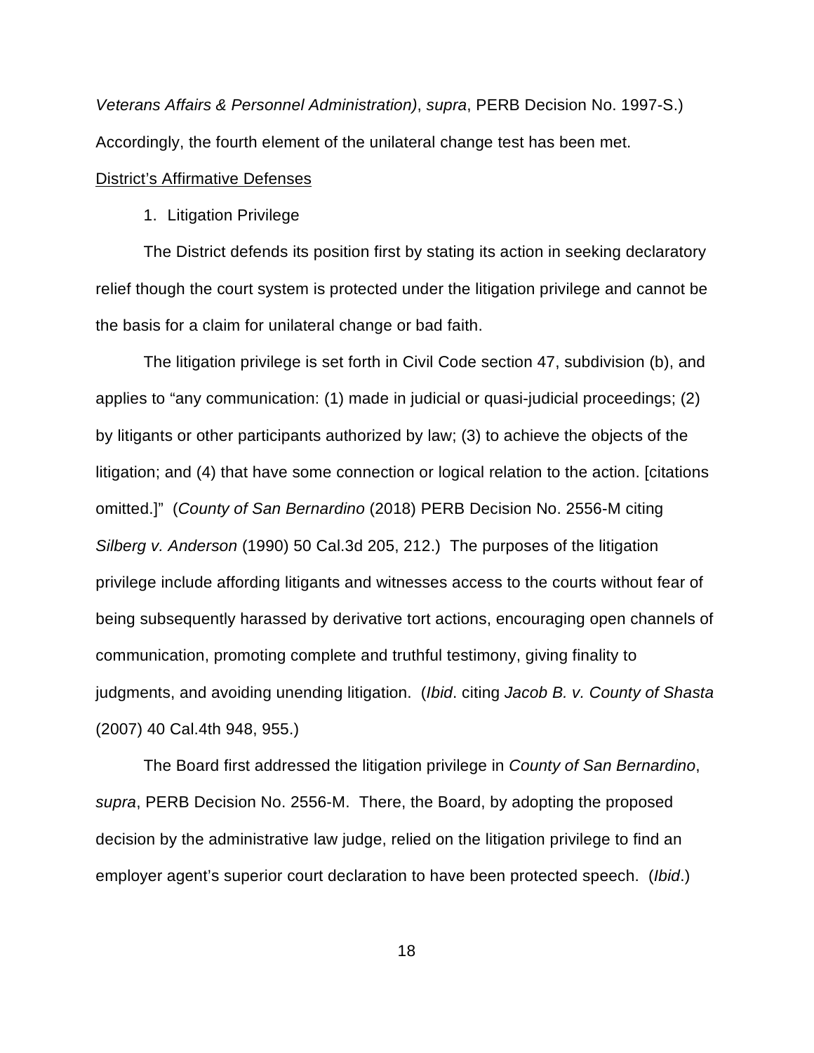*Veterans Affairs & Personnel Administration)*, *supra*, PERB Decision No. 1997-S.) Accordingly, the fourth element of the unilateral change test has been met.

District's Affirmative Defenses

1. Litigation Privilege

The District defends its position first by stating its action in seeking declaratory relief though the court system is protected under the litigation privilege and cannot be the basis for a claim for unilateral change or bad faith.

The litigation privilege is set forth in Civil Code section 47, subdivision (b), and applies to "any communication: (1) made in judicial or quasi-judicial proceedings; (2) by litigants or other participants authorized by law; (3) to achieve the objects of the litigation; and (4) that have some connection or logical relation to the action. [citations omitted.]" (*County of San Bernardino* (2018) PERB Decision No. 2556-M citing *Silberg v. Anderson* (1990) 50 Cal.3d 205, 212.) The purposes of the litigation privilege include affording litigants and witnesses access to the courts without fear of being subsequently harassed by derivative tort actions, encouraging open channels of communication, promoting complete and truthful testimony, giving finality to judgments, and avoiding unending litigation. (*Ibid*. citing *Jacob B. v. County of Shasta* (2007) 40 Cal.4th 948, 955.)

The Board first addressed the litigation privilege in *County of San Bernardino*, *supra*, PERB Decision No. 2556-M. There, the Board, by adopting the proposed decision by the administrative law judge, relied on the litigation privilege to find an employer agent's superior court declaration to have been protected speech. (*Ibid*.)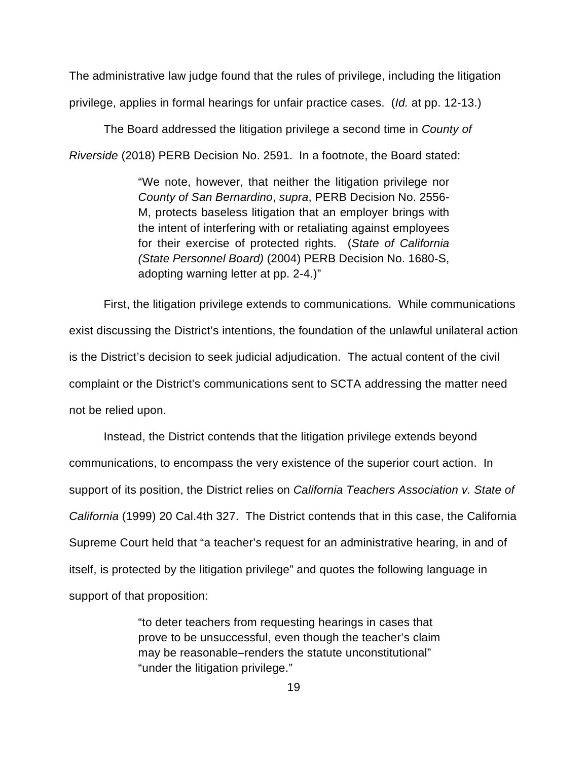The administrative law judge found that the rules of privilege, including the litigation privilege, applies in formal hearings for unfair practice cases. (*Id.* at pp. 12-13.)

The Board addressed the litigation privilege a second time in *County of Riverside* (2018) PERB Decision No. 2591. In a footnote, the Board stated:

> "We note, however, that neither the litigation privilege nor *County of San Bernardino*, *supra*, PERB Decision No. 2556-M, protects baseless litigation that an employer brings with the intent of interfering with or retaliating against employees for their exercise of protected rights. (*State of California (State Personnel Board)* (2004) PERB Decision No. 1680-S, adopting warning letter at pp. 2-4.)"

First, the litigation privilege extends to communications. While communications exist discussing the District's intentions, the foundation of the unlawful unilateral action is the District's decision to seek judicial adjudication. The actual content of the civil complaint or the District's communications sent to SCTA addressing the matter need not be relied upon.

Instead, the District contends that the litigation privilege extends beyond communications, to encompass the very existence of the superior court action. In support of its position, the District relies on *California Teachers Association v. State of California* (1999) 20 Cal.4th 327. The District contends that in this case, the California Supreme Court held that "a teacher's request for an administrative hearing, in and of itself, is protected by the litigation privilege" and quotes the following language in support of that proposition:

> "to deter teachers from requesting hearings in cases that prove to be unsuccessful, even though the teacher's claim may be reasonable–renders the statute unconstitutional" "under the litigation privilege."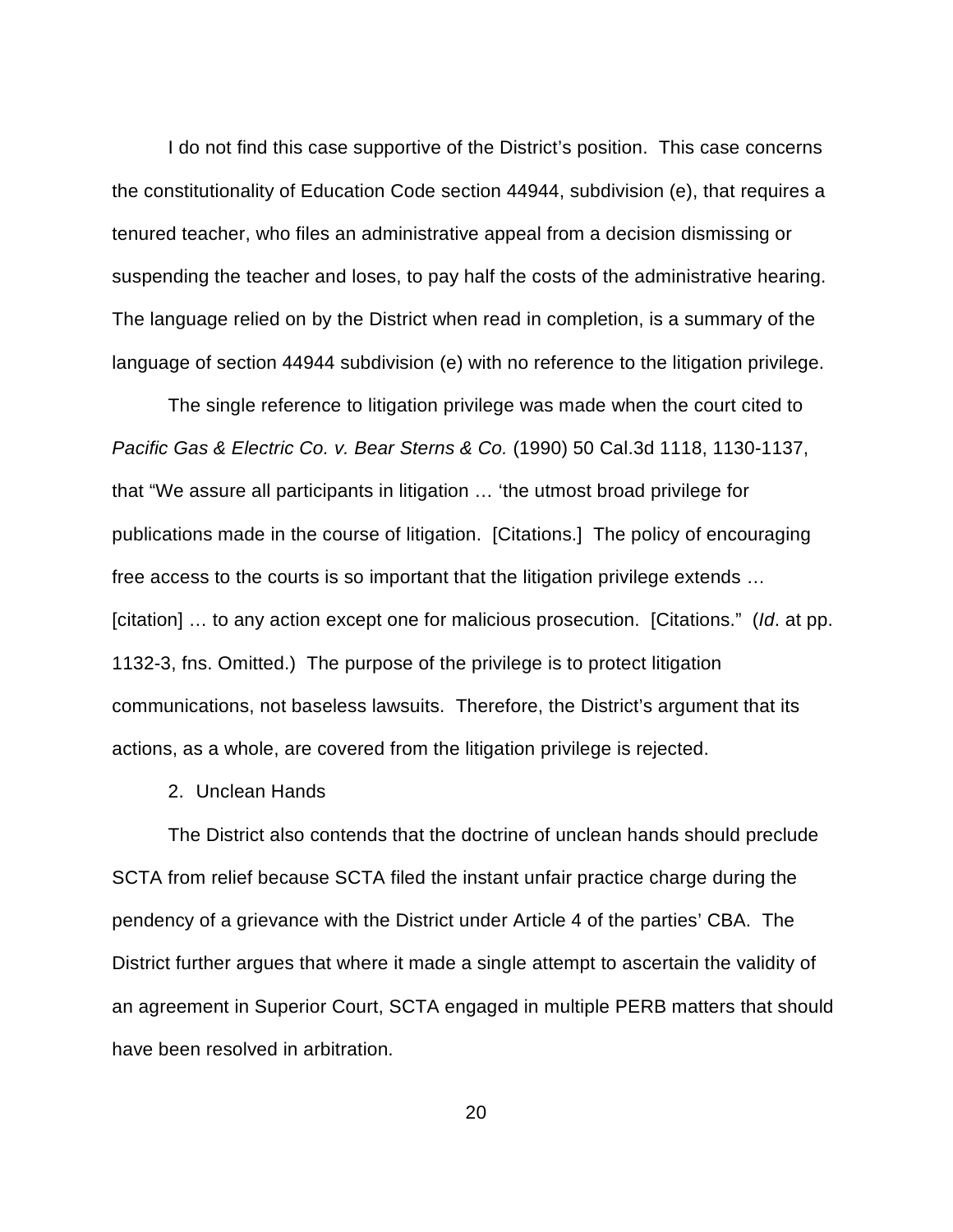I do not find this case supportive of the District's position. This case concerns the constitutionality of Education Code section 44944, subdivision (e), that requires a tenured teacher, who files an administrative appeal from a decision dismissing or suspending the teacher and loses, to pay half the costs of the administrative hearing. The language relied on by the District when read in completion, is a summary of the language of section 44944 subdivision (e) with no reference to the litigation privilege.

The single reference to litigation privilege was made when the court cited to *Pacific Gas & Electric Co. v. Bear Sterns & Co.* (1990) 50 Cal.3d 1118, 1130-1137, that "We assure all participants in litigation … 'the utmost broad privilege for publications made in the course of litigation. [Citations.] The policy of encouraging free access to the courts is so important that the litigation privilege extends … [citation] … to any action except one for malicious prosecution. [Citations." (*Id*. at pp. 1132-3, fns. Omitted.) The purpose of the privilege is to protect litigation communications, not baseless lawsuits. Therefore, the District's argument that its actions, as a whole, are covered from the litigation privilege is rejected.

2. Unclean Hands

The District also contends that the doctrine of unclean hands should preclude SCTA from relief because SCTA filed the instant unfair practice charge during the pendency of a grievance with the District under Article 4 of the parties' CBA. The District further argues that where it made a single attempt to ascertain the validity of an agreement in Superior Court, SCTA engaged in multiple PERB matters that should have been resolved in arbitration.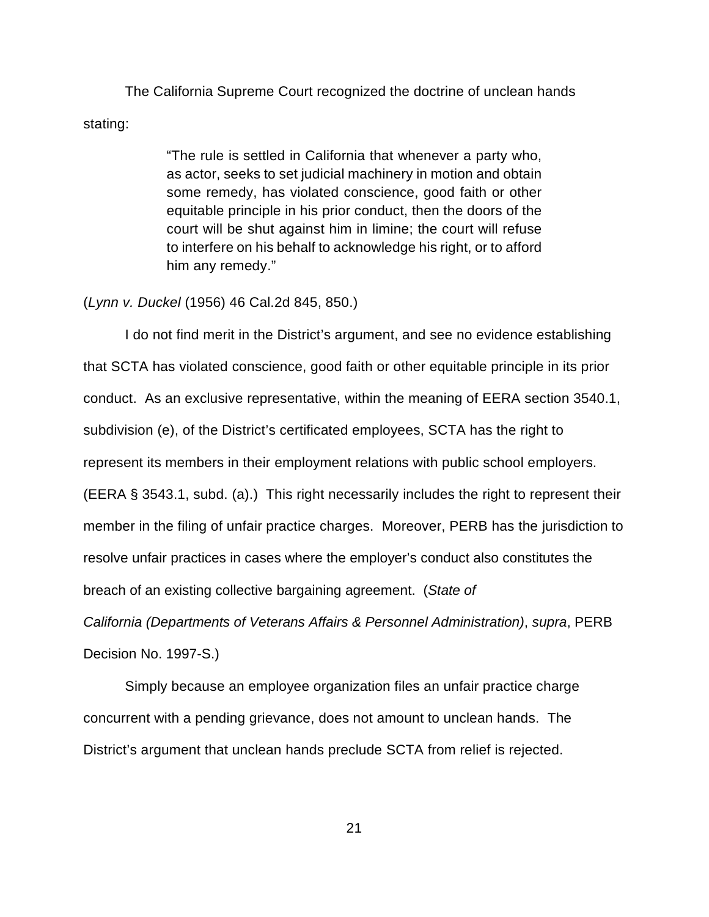The California Supreme Court recognized the doctrine of unclean hands stating:

> "The rule is settled in California that whenever a party who, as actor, seeks to set judicial machinery in motion and obtain some remedy, has violated conscience, good faith or other equitable principle in his prior conduct, then the doors of the court will be shut against him in limine; the court will refuse to interfere on his behalf to acknowledge his right, or to afford him any remedy."

(*Lynn v. Duckel* (1956) 46 Cal.2d 845, 850.)

I do not find merit in the District's argument, and see no evidence establishing that SCTA has violated conscience, good faith or other equitable principle in its prior conduct. As an exclusive representative, within the meaning of EERA section 3540.1, subdivision (e), of the District's certificated employees, SCTA has the right to represent its members in their employment relations with public school employers. (EERA § 3543.1, subd. (a).) This right necessarily includes the right to represent their member in the filing of unfair practice charges. Moreover, PERB has the jurisdiction to resolve unfair practices in cases where the employer's conduct also constitutes the breach of an existing collective bargaining agreement. (*State of California (Departments of Veterans Affairs & Personnel Administration)*, *supra*, PERB Decision No. 1997-S.)

Simply because an employee organization files an unfair practice charge concurrent with a pending grievance, does not amount to unclean hands. The District's argument that unclean hands preclude SCTA from relief is rejected.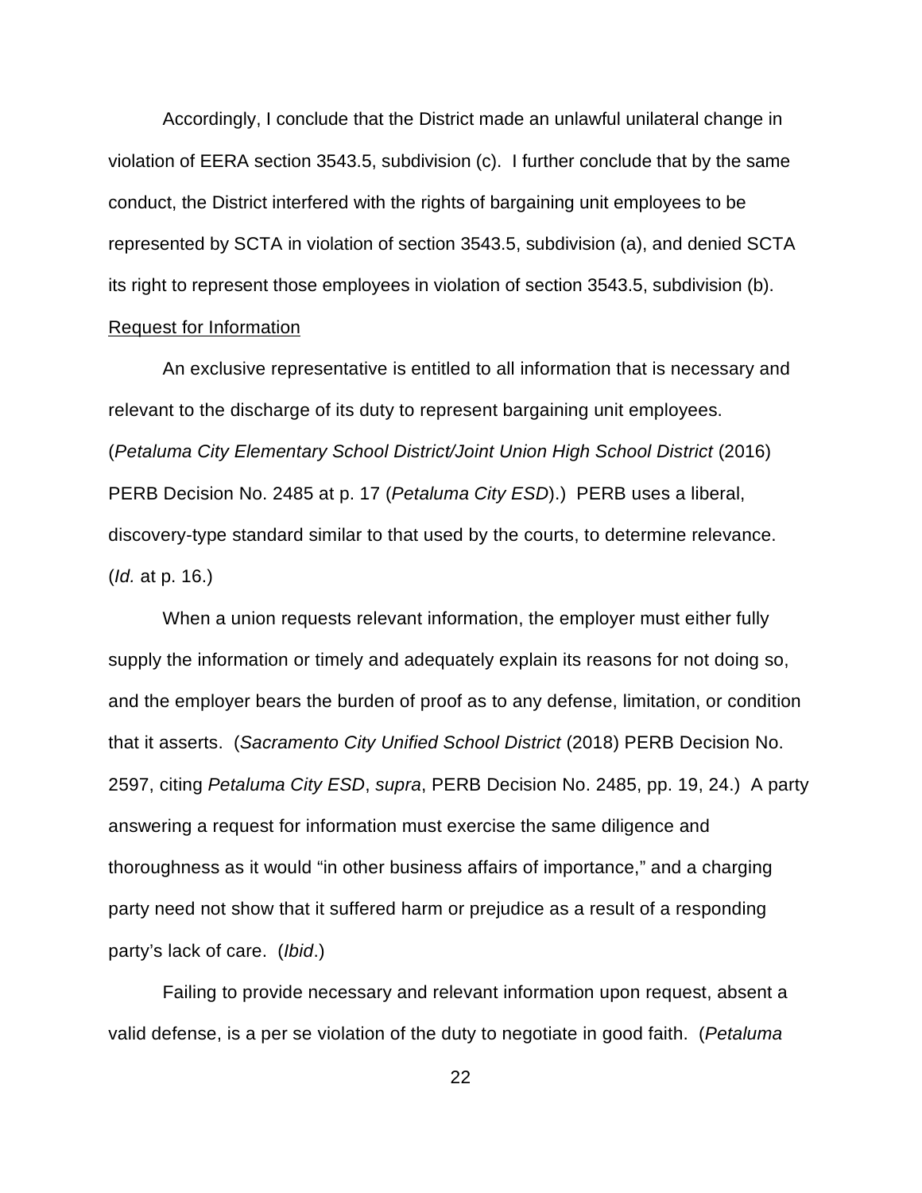Accordingly, I conclude that the District made an unlawful unilateral change in violation of EERA section 3543.5, subdivision (c). I further conclude that by the same conduct, the District interfered with the rights of bargaining unit employees to be represented by SCTA in violation of section 3543.5, subdivision (a), and denied SCTA its right to represent those employees in violation of section 3543.5, subdivision (b).

<u>Request for Information</u>

An exclusive representative is entitled to all information that is necessary and relevant to the discharge of its duty to represent bargaining unit employees. (*Petaluma City Elementary School District/Joint Union High School District* (2016) PERB Decision No. 2485 at p. 17 (*Petaluma City ESD*).) PERB uses a liberal, discovery-type standard similar to that used by the courts, to determine relevance. (*Id.* at p. 16.)

When a union requests relevant information, the employer must either fully supply the information or timely and adequately explain its reasons for not doing so, and the employer bears the burden of proof as to any defense, limitation, or condition that it asserts. (*Sacramento City Unified School District* (2018) PERB Decision No. 2597, citing *Petaluma City ESD*, *supra*, PERB Decision No. 2485, pp. 19, 24.) A party answering a request for information must exercise the same diligence and thoroughness as it would "in other business affairs of importance," and a charging party need not show that it suffered harm or prejudice as a result of a responding party's lack of care. (*Ibid*.)

Failing to provide necessary and relevant information upon request, absent a valid defense, is a per se violation of the duty to negotiate in good faith. (*Petaluma*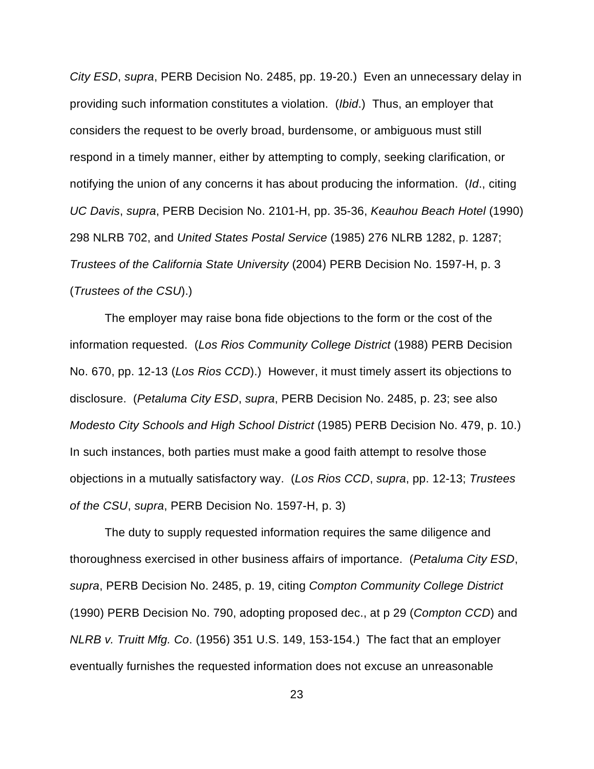*City ESD*, *supra*, PERB Decision No. 2485, pp. 19-20.) Even an unnecessary delay in providing such information constitutes a violation. (*Ibid*.) Thus, an employer that considers the request to be overly broad, burdensome, or ambiguous must still respond in a timely manner, either by attempting to comply, seeking clarification, or notifying the union of any concerns it has about producing the information. (*Id*., citing *UC Davis*, *supra*, PERB Decision No. 2101-H, pp. 35-36, *Keauhou Beach Hotel* (1990) 298 NLRB 702, and *United States Postal Service* (1985) 276 NLRB 1282, p. 1287; *Trustees of the California State University* (2004) PERB Decision No. 1597-H, p. 3 (*Trustees of the CSU*).)

The employer may raise bona fide objections to the form or the cost of the information requested. (*Los Rios Community College District* (1988) PERB Decision No. 670, pp. 12-13 (*Los Rios CCD*).) However, it must timely assert its objections to disclosure. (*Petaluma City ESD*, *supra*, PERB Decision No. 2485, p. 23; see also *Modesto City Schools and High School District* (1985) PERB Decision No. 479, p. 10.) In such instances, both parties must make a good faith attempt to resolve those objections in a mutually satisfactory way. (*Los Rios CCD*, *supra*, pp. 12-13; *Trustees of the CSU*, *supra*, PERB Decision No. 1597-H, p. 3)

The duty to supply requested information requires the same diligence and thoroughness exercised in other business affairs of importance. (*Petaluma City ESD*, *supra*, PERB Decision No. 2485, p. 19, citing *Compton Community College District* (1990) PERB Decision No. 790, adopting proposed dec., at p 29 (*Compton CCD*) and *NLRB v. Truitt Mfg. Co*. (1956) 351 U.S. 149, 153-154.) The fact that an employer eventually furnishes the requested information does not excuse an unreasonable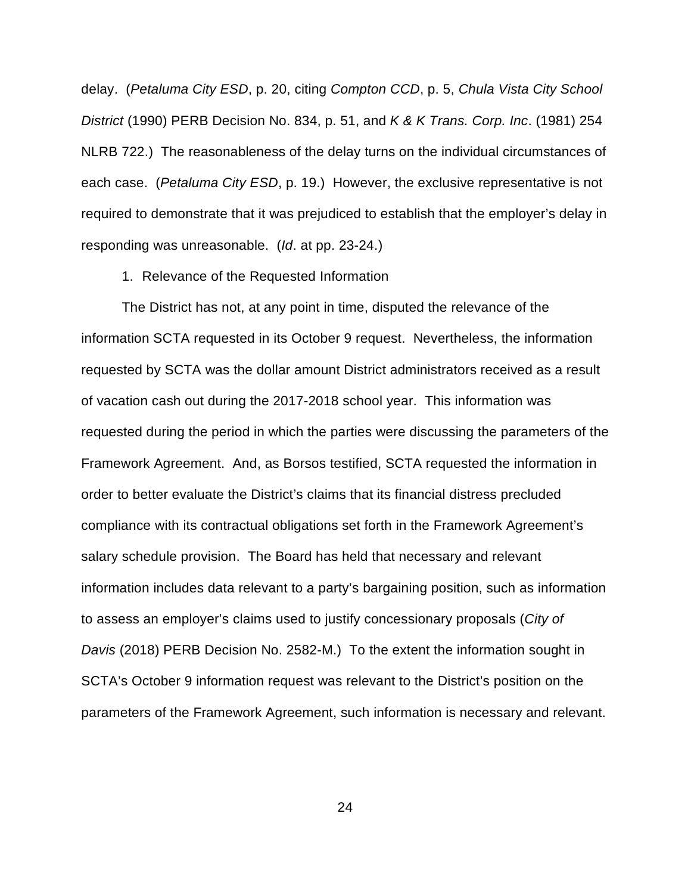delay. (*Petaluma City ESD*, p. 20, citing *Compton CCD*, p. 5, *Chula Vista City School District* (1990) PERB Decision No. 834, p. 51, and *K & K Trans. Corp. Inc*. (1981) 254 NLRB 722.) The reasonableness of the delay turns on the individual circumstances of each case. (*Petaluma City ESD*, p. 19.) However, the exclusive representative is not required to demonstrate that it was prejudiced to establish that the employer's delay in responding was unreasonable. (*Id*. at pp. 23-24.)

1. Relevance of the Requested Information

The District has not, at any point in time, disputed the relevance of the information SCTA requested in its October 9 request. Nevertheless, the information requested by SCTA was the dollar amount District administrators received as a result of vacation cash out during the 2017-2018 school year. This information was requested during the period in which the parties were discussing the parameters of the Framework Agreement. And, as Borsos testified, SCTA requested the information in order to better evaluate the District's claims that its financial distress precluded compliance with its contractual obligations set forth in the Framework Agreement's salary schedule provision. The Board has held that necessary and relevant information includes data relevant to a party's bargaining position, such as information to assess an employer's claims used to justify concessionary proposals (*City of Davis* (2018) PERB Decision No. 2582-M.) To the extent the information sought in SCTA's October 9 information request was relevant to the District's position on the parameters of the Framework Agreement, such information is necessary and relevant.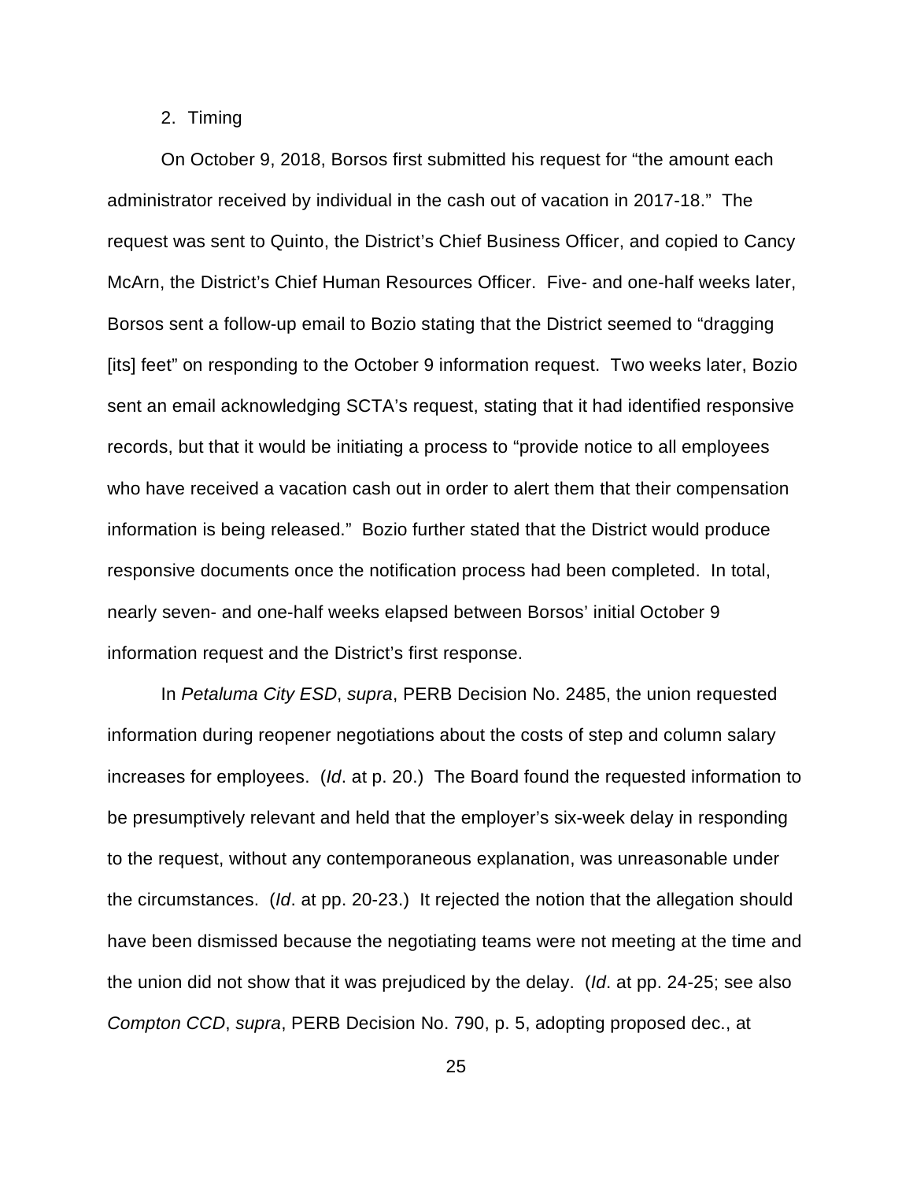2. Timing

On October 9, 2018, Borsos first submitted his request for "the amount each administrator received by individual in the cash out of vacation in 2017-18." The request was sent to Quinto, the District's Chief Business Officer, and copied to Cancy McArn, the District's Chief Human Resources Officer. Five- and one-half weeks later, Borsos sent a follow-up email to Bozio stating that the District seemed to "dragging [its] feet" on responding to the October 9 information request. Two weeks later, Bozio sent an email acknowledging SCTA's request, stating that it had identified responsive records, but that it would be initiating a process to "provide notice to all employees who have received a vacation cash out in order to alert them that their compensation information is being released." Bozio further stated that the District would produce responsive documents once the notification process had been completed. In total, nearly seven- and one-half weeks elapsed between Borsos' initial October 9 information request and the District's first response.

In *Petaluma City ESD*, *supra*, PERB Decision No. 2485, the union requested information during reopener negotiations about the costs of step and column salary increases for employees. (*Id*. at p. 20.) The Board found the requested information to be presumptively relevant and held that the employer's six-week delay in responding to the request, without any contemporaneous explanation, was unreasonable under the circumstances. (*Id*. at pp. 20-23.) It rejected the notion that the allegation should have been dismissed because the negotiating teams were not meeting at the time and the union did not show that it was prejudiced by the delay. (*Id*. at pp. 24-25; see also *Compton CCD*, *supra*, PERB Decision No. 790, p. 5, adopting proposed dec., at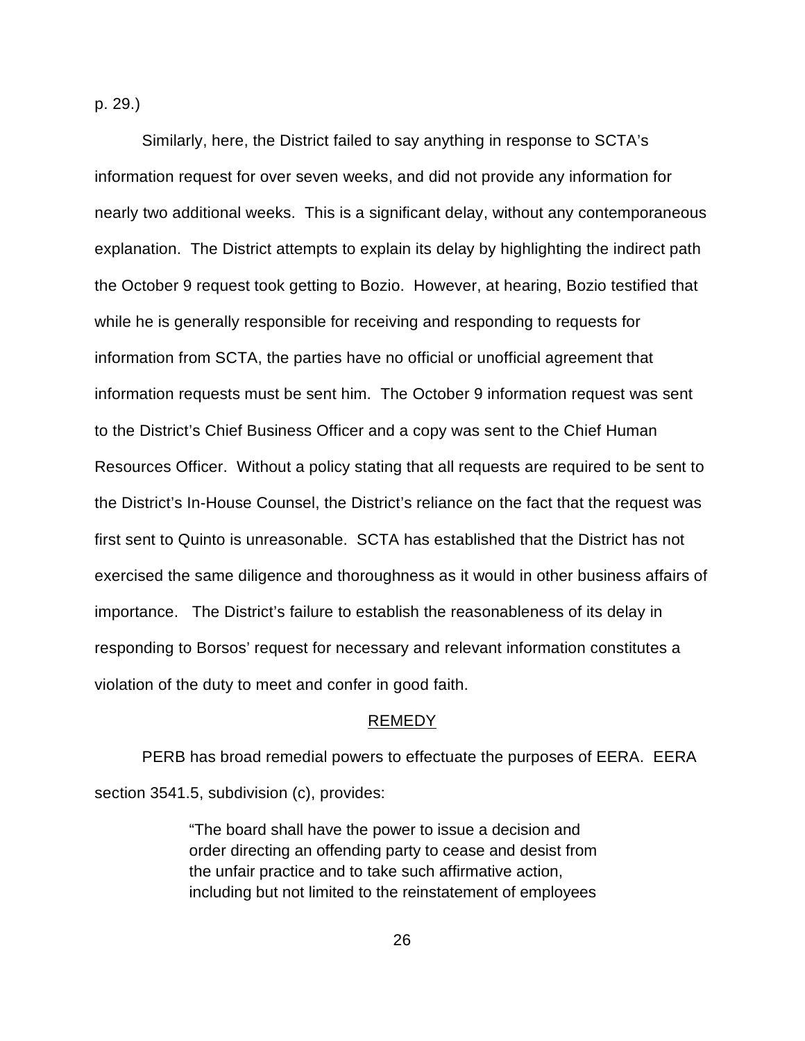p. 29.)

Similarly, here, the District failed to say anything in response to SCTA's information request for over seven weeks, and did not provide any information for nearly two additional weeks. This is a significant delay, without any contemporaneous explanation. The District attempts to explain its delay by highlighting the indirect path the October 9 request took getting to Bozio. However, at hearing, Bozio testified that while he is generally responsible for receiving and responding to requests for information from SCTA, the parties have no official or unofficial agreement that information requests must be sent him. The October 9 information request was sent to the District's Chief Business Officer and a copy was sent to the Chief Human Resources Officer. Without a policy stating that all requests are required to be sent to the District's In-House Counsel, the District's reliance on the fact that the request was first sent to Quinto is unreasonable. SCTA has established that the District has not exercised the same diligence and thoroughness as it would in other business affairs of importance. The District's failure to establish the reasonableness of its delay in responding to Borsos' request for necessary and relevant information constitutes a violation of the duty to meet and confer in good faith.

## REMEDY

PERB has broad remedial powers to effectuate the purposes of EERA. EERA section 3541.5, subdivision (c), provides:

> "The board shall have the power to issue a decision and order directing an offending party to cease and desist from the unfair practice and to take such affirmative action, including but not limited to the reinstatement of employees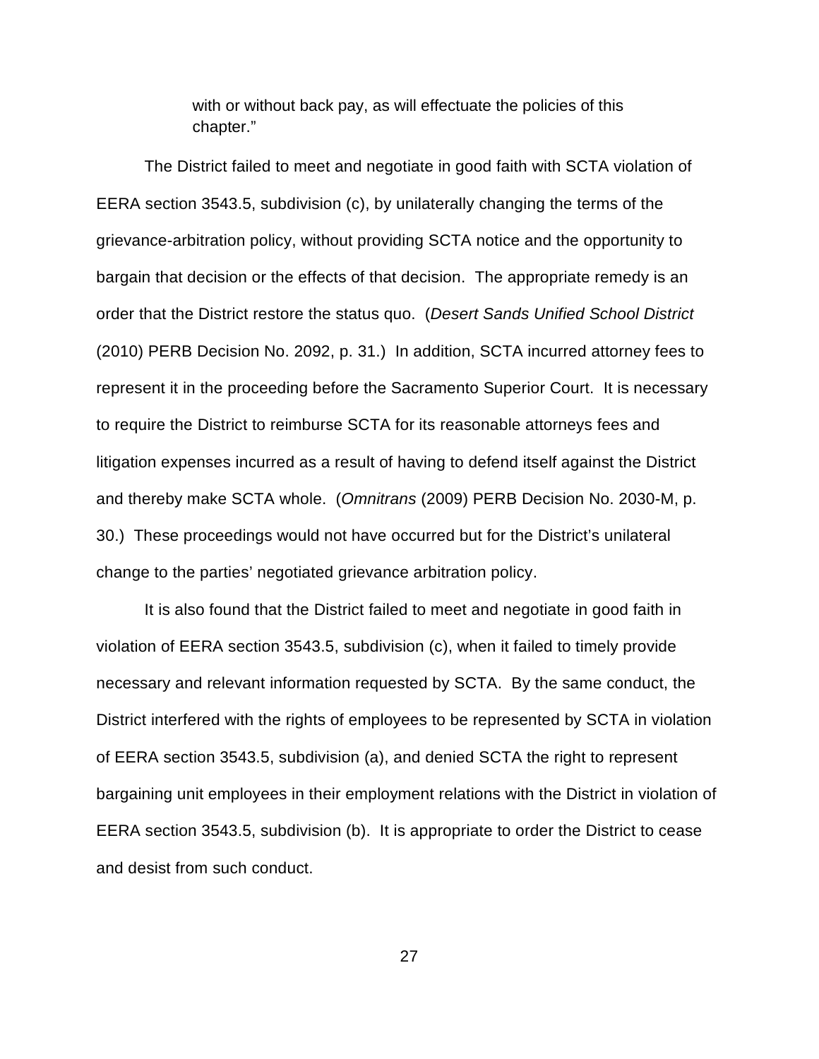> with or without back pay, as will effectuate the policies of this chapter."

The District failed to meet and negotiate in good faith with SCTA violation of EERA section 3543.5, subdivision (c), by unilaterally changing the terms of the grievance-arbitration policy, without providing SCTA notice and the opportunity to bargain that decision or the effects of that decision. The appropriate remedy is an order that the District restore the status quo. (*Desert Sands Unified School District* (2010) PERB Decision No. 2092, p. 31.) In addition, SCTA incurred attorney fees to represent it in the proceeding before the Sacramento Superior Court. It is necessary to require the District to reimburse SCTA for its reasonable attorneys fees and litigation expenses incurred as a result of having to defend itself against the District and thereby make SCTA whole. (*Omnitrans* (2009) PERB Decision No. 2030-M, p. 30.) These proceedings would not have occurred but for the District's unilateral change to the parties' negotiated grievance arbitration policy.

It is also found that the District failed to meet and negotiate in good faith in violation of EERA section 3543.5, subdivision (c), when it failed to timely provide necessary and relevant information requested by SCTA. By the same conduct, the District interfered with the rights of employees to be represented by SCTA in violation of EERA section 3543.5, subdivision (a), and denied SCTA the right to represent bargaining unit employees in their employment relations with the District in violation of EERA section 3543.5, subdivision (b). It is appropriate to order the District to cease and desist from such conduct.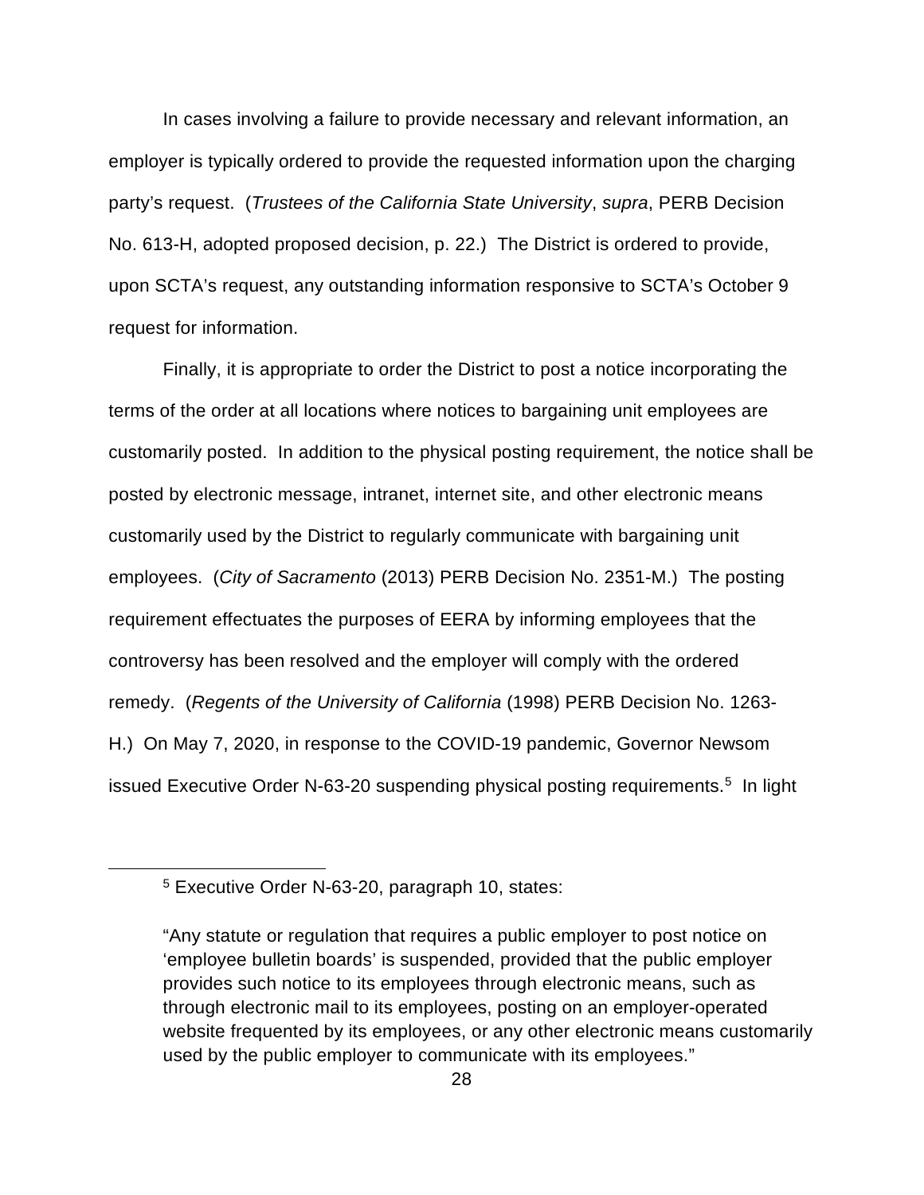In cases involving a failure to provide necessary and relevant information, an employer is typically ordered to provide the requested information upon the charging party's request. (*Trustees of the California State University*, *supra*, PERB Decision No. 613-H, adopted proposed decision, p. 22.) The District is ordered to provide, upon SCTA's request, any outstanding information responsive to SCTA's October 9 request for information.

Finally, it is appropriate to order the District to post a notice incorporating the terms of the order at all locations where notices to bargaining unit employees are customarily posted. In addition to the physical posting requirement, the notice shall be posted by electronic message, intranet, internet site, and other electronic means customarily used by the District to regularly communicate with bargaining unit employees. (*City of Sacramento* (2013) PERB Decision No. 2351-M.) The posting requirement effectuates the purposes of EERA by informing employees that the controversy has been resolved and the employer will comply with the ordered remedy. (*Regents of the University of California* (1998) PERB Decision No. 1263-H.) On May 7, 2020, in response to the COVID-19 pandemic, Governor Newsom issued Executive Order N-63-20 suspending physical posting requirements.[5] In light

---

[5] Executive Order N-63-20, paragraph 10, states:

"Any statute or regulation that requires a public employer to post notice on 'employee bulletin boards' is suspended, provided that the public employer provides such notice to its employees through electronic means, such as through electronic mail to its employees, posting on an employer-operated website frequented by its employees, or any other electronic means customarily used by the public employer to communicate with its employees."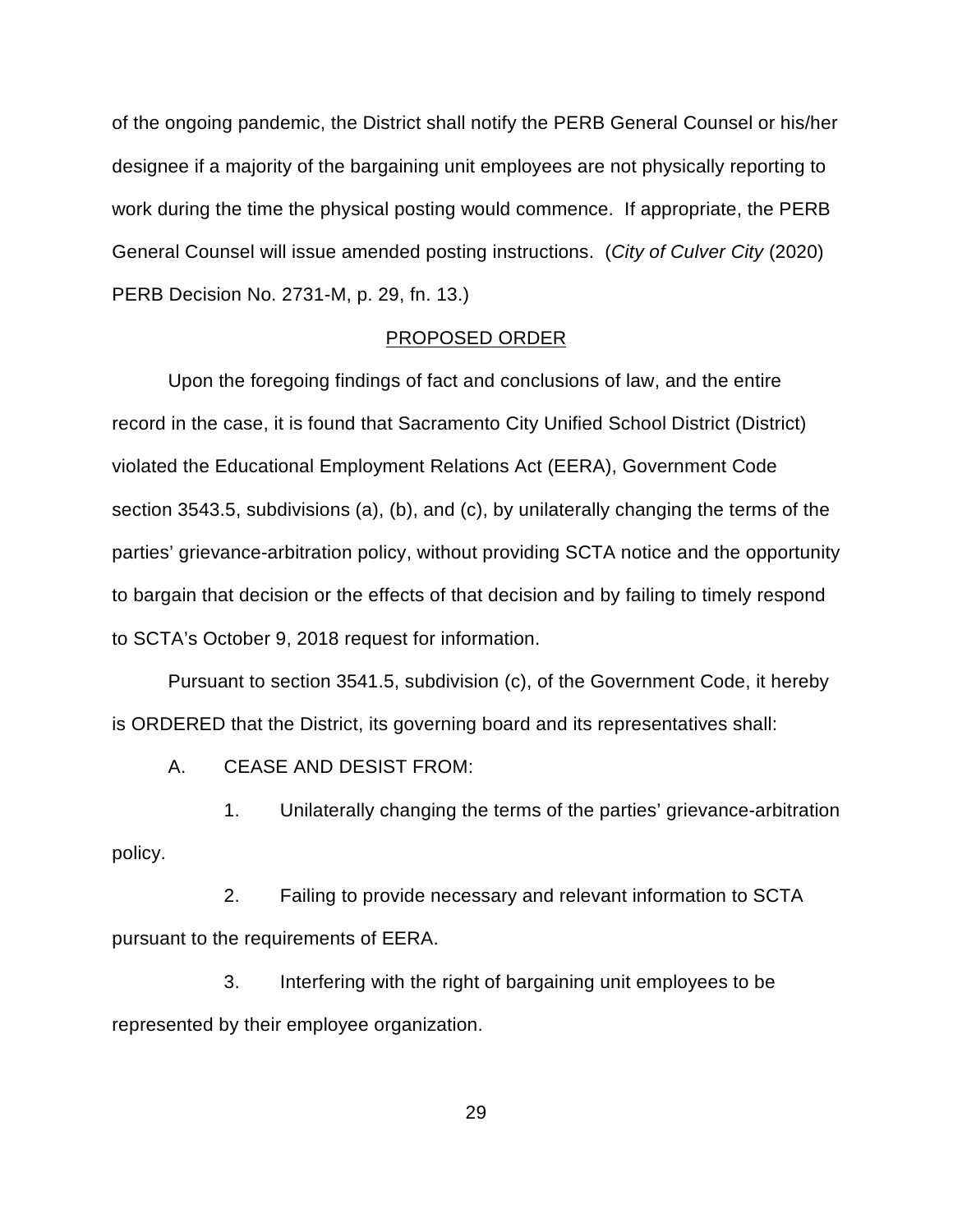of the ongoing pandemic, the District shall notify the PERB General Counsel or his/her designee if a majority of the bargaining unit employees are not physically reporting to work during the time the physical posting would commence. If appropriate, the PERB General Counsel will issue amended posting instructions. (*City of Culver City* (2020) PERB Decision No. 2731-M, p. 29, fn. 13.)

## PROPOSED ORDER

Upon the foregoing findings of fact and conclusions of law, and the entire record in the case, it is found that Sacramento City Unified School District (District) violated the Educational Employment Relations Act (EERA), Government Code section 3543.5, subdivisions (a), (b), and (c), by unilaterally changing the terms of the parties' grievance-arbitration policy, without providing SCTA notice and the opportunity to bargain that decision or the effects of that decision and by failing to timely respond to SCTA's October 9, 2018 request for information.

Pursuant to section 3541.5, subdivision (c), of the Government Code, it hereby is ORDERED that the District, its governing board and its representatives shall:

A. CEASE AND DESIST FROM:

1. Unilaterally changing the terms of the parties' grievance-arbitration policy.

2. Failing to provide necessary and relevant information to SCTA pursuant to the requirements of EERA.

3. Interfering with the right of bargaining unit employees to be represented by their employee organization.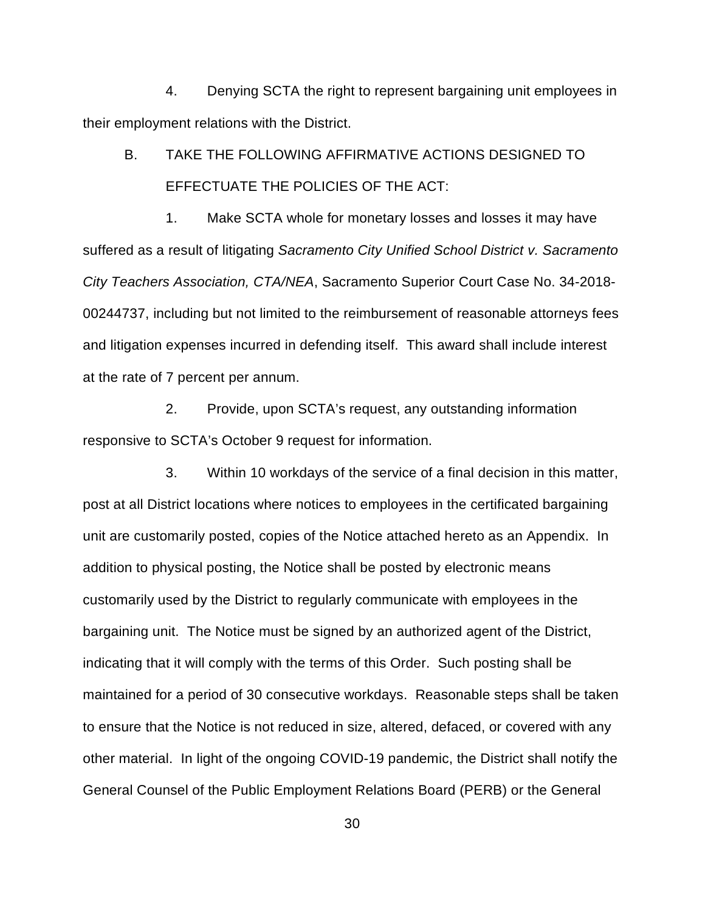4. Denying SCTA the right to represent bargaining unit employees in their employment relations with the District.

B. TAKE THE FOLLOWING AFFIRMATIVE ACTIONS DESIGNED TO EFFECTUATE THE POLICIES OF THE ACT:

1. Make SCTA whole for monetary losses and losses it may have suffered as a result of litigating *Sacramento City Unified School District v. Sacramento City Teachers Association, CTA/NEA*, Sacramento Superior Court Case No. 34-2018-00244737, including but not limited to the reimbursement of reasonable attorneys fees and litigation expenses incurred in defending itself. This award shall include interest at the rate of 7 percent per annum.

2. Provide, upon SCTA's request, any outstanding information responsive to SCTA's October 9 request for information.

3. Within 10 workdays of the service of a final decision in this matter, post at all District locations where notices to employees in the certificated bargaining unit are customarily posted, copies of the Notice attached hereto as an Appendix. In addition to physical posting, the Notice shall be posted by electronic means customarily used by the District to regularly communicate with employees in the bargaining unit. The Notice must be signed by an authorized agent of the District, indicating that it will comply with the terms of this Order. Such posting shall be maintained for a period of 30 consecutive workdays. Reasonable steps shall be taken to ensure that the Notice is not reduced in size, altered, defaced, or covered with any other material. In light of the ongoing COVID-19 pandemic, the District shall notify the General Counsel of the Public Employment Relations Board (PERB) or the General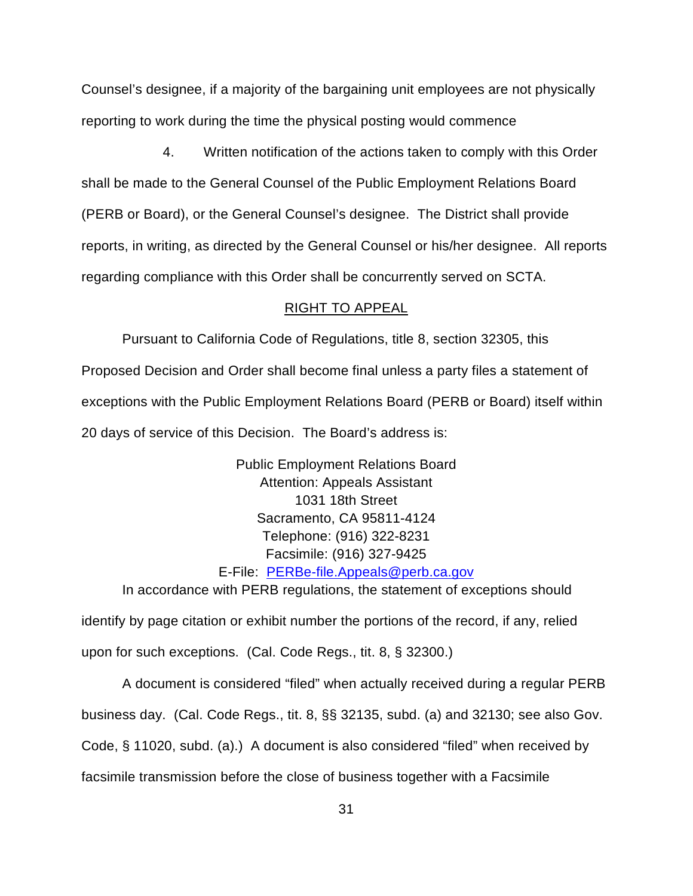Counsel's designee, if a majority of the bargaining unit employees are not physically reporting to work during the time the physical posting would commence

4. Written notification of the actions taken to comply with this Order shall be made to the General Counsel of the Public Employment Relations Board (PERB or Board), or the General Counsel's designee. The District shall provide reports, in writing, as directed by the General Counsel or his/her designee. All reports regarding compliance with this Order shall be concurrently served on SCTA.

## RIGHT TO APPEAL

Pursuant to California Code of Regulations, title 8, section 32305, this Proposed Decision and Order shall become final unless a party files a statement of exceptions with the Public Employment Relations Board (PERB or Board) itself within 20 days of service of this Decision. The Board's address is:

Public Employment Relations Board
Attention: Appeals Assistant
1031 18th Street
Sacramento, CA 95811-4124
Telephone: (916) 322-8231
Facsimile: (916) 327-9425
E-File: PERBe-file.Appeals@perb.ca.gov

In accordance with PERB regulations, the statement of exceptions should identify by page citation or exhibit number the portions of the record, if any, relied upon for such exceptions. (Cal. Code Regs., tit. 8, § 32300.)

A document is considered "filed" when actually received during a regular PERB business day. (Cal. Code Regs., tit. 8, §§ 32135, subd. (a) and 32130; see also Gov. Code, § 11020, subd. (a).) A document is also considered "filed" when received by facsimile transmission before the close of business together with a Facsimile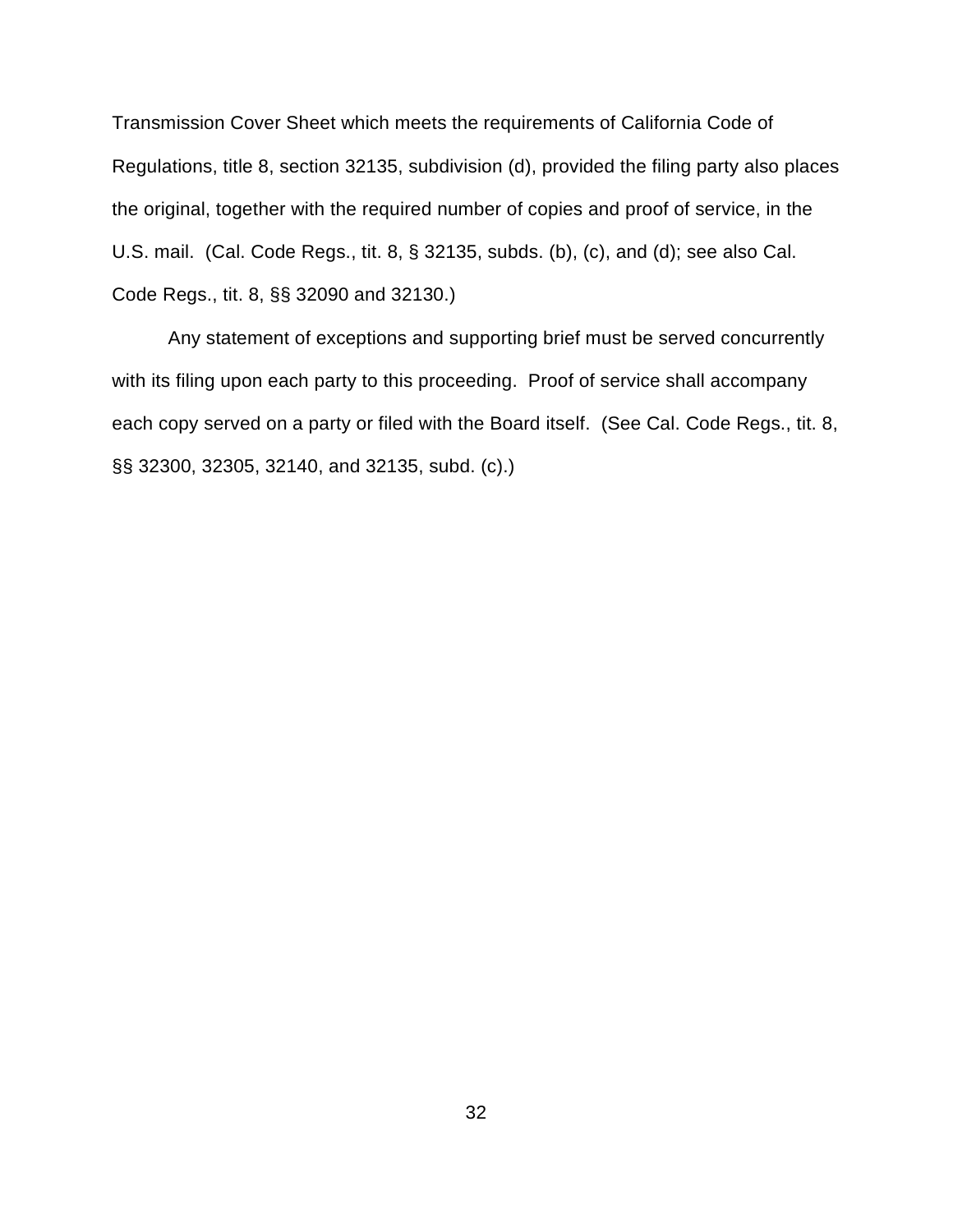Transmission Cover Sheet which meets the requirements of California Code of Regulations, title 8, section 32135, subdivision (d), provided the filing party also places the original, together with the required number of copies and proof of service, in the U.S. mail. (Cal. Code Regs., tit. 8, § 32135, subds. (b), (c), and (d); see also Cal. Code Regs., tit. 8, §§ 32090 and 32130.)

Any statement of exceptions and supporting brief must be served concurrently with its filing upon each party to this proceeding. Proof of service shall accompany each copy served on a party or filed with the Board itself. (See Cal. Code Regs., tit. 8, §§ 32300, 32305, 32140, and 32135, subd. (c).)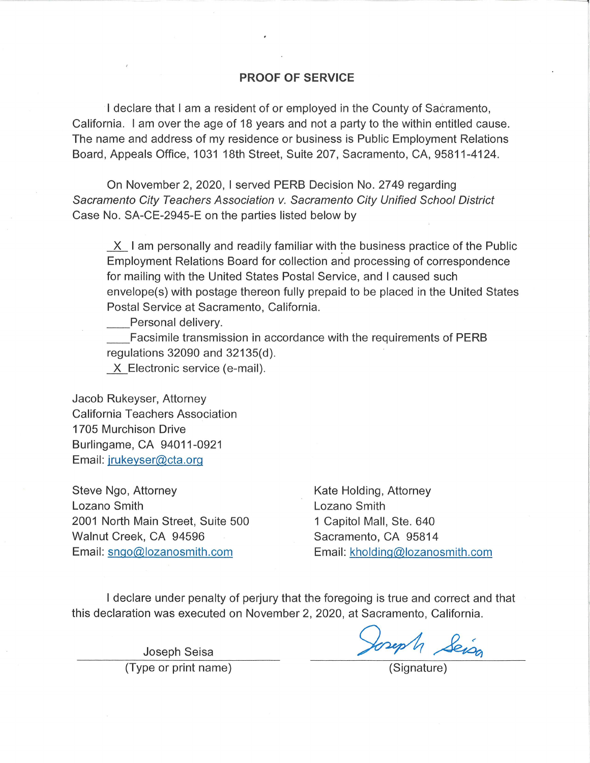## PROOF OF SERVICE

I declare that I am a resident of or employed in the County of Sacramento, California. I am over the age of 18 years and not a party to the within entitled cause. The name and address of my residence or business is Public Employment Relations Board, Appeals Office, 1031 18th Street, Suite 207, Sacramento, CA, 95811-4124.

On November 2, 2020, I served PERB Decision No. 2749 regarding *Sacramento City Teachers Association v. Sacramento City Unified School District* Case No. SA-CE-2945-E on the parties listed below by

\_X\_ I am personally and readily familiar with the business practice of the Public Employment Relations Board for collection and processing of correspondence for mailing with the United States Postal Service, and I caused such envelope(s) with postage thereon fully prepaid to be placed in the United States Postal Service at Sacramento, California.

\_\_\_\_Personal delivery.

\_\_\_\_Facsimile transmission in accordance with the requirements of PERB regulations 32090 and 32135(d).

\_X\_ Electronic service (e-mail).

Jacob Rukeyser, Attorney
California Teachers Association
1705 Murchison Drive
Burlingame, CA 94011-0921
Email: jrukeyser@cta.org

Steve Ngo, Attorney
Lozano Smith
2001 North Main Street, Suite 500
Walnut Creek, CA 94596
Email: sngo@lozanosmith.com

Kate Holding, Attorney
Lozano Smith
1 Capitol Mall, Ste. 640
Sacramento, CA 95814
Email: kholding@lozanosmith.com

I declare under penalty of perjury that the foregoing is true and correct and that this declaration was executed on November 2, 2020, at Sacramento, California.

Joseph Seisa
(Type or print name)

Joseph Seisa
(Signature)